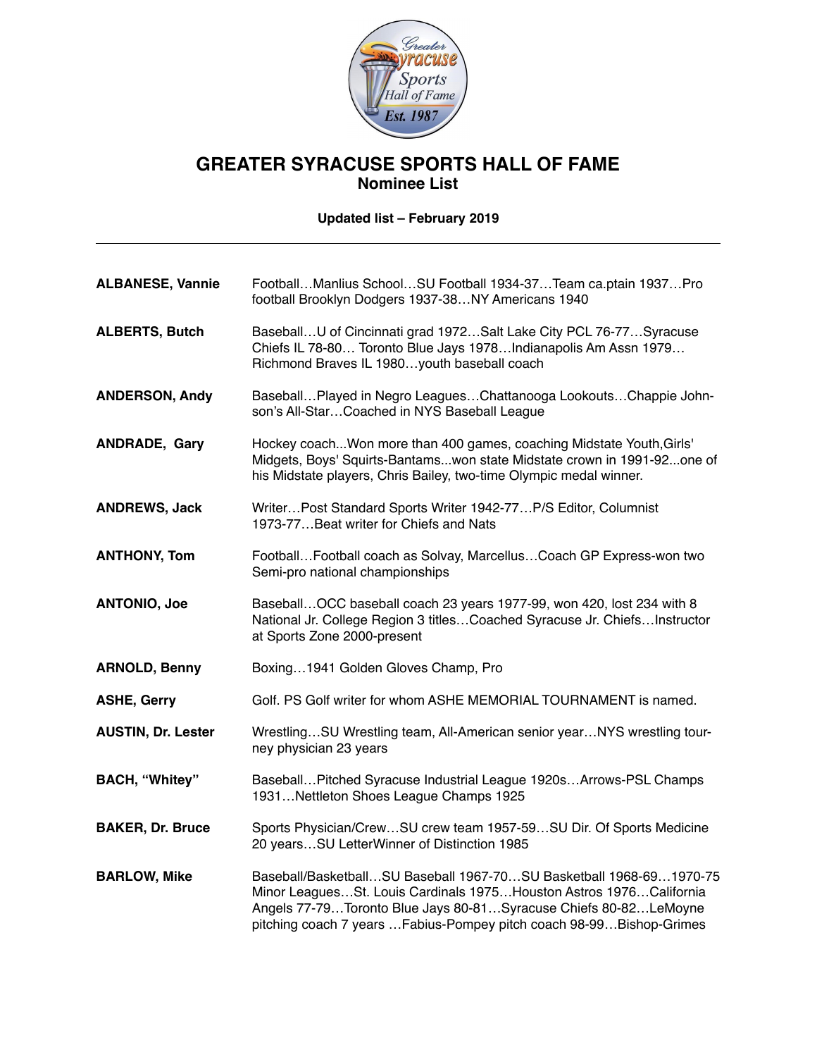# GREATER SYRACUSE SPORTS HALL OF FAME

## Nominee List

**Updated list – February 2019**

---

| | |
|---|---|
| **ALBANESE, Vannie** | Football…Manlius School…SU Football 1934-37…Team ca.ptain 1937…Pro football Brooklyn Dodgers 1937-38…NY Americans 1940 |
| **ALBERTS, Butch** | Baseball…U of Cincinnati grad 1972…Salt Lake City PCL 76-77…Syracuse Chiefs IL 78-80… Toronto Blue Jays 1978…Indianapolis Am Assn 1979… Richmond Braves IL 1980…youth baseball coach |
| **ANDERSON, Andy** | Baseball…Played in Negro Leagues…Chattanooga Lookouts…Chappie Johnson's All-Star…Coached in NYS Baseball League |
| **ANDRADE, Gary** | Hockey coach...Won more than 400 games, coaching Midstate Youth,Girls' Midgets, Boys' Squirts-Bantams...won state Midstate crown in 1991-92...one of his Midstate players, Chris Bailey, two-time Olympic medal winner. |
| **ANDREWS, Jack** | Writer…Post Standard Sports Writer 1942-77…P/S Editor, Columnist 1973-77…Beat writer for Chiefs and Nats |
| **ANTHONY, Tom** | Football…Football coach as Solvay, Marcellus…Coach GP Express-won two Semi-pro national championships |
| **ANTONIO, Joe** | Baseball…OCC baseball coach 23 years 1977-99, won 420, lost 234 with 8 National Jr. College Region 3 titles…Coached Syracuse Jr. Chiefs…Instructor at Sports Zone 2000-present |
| **ARNOLD, Benny** | Boxing…1941 Golden Gloves Champ, Pro |
| **ASHE, Gerry** | Golf. PS Golf writer for whom ASHE MEMORIAL TOURNAMENT is named. |
| **AUSTIN, Dr. Lester** | Wrestling…SU Wrestling team, All-American senior year…NYS wrestling tourney physician 23 years |
| **BACH, "Whitey"** | Baseball…Pitched Syracuse Industrial League 1920s…Arrows-PSL Champs 1931…Nettleton Shoes League Champs 1925 |
| **BAKER, Dr. Bruce** | Sports Physician/Crew…SU crew team 1957-59…SU Dir. Of Sports Medicine 20 years…SU LetterWinner of Distinction 1985 |
| **BARLOW, Mike** | Baseball/Basketball…SU Baseball 1967-70…SU Basketball 1968-69…1970-75 Minor Leagues…St. Louis Cardinals 1975…Houston Astros 1976…California Angels 77-79…Toronto Blue Jays 80-81…Syracuse Chiefs 80-82…LeMoyne pitching coach 7 years …Fabius-Pompey pitch coach 98-99…Bishop-Grimes |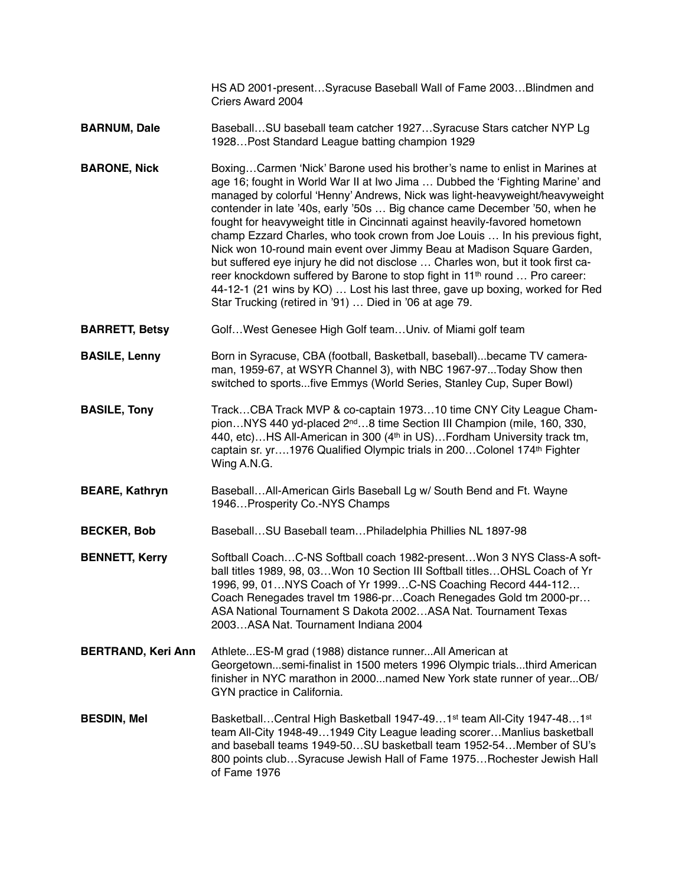HS AD 2001-present…Syracuse Baseball Wall of Fame 2003…Blindmen and Criers Award 2004

**BARNUM, Dale** Baseball…SU baseball team catcher 1927…Syracuse Stars catcher NYP Lg 1928…Post Standard League batting champion 1929

**BARONE, Nick** Boxing…Carmen 'Nick' Barone used his brother's name to enlist in Marines at age 16; fought in World War II at Iwo Jima … Dubbed the 'Fighting Marine' and managed by colorful 'Henny' Andrews, Nick was light-heavyweight/heavyweight contender in late '40s, early '50s … Big chance came December '50, when he fought for heavyweight title in Cincinnati against heavily-favored hometown champ Ezzard Charles, who took crown from Joe Louis … In his previous fight, Nick won 10-round main event over Jimmy Beau at Madison Square Garden, but suffered eye injury he did not disclose … Charles won, but it took first career knockdown suffered by Barone to stop fight in 11th round … Pro career: 44-12-1 (21 wins by KO) … Lost his last three, gave up boxing, worked for Red Star Trucking (retired in '91) … Died in '06 at age 79.

**BARRETT, Betsy** Golf…West Genesee High Golf team…Univ. of Miami golf team

**BASILE, Lenny** Born in Syracuse, CBA (football, Basketball, baseball)...became TV cameraman, 1959-67, at WSYR Channel 3), with NBC 1967-97...Today Show then switched to sports...five Emmys (World Series, Stanley Cup, Super Bowl)

**BASILE, Tony** Track…CBA Track MVP & co-captain 1973…10 time CNY City League Champion…NYS 440 yd-placed 2nd…8 time Section III Champion (mile, 160, 330, 440, etc)…HS All-American in 300 (4th in US)…Fordham University track tm, captain sr. yr….1976 Qualified Olympic trials in 200…Colonel 174th Fighter Wing A.N.G.

**BEARE, Kathryn** Baseball…All-American Girls Baseball Lg w/ South Bend and Ft. Wayne 1946…Prosperity Co.-NYS Champs

**BECKER, Bob** Baseball…SU Baseball team…Philadelphia Phillies NL 1897-98

**BENNETT, Kerry** Softball Coach…C-NS Softball coach 1982-present…Won 3 NYS Class-A softball titles 1989, 98, 03…Won 10 Section III Softball titles…OHSL Coach of Yr 1996, 99, 01…NYS Coach of Yr 1999…C-NS Coaching Record 444-112…Coach Renegades travel tm 1986-pr…Coach Renegades Gold tm 2000-pr…ASA National Tournament S Dakota 2002…ASA Nat. Tournament Texas 2003…ASA Nat. Tournament Indiana 2004

**BERTRAND, Keri Ann** Athlete...ES-M grad (1988) distance runner...All American at Georgetown...semi-finalist in 1500 meters 1996 Olympic trials...third American finisher in NYC marathon in 2000...named New York state runner of year...OB/GYN practice in California.

**BESDIN, Mel** Basketball…Central High Basketball 1947-49…1st team All-City 1947-48…1st team All-City 1948-49…1949 City League leading scorer…Manlius basketball and baseball teams 1949-50…SU basketball team 1952-54…Member of SU's 800 points club…Syracuse Jewish Hall of Fame 1975…Rochester Jewish Hall of Fame 1976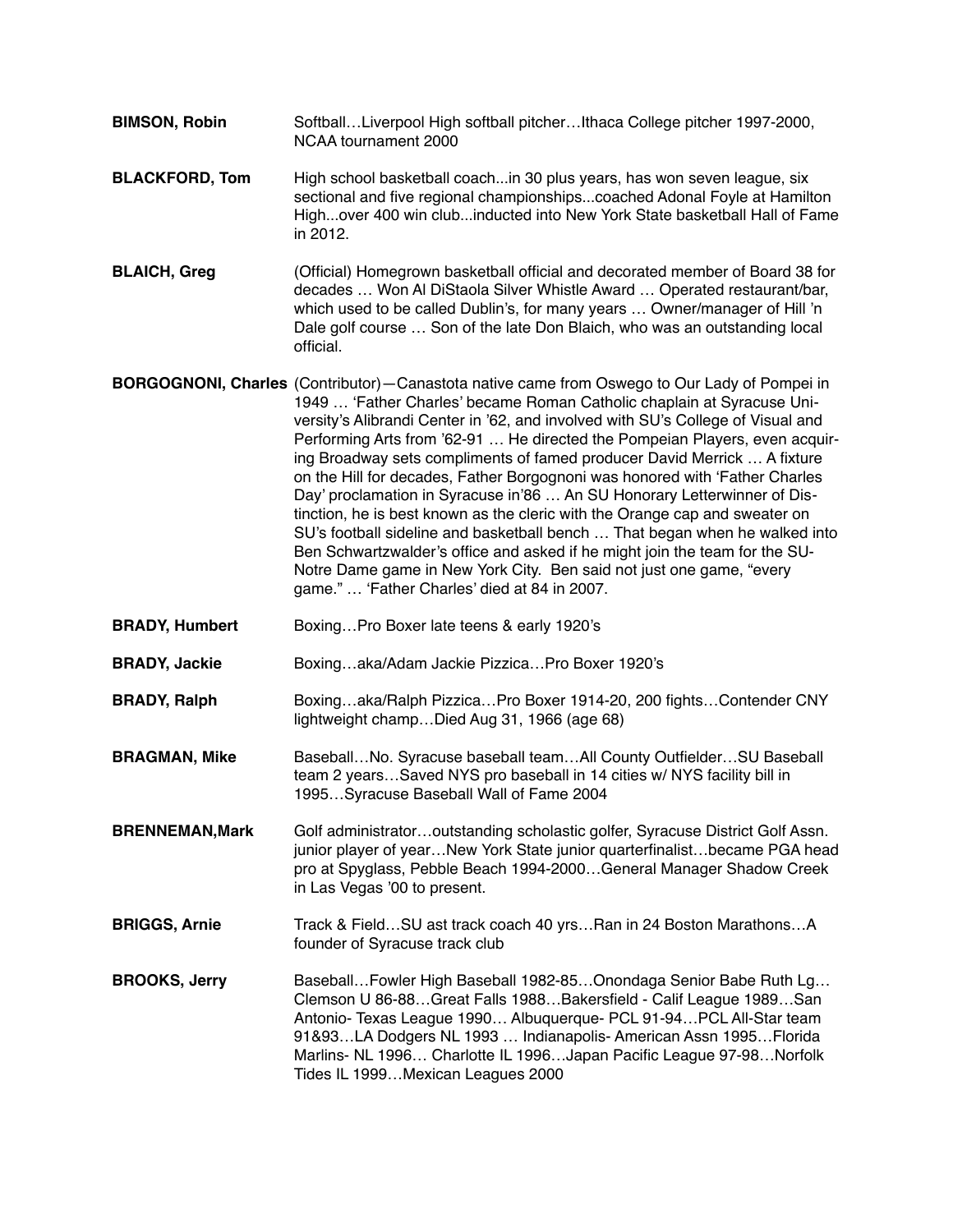**BIMSON, Robin** Softball…Liverpool High softball pitcher…Ithaca College pitcher 1997-2000, NCAA tournament 2000

**BLACKFORD, Tom** High school basketball coach...in 30 plus years, has won seven league, six sectional and five regional championships...coached Adonal Foyle at Hamilton High...over 400 win club...inducted into New York State basketball Hall of Fame in 2012.

**BLAICH, Greg** (Official) Homegrown basketball official and decorated member of Board 38 for decades … Won Al DiStaola Silver Whistle Award … Operated restaurant/bar, which used to be called Dublin's, for many years … Owner/manager of Hill 'n Dale golf course … Son of the late Don Blaich, who was an outstanding local official.

**BORGOGNONI, Charles** (Contributor)—Canastota native came from Oswego to Our Lady of Pompei in 1949 … 'Father Charles' became Roman Catholic chaplain at Syracuse University's Alibrandi Center in '62, and involved with SU's College of Visual and Performing Arts from '62-91 … He directed the Pompeian Players, even acquiring Broadway sets compliments of famed producer David Merrick … A fixture on the Hill for decades, Father Borgognoni was honored with 'Father Charles Day' proclamation in Syracuse in'86 … An SU Honorary Letterwinner of Distinction, he is best known as the cleric with the Orange cap and sweater on SU's football sideline and basketball bench … That began when he walked into Ben Schwartzwalder's office and asked if he might join the team for the SU-Notre Dame game in New York City. Ben said not just one game, "every game." … 'Father Charles' died at 84 in 2007.

**BRADY, Humbert** Boxing…Pro Boxer late teens & early 1920's

**BRADY, Jackie** Boxing…aka/Adam Jackie Pizzica…Pro Boxer 1920's

**BRADY, Ralph** Boxing…aka/Ralph Pizzica…Pro Boxer 1914-20, 200 fights…Contender CNY lightweight champ…Died Aug 31, 1966 (age 68)

**BRAGMAN, Mike** Baseball…No. Syracuse baseball team…All County Outfielder…SU Baseball team 2 years…Saved NYS pro baseball in 14 cities w/ NYS facility bill in 1995…Syracuse Baseball Wall of Fame 2004

**BRENNEMAN,Mark** Golf administrator…outstanding scholastic golfer, Syracuse District Golf Assn. junior player of year…New York State junior quarterfinalist…became PGA head pro at Spyglass, Pebble Beach 1994-2000…General Manager Shadow Creek in Las Vegas '00 to present.

**BRIGGS, Arnie** Track & Field…SU ast track coach 40 yrs…Ran in 24 Boston Marathons…A founder of Syracuse track club

**BROOKS, Jerry** Baseball…Fowler High Baseball 1982-85…Onondaga Senior Babe Ruth Lg… Clemson U 86-88…Great Falls 1988…Bakersfield - Calif League 1989…San Antonio- Texas League 1990… Albuquerque- PCL 91-94…PCL All-Star team 91&93…LA Dodgers NL 1993 … Indianapolis- American Assn 1995…Florida Marlins- NL 1996… Charlotte IL 1996…Japan Pacific League 97-98…Norfolk Tides IL 1999…Mexican Leagues 2000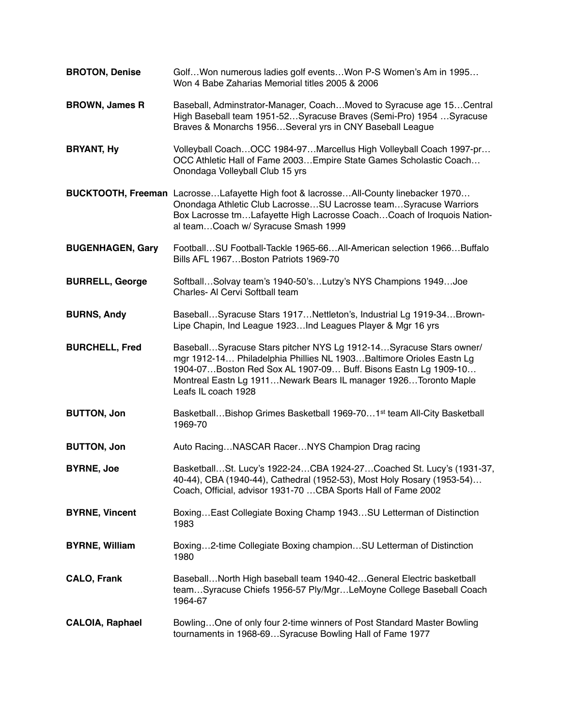**BROTON, Denise** Golf…Won numerous ladies golf events…Won P-S Women's Am in 1995… Won 4 Babe Zaharias Memorial titles 2005 & 2006

**BROWN, James R** Baseball, Adminstrator-Manager, Coach…Moved to Syracuse age 15…Central High Baseball team 1951-52…Syracuse Braves (Semi-Pro) 1954 …Syracuse Braves & Monarchs 1956…Several yrs in CNY Baseball League

**BRYANT, Hy** Volleyball Coach…OCC 1984-97…Marcellus High Volleyball Coach 1997-pr… OCC Athletic Hall of Fame 2003…Empire State Games Scholastic Coach… Onondaga Volleyball Club 15 yrs

**BUCKTOOTH, Freeman** Lacrosse…Lafayette High foot & lacrosse…All-County linebacker 1970… Onondaga Athletic Club Lacrosse…SU Lacrosse team…Syracuse Warriors Box Lacrosse tm…Lafayette High Lacrosse Coach…Coach of Iroquois National team…Coach w/ Syracuse Smash 1999

**BUGENHAGEN, Gary** Football…SU Football-Tackle 1965-66…All-American selection 1966…Buffalo Bills AFL 1967…Boston Patriots 1969-70

**BURRELL, George** Softball…Solvay team's 1940-50's…Lutzy's NYS Champions 1949…Joe Charles- Al Cervi Softball team

**BURNS, Andy** Baseball…Syracuse Stars 1917…Nettleton's, Industrial Lg 1919-34…Brown-Lipe Chapin, Ind League 1923…Ind Leagues Player & Mgr 16 yrs

**BURCHELL, Fred** Baseball…Syracuse Stars pitcher NYS Lg 1912-14…Syracuse Stars owner/mgr 1912-14… Philadelphia Phillies NL 1903…Baltimore Orioles Eastn Lg 1904-07…Boston Red Sox AL 1907-09… Buff. Bisons Eastn Lg 1909-10… Montreal Eastn Lg 1911…Newark Bears IL manager 1926…Toronto Maple Leafs IL coach 1928

**BUTTON, Jon** Basketball…Bishop Grimes Basketball 1969-70…1st team All-City Basketball 1969-70

**BUTTON, Jon** Auto Racing…NASCAR Racer…NYS Champion Drag racing

**BYRNE, Joe** Basketball…St. Lucy's 1922-24…CBA 1924-27…Coached St. Lucy's (1931-37, 40-44), CBA (1940-44), Cathedral (1952-53), Most Holy Rosary (1953-54)… Coach, Official, advisor 1931-70 …CBA Sports Hall of Fame 2002

**BYRNE, Vincent** Boxing…East Collegiate Boxing Champ 1943…SU Letterman of Distinction 1983

**BYRNE, William** Boxing…2-time Collegiate Boxing champion…SU Letterman of Distinction 1980

**CALO, Frank** Baseball…North High baseball team 1940-42…General Electric basketball team…Syracuse Chiefs 1956-57 Ply/Mgr…LeMoyne College Baseball Coach 1964-67

**CALOIA, Raphael** Bowling…One of only four 2-time winners of Post Standard Master Bowling tournaments in 1968-69…Syracuse Bowling Hall of Fame 1977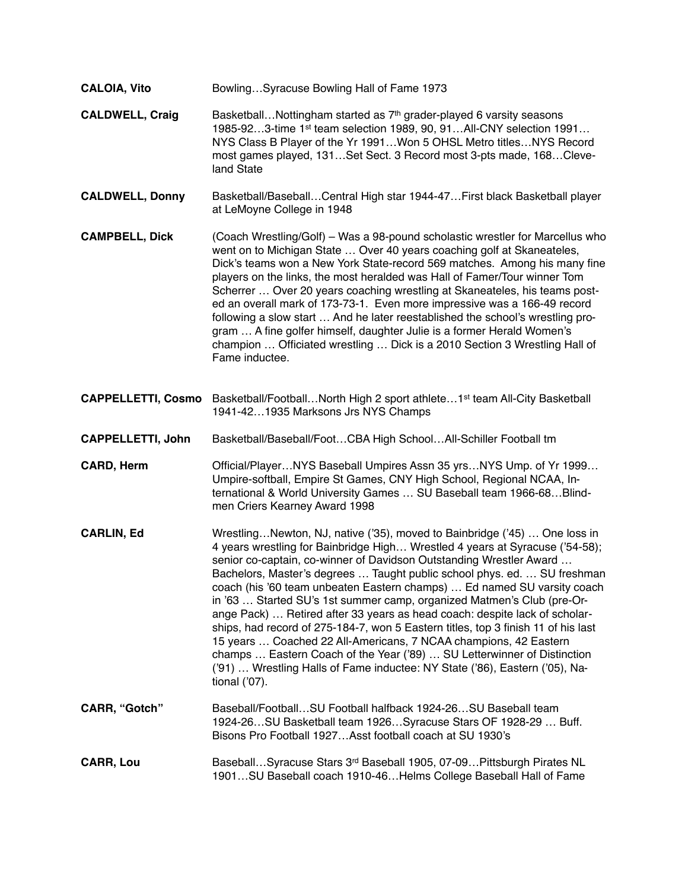**CALOIA, Vito** Bowling…Syracuse Bowling Hall of Fame 1973

**CALDWELL, Craig** Basketball…Nottingham started as 7th grader-played 6 varsity seasons 1985-92…3-time 1st team selection 1989, 90, 91…All-CNY selection 1991…NYS Class B Player of the Yr 1991…Won 5 OHSL Metro titles…NYS Record most games played, 131…Set Sect. 3 Record most 3-pts made, 168…Cleveland State

**CALDWELL, Donny** Basketball/Baseball…Central High star 1944-47…First black Basketball player at LeMoyne College in 1948

**CAMPBELL, Dick** (Coach Wrestling/Golf) – Was a 98-pound scholastic wrestler for Marcellus who went on to Michigan State … Over 40 years coaching golf at Skaneateles, Dick's teams won a New York State-record 569 matches. Among his many fine players on the links, the most heralded was Hall of Famer/Tour winner Tom Scherrer … Over 20 years coaching wrestling at Skaneateles, his teams posted an overall mark of 173-73-1. Even more impressive was a 166-49 record following a slow start … And he later reestablished the school's wrestling program … A fine golfer himself, daughter Julie is a former Herald Women's champion … Officiated wrestling … Dick is a 2010 Section 3 Wrestling Hall of Fame inductee.

**CAPPELLETTI, Cosmo** Basketball/Football…North High 2 sport athlete…1st team All-City Basketball 1941-42…1935 Marksons Jrs NYS Champs

**CAPPELLETTI, John** Basketball/Baseball/Foot…CBA High School…All-Schiller Football tm

**CARD, Herm** Official/Player…NYS Baseball Umpires Assn 35 yrs…NYS Ump. of Yr 1999…Umpire-softball, Empire St Games, CNY High School, Regional NCAA, International & World University Games … SU Baseball team 1966-68…Blindmen Criers Kearney Award 1998

**CARLIN, Ed** Wrestling…Newton, NJ, native ('35), moved to Bainbridge ('45) … One loss in 4 years wrestling for Bainbridge High… Wrestled 4 years at Syracuse ('54-58); senior co-captain, co-winner of Davidson Outstanding Wrestler Award … Bachelors, Master's degrees … Taught public school phys. ed. … SU freshman coach (his '60 team unbeaten Eastern champs) … Ed named SU varsity coach in '63 … Started SU's 1st summer camp, organized Matmen's Club (pre-Orange Pack) … Retired after 33 years as head coach: despite lack of scholarships, had record of 275-184-7, won 5 Eastern titles, top 3 finish 11 of his last 15 years … Coached 22 All-Americans, 7 NCAA champions, 42 Eastern champs … Eastern Coach of the Year ('89) … SU Letterwinner of Distinction ('91) … Wrestling Halls of Fame inductee: NY State ('86), Eastern ('05), National ('07).

**CARR, "Gotch"** Baseball/Football…SU Football halfback 1924-26…SU Baseball team 1924-26…SU Basketball team 1926…Syracuse Stars OF 1928-29 … Buff. Bisons Pro Football 1927…Asst football coach at SU 1930's

**CARR, Lou** Baseball…Syracuse Stars 3rd Baseball 1905, 07-09…Pittsburgh Pirates NL 1901…SU Baseball coach 1910-46…Helms College Baseball Hall of Fame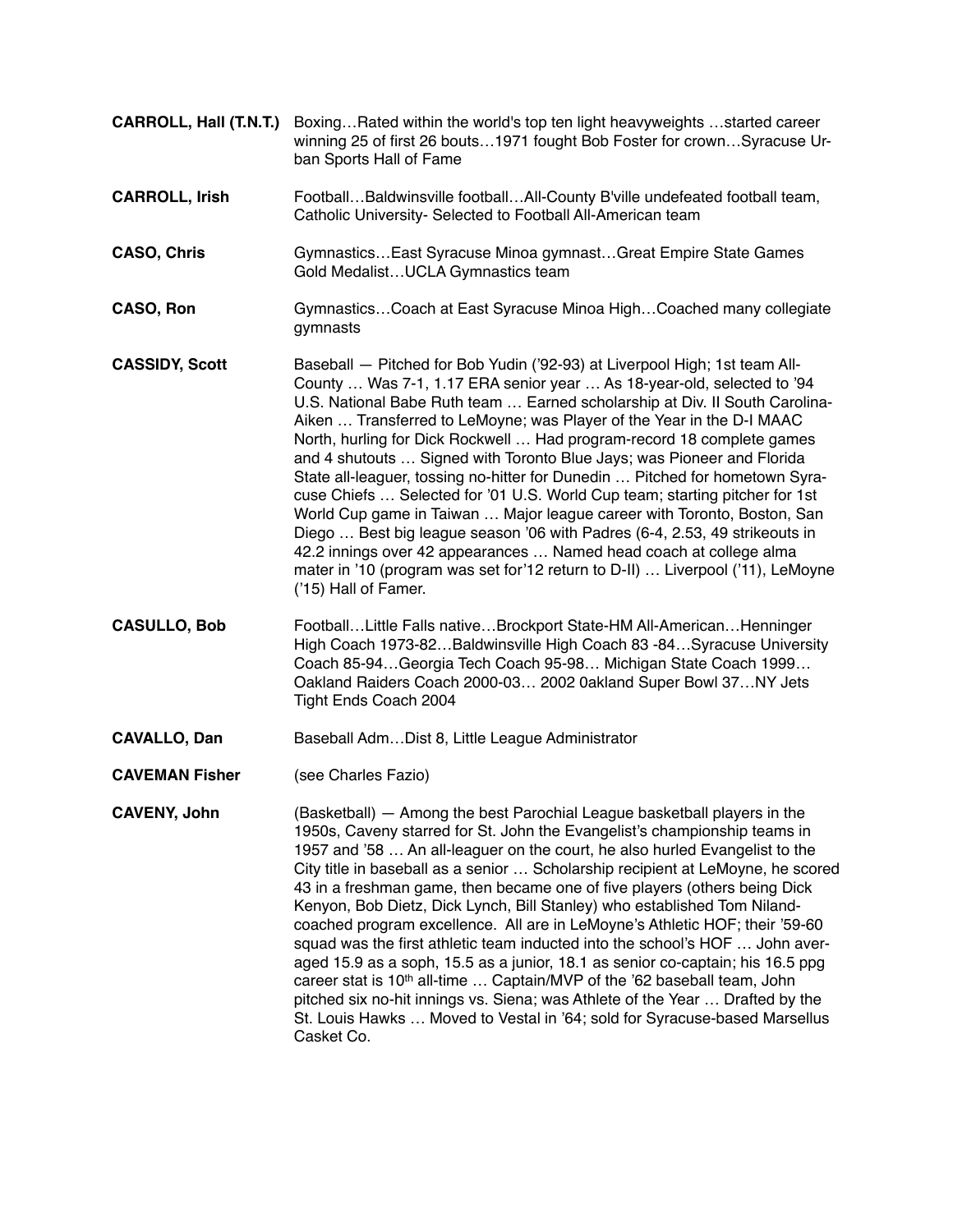**CARROLL, Hall (T.N.T.)** Boxing…Rated within the world's top ten light heavyweights …started career winning 25 of first 26 bouts…1971 fought Bob Foster for crown…Syracuse Urban Sports Hall of Fame

**CARROLL, Irish** Football…Baldwinsville football…All-County B'ville undefeated football team, Catholic University- Selected to Football All-American team

**CASO, Chris** Gymnastics…East Syracuse Minoa gymnast…Great Empire State Games Gold Medalist…UCLA Gymnastics team

**CASO, Ron** Gymnastics…Coach at East Syracuse Minoa High…Coached many collegiate gymnasts

**CASSIDY, Scott** Baseball — Pitched for Bob Yudin ('92-93) at Liverpool High; 1st team All-County … Was 7-1, 1.17 ERA senior year … As 18-year-old, selected to '94 U.S. National Babe Ruth team … Earned scholarship at Div. II South Carolina-Aiken … Transferred to LeMoyne; was Player of the Year in the D-I MAAC North, hurling for Dick Rockwell … Had program-record 18 complete games and 4 shutouts … Signed with Toronto Blue Jays; was Pioneer and Florida State all-leaguer, tossing no-hitter for Dunedin … Pitched for hometown Syracuse Chiefs … Selected for '01 U.S. World Cup team; starting pitcher for 1st World Cup game in Taiwan … Major league career with Toronto, Boston, San Diego … Best big league season '06 with Padres (6-4, 2.53, 49 strikeouts in 42.2 innings over 42 appearances … Named head coach at college alma mater in '10 (program was set for'12 return to D-II) … Liverpool ('11), LeMoyne ('15) Hall of Famer.

**CASULLO, Bob** Football…Little Falls native…Brockport State-HM All-American…Henninger High Coach 1973-82…Baldwinsville High Coach 83 -84…Syracuse University Coach 85-94…Georgia Tech Coach 95-98… Michigan State Coach 1999… Oakland Raiders Coach 2000-03… 2002 0akland Super Bowl 37…NY Jets Tight Ends Coach 2004

**CAVALLO, Dan** Baseball Adm…Dist 8, Little League Administrator

**CAVEMAN Fisher** (see Charles Fazio)

**CAVENY, John** (Basketball) — Among the best Parochial League basketball players in the 1950s, Caveny starred for St. John the Evangelist's championship teams in 1957 and '58 … An all-leaguer on the court, he also hurled Evangelist to the City title in baseball as a senior … Scholarship recipient at LeMoyne, he scored 43 in a freshman game, then became one of five players (others being Dick Kenyon, Bob Dietz, Dick Lynch, Bill Stanley) who established Tom Niland-coached program excellence. All are in LeMoyne's Athletic HOF; their '59-60 squad was the first athletic team inducted into the school's HOF … John averaged 15.9 as a soph, 15.5 as a junior, 18.1 as senior co-captain; his 16.5 ppg career stat is 10th all-time … Captain/MVP of the '62 baseball team, John pitched six no-hit innings vs. Siena; was Athlete of the Year … Drafted by the St. Louis Hawks … Moved to Vestal in '64; sold for Syracuse-based Marsellus Casket Co.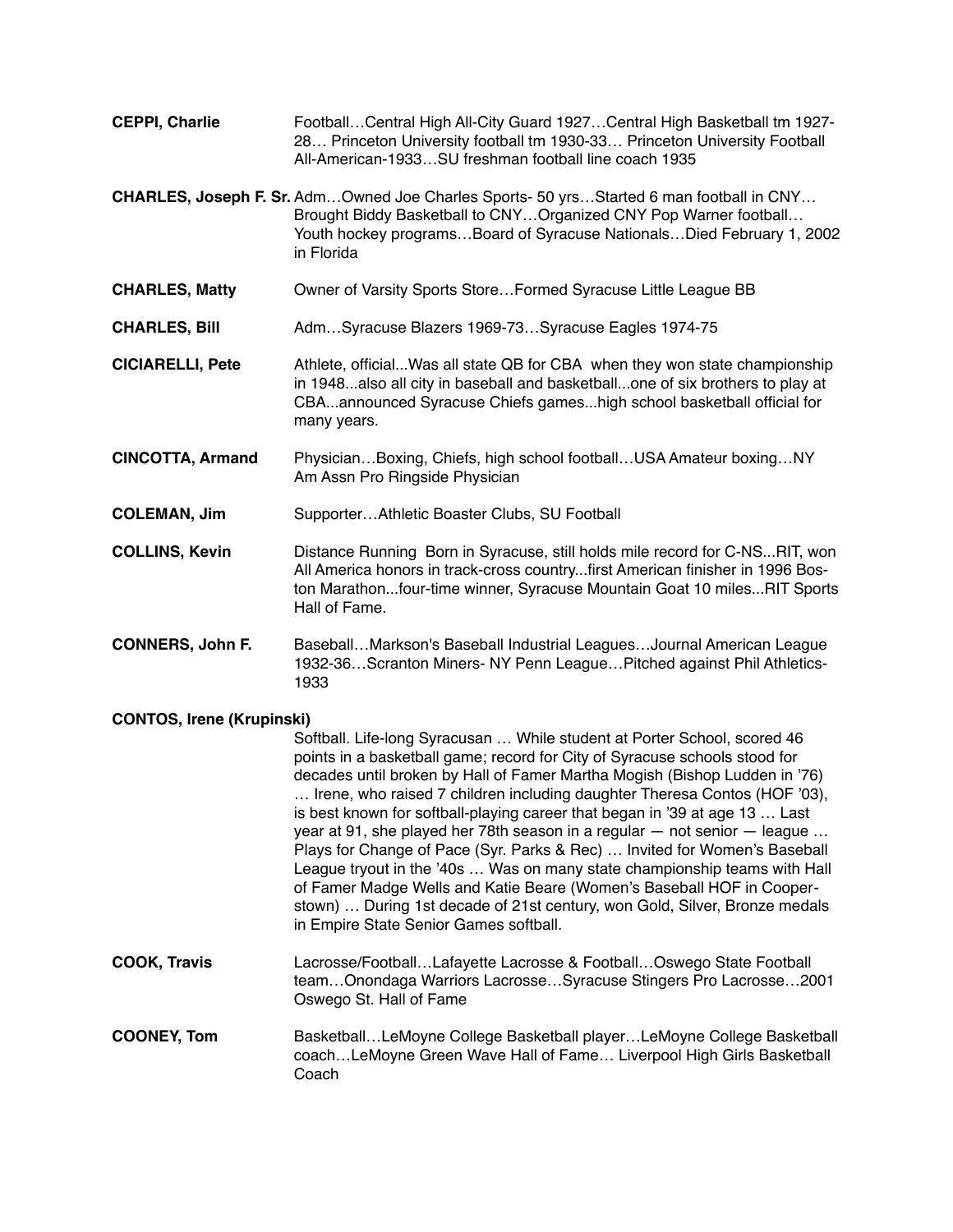**CEPPI, Charlie** Football…Central High All-City Guard 1927…Central High Basketball tm 1927-28… Princeton University football tm 1930-33… Princeton University Football All-American-1933…SU freshman football line coach 1935

**CHARLES, Joseph F. Sr.** Adm…Owned Joe Charles Sports- 50 yrs…Started 6 man football in CNY… Brought Biddy Basketball to CNY…Organized CNY Pop Warner football… Youth hockey programs…Board of Syracuse Nationals…Died February 1, 2002 in Florida

**CHARLES, Matty** Owner of Varsity Sports Store…Formed Syracuse Little League BB

**CHARLES, Bill** Adm…Syracuse Blazers 1969-73…Syracuse Eagles 1974-75

**CICIARELLI, Pete** Athlete, official...Was all state QB for CBA when they won state championship in 1948...also all city in baseball and basketball...one of six brothers to play at CBA...announced Syracuse Chiefs games...high school basketball official for many years.

**CINCOTTA, Armand** Physician…Boxing, Chiefs, high school football…USA Amateur boxing…NY Am Assn Pro Ringside Physician

**COLEMAN, Jim** Supporter…Athletic Boaster Clubs, SU Football

**COLLINS, Kevin** Distance Running Born in Syracuse, still holds mile record for C-NS...RIT, won All America honors in track-cross country...first American finisher in 1996 Boston Marathon...four-time winner, Syracuse Mountain Goat 10 miles...RIT Sports Hall of Fame.

**CONNERS, John F.** Baseball…Markson's Baseball Industrial Leagues…Journal American League 1932-36…Scranton Miners- NY Penn League…Pitched against Phil Athletics-1933

**CONTOS, Irene (Krupinski)**

Softball. Life-long Syracusan … While student at Porter School, scored 46 points in a basketball game; record for City of Syracuse schools stood for decades until broken by Hall of Famer Martha Mogish (Bishop Ludden in '76) … Irene, who raised 7 children including daughter Theresa Contos (HOF '03), is best known for softball-playing career that began in '39 at age 13 … Last year at 91, she played her 78th season in a regular — not senior — league … Plays for Change of Pace (Syr. Parks & Rec) … Invited for Women's Baseball League tryout in the '40s … Was on many state championship teams with Hall of Famer Madge Wells and Katie Beare (Women's Baseball HOF in Cooperstown) … During 1st decade of 21st century, won Gold, Silver, Bronze medals in Empire State Senior Games softball.

**COOK, Travis** Lacrosse/Football…Lafayette Lacrosse & Football…Oswego State Football team…Onondaga Warriors Lacrosse…Syracuse Stingers Pro Lacrosse…2001 Oswego St. Hall of Fame

**COONEY, Tom** Basketball…LeMoyne College Basketball player…LeMoyne College Basketball coach…LeMoyne Green Wave Hall of Fame… Liverpool High Girls Basketball Coach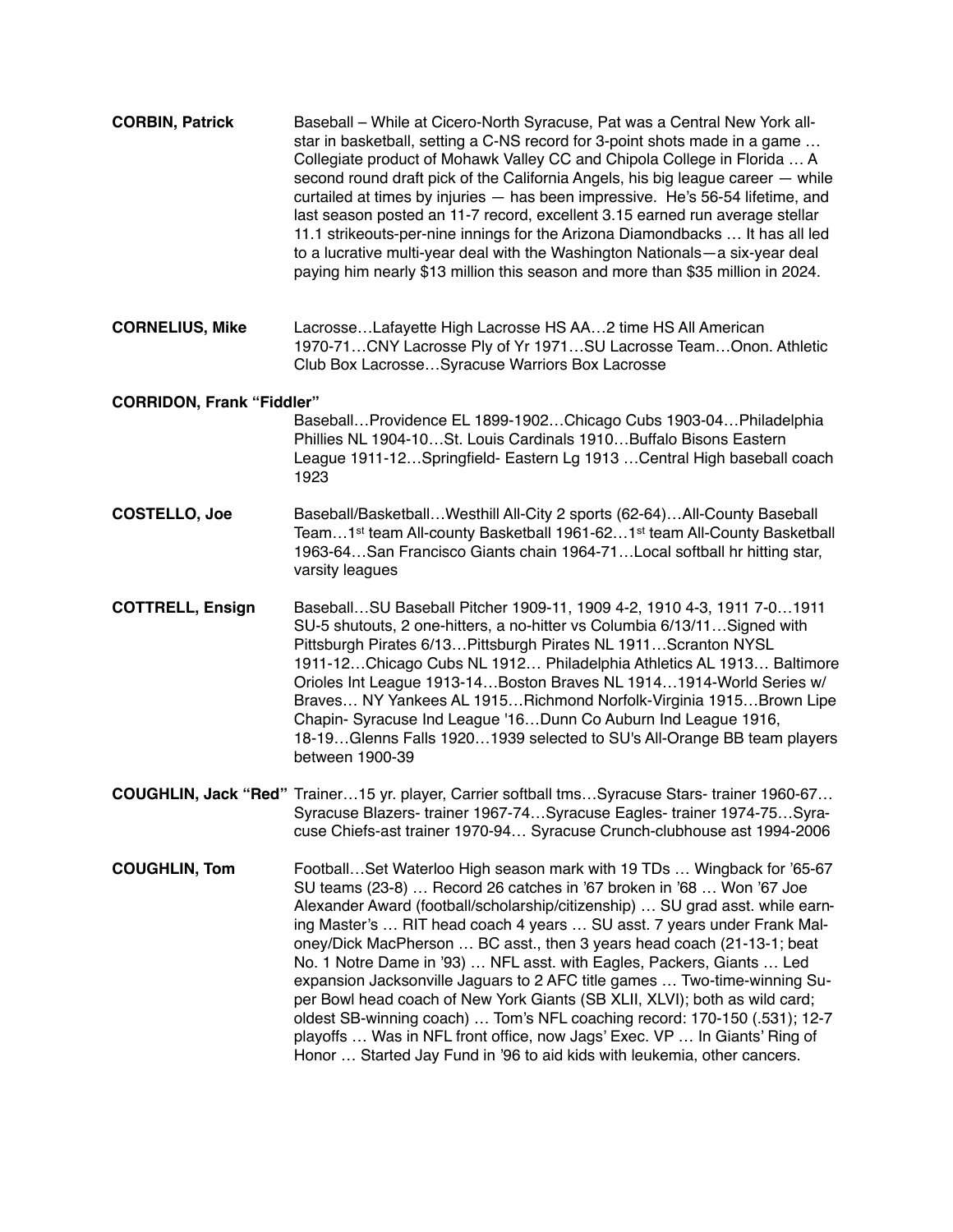**CORBIN, Patrick** Baseball – While at Cicero-North Syracuse, Pat was a Central New York all-star in basketball, setting a C-NS record for 3-point shots made in a game … Collegiate product of Mohawk Valley CC and Chipola College in Florida … A second round draft pick of the California Angels, his big league career — while curtailed at times by injuries — has been impressive. He's 56-54 lifetime, and last season posted an 11-7 record, excellent 3.15 earned run average stellar 11.1 strikeouts-per-nine innings for the Arizona Diamondbacks … It has all led to a lucrative multi-year deal with the Washington Nationals—a six-year deal paying him nearly $13 million this season and more than $35 million in 2024.

**CORNELIUS, Mike** Lacrosse…Lafayette High Lacrosse HS AA…2 time HS All American 1970-71…CNY Lacrosse Ply of Yr 1971…SU Lacrosse Team…Onon. Athletic Club Box Lacrosse…Syracuse Warriors Box Lacrosse

**CORRIDON, Frank "Fiddler"**
Baseball…Providence EL 1899-1902…Chicago Cubs 1903-04…Philadelphia Phillies NL 1904-10…St. Louis Cardinals 1910…Buffalo Bisons Eastern League 1911-12…Springfield- Eastern Lg 1913 …Central High baseball coach 1923

**COSTELLO, Joe** Baseball/Basketball…Westhill All-City 2 sports (62-64)…All-County Baseball Team…1st team All-county Basketball 1961-62…1st team All-County Basketball 1963-64…San Francisco Giants chain 1964-71…Local softball hr hitting star, varsity leagues

**COTTRELL, Ensign** Baseball…SU Baseball Pitcher 1909-11, 1909 4-2, 1910 4-3, 1911 7-0…1911 SU-5 shutouts, 2 one-hitters, a no-hitter vs Columbia 6/13/11…Signed with Pittsburgh Pirates 6/13…Pittsburgh Pirates NL 1911…Scranton NYSL 1911-12…Chicago Cubs NL 1912… Philadelphia Athletics AL 1913… Baltimore Orioles Int League 1913-14…Boston Braves NL 1914…1914-World Series w/ Braves… NY Yankees AL 1915…Richmond Norfolk-Virginia 1915…Brown Lipe Chapin- Syracuse Ind League '16…Dunn Co Auburn Ind League 1916, 18-19…Glenns Falls 1920…1939 selected to SU's All-Orange BB team players between 1900-39

**COUGHLIN, Jack "Red"** Trainer…15 yr. player, Carrier softball tms…Syracuse Stars- trainer 1960-67… Syracuse Blazers- trainer 1967-74…Syracuse Eagles- trainer 1974-75…Syracuse Chiefs-ast trainer 1970-94… Syracuse Crunch-clubhouse ast 1994-2006

**COUGHLIN, Tom** Football…Set Waterloo High season mark with 19 TDs … Wingback for '65-67 SU teams (23-8) … Record 26 catches in '67 broken in '68 … Won '67 Joe Alexander Award (football/scholarship/citizenship) … SU grad asst. while earning Master's … RIT head coach 4 years … SU asst. 7 years under Frank Maloney/Dick MacPherson … BC asst., then 3 years head coach (21-13-1; beat No. 1 Notre Dame in '93) … NFL asst. with Eagles, Packers, Giants … Led expansion Jacksonville Jaguars to 2 AFC title games … Two-time-winning Super Bowl head coach of New York Giants (SB XLII, XLVI); both as wild card; oldest SB-winning coach) … Tom's NFL coaching record: 170-150 (.531); 12-7 playoffs … Was in NFL front office, now Jags' Exec. VP … In Giants' Ring of Honor … Started Jay Fund in '96 to aid kids with leukemia, other cancers.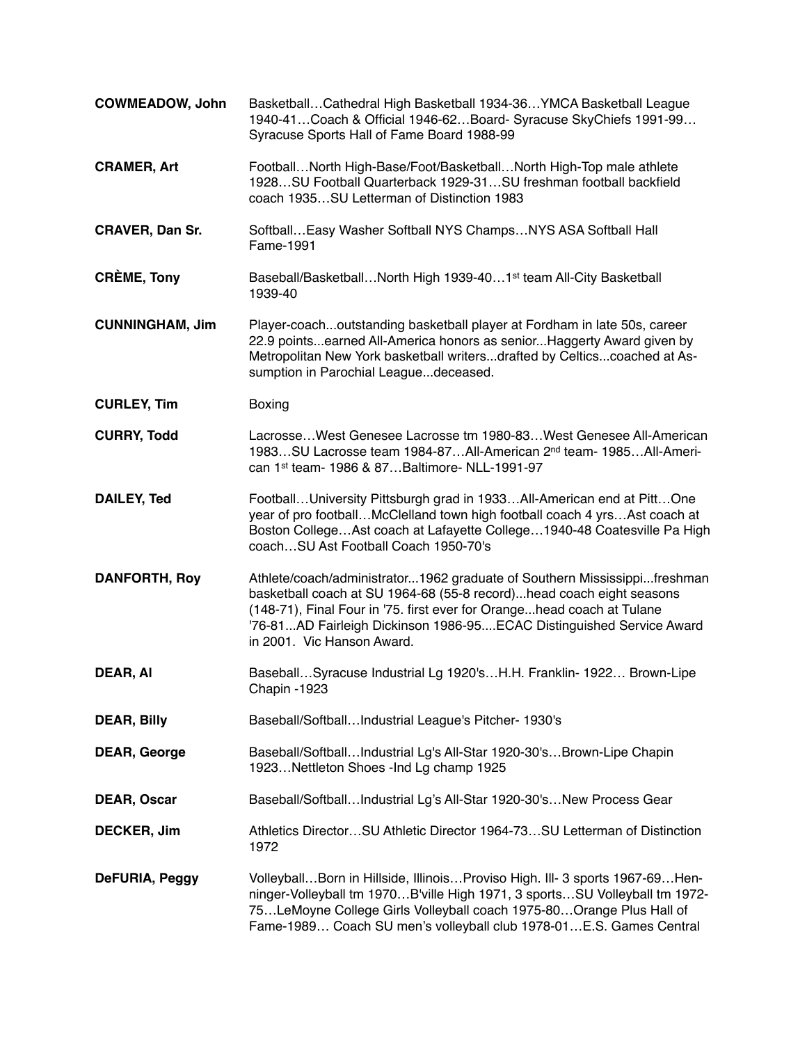**COWMEADOW, John** Basketball…Cathedral High Basketball 1934-36…YMCA Basketball League 1940-41…Coach & Official 1946-62…Board- Syracuse SkyChiefs 1991-99… Syracuse Sports Hall of Fame Board 1988-99

**CRAMER, Art** Football…North High-Base/Foot/Basketball…North High-Top male athlete 1928…SU Football Quarterback 1929-31…SU freshman football backfield coach 1935…SU Letterman of Distinction 1983

**CRAVER, Dan Sr.** Softball…Easy Washer Softball NYS Champs…NYS ASA Softball Hall Fame-1991

**CRÈME, Tony** Baseball/Basketball…North High 1939-40…1st team All-City Basketball 1939-40

**CUNNINGHAM, Jim** Player-coach...outstanding basketball player at Fordham in late 50s, career 22.9 points...earned All-America honors as senior...Haggerty Award given by Metropolitan New York basketball writers...drafted by Celtics...coached at Assumption in Parochial League...deceased.

**CURLEY, Tim** Boxing

**CURRY, Todd** Lacrosse…West Genesee Lacrosse tm 1980-83…West Genesee All-American 1983…SU Lacrosse team 1984-87…All-American 2nd team- 1985…All-American 1st team- 1986 & 87…Baltimore- NLL-1991-97

**DAILEY, Ted** Football…University Pittsburgh grad in 1933…All-American end at Pitt…One year of pro football…McClelland town high football coach 4 yrs…Ast coach at Boston College…Ast coach at Lafayette College…1940-48 Coatesville Pa High coach…SU Ast Football Coach 1950-70's

**DANFORTH, Roy** Athlete/coach/administrator...1962 graduate of Southern Mississippi...freshman basketball coach at SU 1964-68 (55-8 record)...head coach eight seasons (148-71), Final Four in '75. first ever for Orange...head coach at Tulane '76-81...AD Fairleigh Dickinson 1986-95....ECAC Distinguished Service Award in 2001. Vic Hanson Award.

**DEAR, Al** Baseball…Syracuse Industrial Lg 1920's…H.H. Franklin- 1922… Brown-Lipe Chapin -1923

**DEAR, Billy** Baseball/Softball…Industrial League's Pitcher- 1930's

**DEAR, George** Baseball/Softball…Industrial Lg's All-Star 1920-30's…Brown-Lipe Chapin 1923…Nettleton Shoes -Ind Lg champ 1925

**DEAR, Oscar** Baseball/Softball…Industrial Lg's All-Star 1920-30's…New Process Gear

**DECKER, Jim** Athletics Director…SU Athletic Director 1964-73…SU Letterman of Distinction 1972

**DeFURIA, Peggy** Volleyball…Born in Hillside, Illinois…Proviso High. Ill- 3 sports 1967-69…Henninger-Volleyball tm 1970…B'ville High 1971, 3 sports…SU Volleyball tm 1972-75…LeMoyne College Girls Volleyball coach 1975-80…Orange Plus Hall of Fame-1989… Coach SU men's volleyball club 1978-01…E.S. Games Central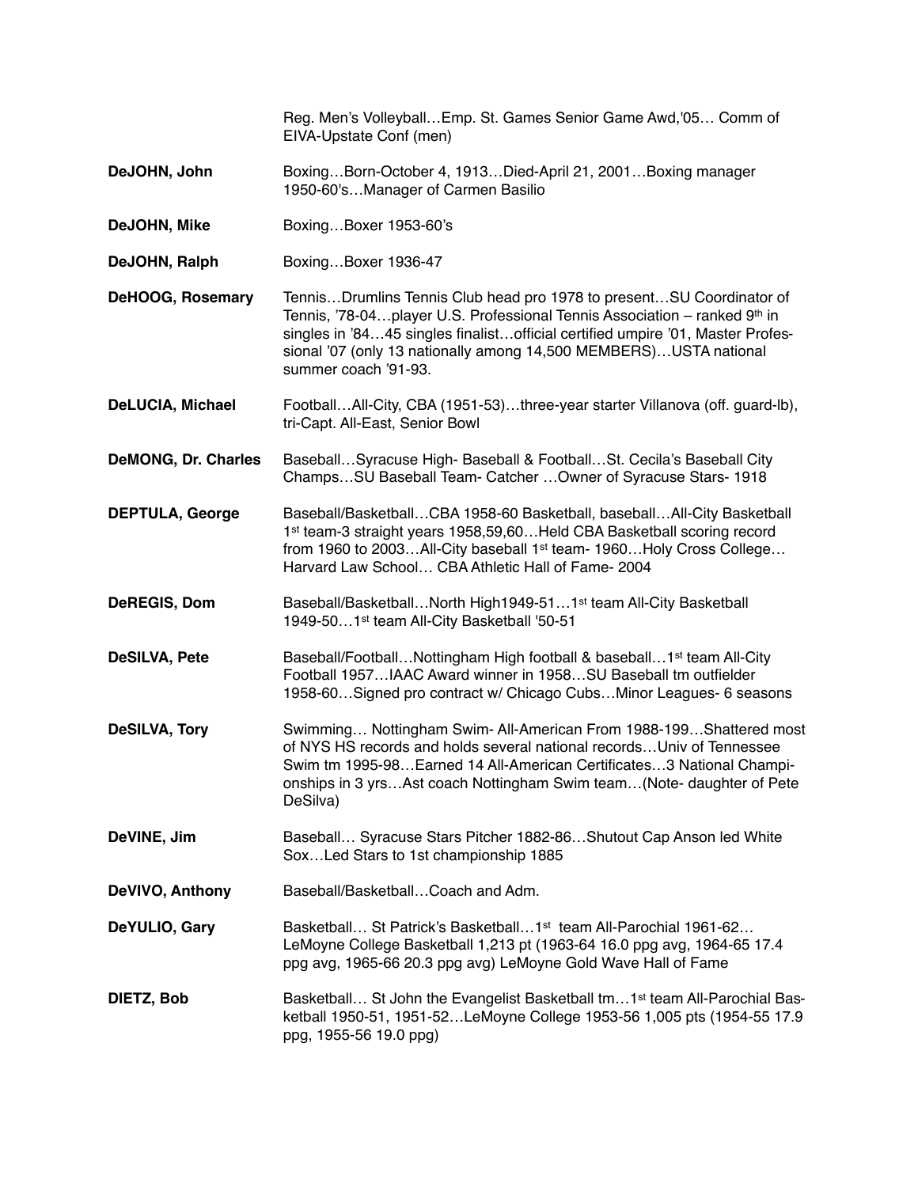| | |
|---|---|
| | Reg. Men's Volleyball…Emp. St. Games Senior Game Awd,'05… Comm of EIVA-Upstate Conf (men) |
| **DeJOHN, John** | Boxing…Born-October 4, 1913…Died-April 21, 2001…Boxing manager 1950-60's…Manager of Carmen Basilio |
| **DeJOHN, Mike** | Boxing…Boxer 1953-60's |
| **DeJOHN, Ralph** | Boxing…Boxer 1936-47 |
| **DeHOOG, Rosemary** | Tennis…Drumlins Tennis Club head pro 1978 to present…SU Coordinator of Tennis, '78-04…player U.S. Professional Tennis Association – ranked 9th in singles in '84…45 singles finalist…official certified umpire '01, Master Professional '07 (only 13 nationally among 14,500 MEMBERS)…USTA national summer coach '91-93. |
| **DeLUCIA, Michael** | Football…All-City, CBA (1951-53)…three-year starter Villanova (off. guard-lb), tri-Capt. All-East, Senior Bowl |
| **DeMONG, Dr. Charles** | Baseball…Syracuse High- Baseball & Football…St. Cecila's Baseball City Champs…SU Baseball Team- Catcher …Owner of Syracuse Stars- 1918 |
| **DEPTULA, George** | Baseball/Basketball…CBA 1958-60 Basketball, baseball…All-City Basketball 1st team-3 straight years 1958,59,60…Held CBA Basketball scoring record from 1960 to 2003…All-City baseball 1st team- 1960…Holy Cross College… Harvard Law School… CBA Athletic Hall of Fame- 2004 |
| **DeREGIS, Dom** | Baseball/Basketball…North High1949-51…1st team All-City Basketball 1949-50…1st team All-City Basketball '50-51 |
| **DeSILVA, Pete** | Baseball/Football…Nottingham High football & baseball…1st team All-City Football 1957…IAAC Award winner in 1958…SU Baseball tm outfielder 1958-60…Signed pro contract w/ Chicago Cubs…Minor Leagues- 6 seasons |
| **DeSILVA, Tory** | Swimming… Nottingham Swim- All-American From 1988-199…Shattered most of NYS HS records and holds several national records…Univ of Tennessee Swim tm 1995-98…Earned 14 All-American Certificates…3 National Championships in 3 yrs…Ast coach Nottingham Swim team…(Note- daughter of Pete DeSilva) |
| **DeVINE, Jim** | Baseball… Syracuse Stars Pitcher 1882-86…Shutout Cap Anson led White Sox…Led Stars to 1st championship 1885 |
| **DeVIVO, Anthony** | Baseball/Basketball…Coach and Adm. |
| **DeYULIO, Gary** | Basketball… St Patrick's Basketball…1st team All-Parochial 1961-62… LeMoyne College Basketball 1,213 pt (1963-64 16.0 ppg avg, 1964-65 17.4 ppg avg, 1965-66 20.3 ppg avg) LeMoyne Gold Wave Hall of Fame |
| **DIETZ, Bob** | Basketball… St John the Evangelist Basketball tm…1st team All-Parochial Basketball 1950-51, 1951-52…LeMoyne College 1953-56 1,005 pts (1954-55 17.9 ppg, 1955-56 19.0 ppg) |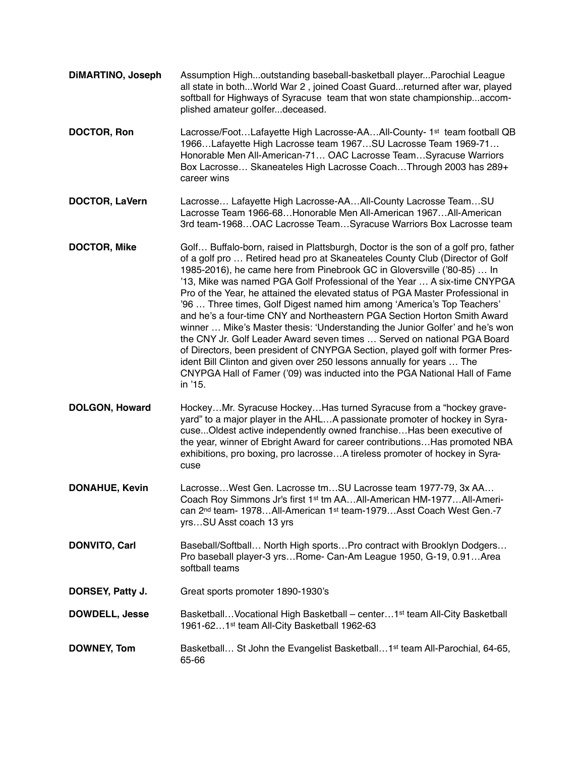**DiMARTINO, Joseph** Assumption High...outstanding baseball-basketball player...Parochial League all state in both...World War 2 , joined Coast Guard...returned after war, played softball for Highways of Syracuse team that won state championship...accomplished amateur golfer...deceased.

**DOCTOR, Ron** Lacrosse/Foot…Lafayette High Lacrosse-AA…All-County- 1st team football QB 1966…Lafayette High Lacrosse team 1967…SU Lacrosse Team 1969-71… Honorable Men All-American-71… OAC Lacrosse Team…Syracuse Warriors Box Lacrosse… Skaneateles High Lacrosse Coach…Through 2003 has 289+ career wins

**DOCTOR, LaVern** Lacrosse… Lafayette High Lacrosse-AA…All-County Lacrosse Team…SU Lacrosse Team 1966-68…Honorable Men All-American 1967…All-American 3rd team-1968…OAC Lacrosse Team…Syracuse Warriors Box Lacrosse team

**DOCTOR, Mike** Golf… Buffalo-born, raised in Plattsburgh, Doctor is the son of a golf pro, father of a golf pro … Retired head pro at Skaneateles County Club (Director of Golf 1985-2016), he came here from Pinebrook GC in Gloversville ('80-85) … In '13, Mike was named PGA Golf Professional of the Year … A six-time CNYPGA Pro of the Year, he attained the elevated status of PGA Master Professional in '96 … Three times, Golf Digest named him among 'America's Top Teachers' and he's a four-time CNY and Northeastern PGA Section Horton Smith Award winner … Mike's Master thesis: 'Understanding the Junior Golfer' and he's won the CNY Jr. Golf Leader Award seven times … Served on national PGA Board of Directors, been president of CNYPGA Section, played golf with former President Bill Clinton and given over 250 lessons annually for years … The CNYPGA Hall of Famer ('09) was inducted into the PGA National Hall of Fame in '15.

**DOLGON, Howard** Hockey…Mr. Syracuse Hockey…Has turned Syracuse from a "hockey graveyard" to a major player in the AHL…A passionate promoter of hockey in Syracuse...Oldest active independently owned franchise…Has been executive of the year, winner of Ebright Award for career contributions…Has promoted NBA exhibitions, pro boxing, pro lacrosse…A tireless promoter of hockey in Syracuse

**DONAHUE, Kevin** Lacrosse…West Gen. Lacrosse tm…SU Lacrosse team 1977-79, 3x AA… Coach Roy Simmons Jr's first 1st tm AA…All-American HM-1977…All-American 2nd team- 1978…All-American 1st team-1979…Asst Coach West Gen.-7 yrs…SU Asst coach 13 yrs

**DONVITO, Carl** Baseball/Softball… North High sports…Pro contract with Brooklyn Dodgers… Pro baseball player-3 yrs…Rome- Can-Am League 1950, G-19, 0.91…Area softball teams

**DORSEY, Patty J.** Great sports promoter 1890-1930's

**DOWDELL, Jesse** Basketball…Vocational High Basketball – center…1st team All-City Basketball 1961-62…1st team All-City Basketball 1962-63

**DOWNEY, Tom** Basketball… St John the Evangelist Basketball…1st team All-Parochial, 64-65, 65-66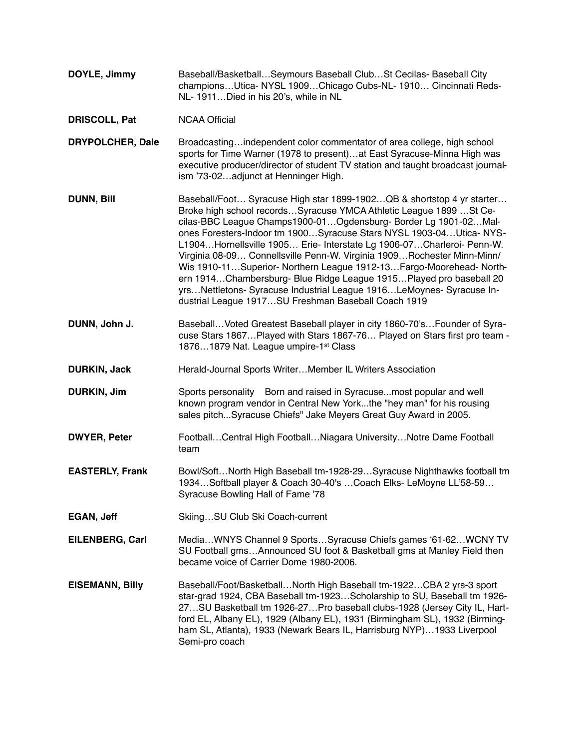**DOYLE, Jimmy** Baseball/Basketball…Seymours Baseball Club…St Cecilas- Baseball City champions…Utica- NYSL 1909…Chicago Cubs-NL- 1910… Cincinnati Reds-NL- 1911…Died in his 20's, while in NL

**DRISCOLL, Pat** NCAA Official

**DRYPOLCHER, Dale** Broadcasting…independent color commentator of area college, high school sports for Time Warner (1978 to present)…at East Syracuse-Minna High was executive producer/director of student TV station and taught broadcast journalism '73-02…adjunct at Henninger High.

**DUNN, Bill** Baseball/Foot… Syracuse High star 1899-1902…QB & shortstop 4 yr starter… Broke high school records…Syracuse YMCA Athletic League 1899 …St Cecilas-BBC League Champs1900-01…Ogdensburg- Border Lg 1901-02…Malones Foresters-Indoor tm 1900…Syracuse Stars NYSL 1903-04…Utica- NYSL1904…Hornellsville 1905… Erie- Interstate Lg 1906-07…Charleroi- Penn-W. Virginia 08-09… Connellsville Penn-W. Virginia 1909…Rochester Minn-Minn/Wis 1910-11…Superior- Northern League 1912-13…Fargo-Moorehead- Northern 1914…Chambersburg- Blue Ridge League 1915…Played pro baseball 20 yrs…Nettletons- Syracuse Industrial League 1916…LeMoynes- Syracuse Industrial League 1917…SU Freshman Baseball Coach 1919

**DUNN, John J.** Baseball…Voted Greatest Baseball player in city 1860-70's…Founder of Syracuse Stars 1867…Played with Stars 1867-76… Played on Stars first pro team - 1876…1879 Nat. League umpire-1st Class

**DURKIN, Jack** Herald-Journal Sports Writer…Member IL Writers Association

**DURKIN, Jim** Sports personality Born and raised in Syracuse...most popular and well known program vendor in Central New York...the "hey man" for his rousing sales pitch...Syracuse Chiefs" Jake Meyers Great Guy Award in 2005.

**DWYER, Peter** Football…Central High Football…Niagara University…Notre Dame Football team

**EASTERLY, Frank** Bowl/Soft…North High Baseball tm-1928-29…Syracuse Nighthawks football tm 1934…Softball player & Coach 30-40's …Coach Elks- LeMoyne LL'58-59… Syracuse Bowling Hall of Fame '78

**EGAN, Jeff** Skiing…SU Club Ski Coach-current

**EILENBERG, Carl** Media…WNYS Channel 9 Sports…Syracuse Chiefs games '61-62…WCNY TV SU Football gms…Announced SU foot & Basketball gms at Manley Field then became voice of Carrier Dome 1980-2006.

**EISEMANN, Billy** Baseball/Foot/Basketball…North High Baseball tm-1922…CBA 2 yrs-3 sport star-grad 1924, CBA Baseball tm-1923…Scholarship to SU, Baseball tm 1926-27…SU Basketball tm 1926-27…Pro baseball clubs-1928 (Jersey City IL, Hartford EL, Albany EL), 1929 (Albany EL), 1931 (Birmingham SL), 1932 (Birmingham SL, Atlanta), 1933 (Newark Bears IL, Harrisburg NYP)…1933 Liverpool Semi-pro coach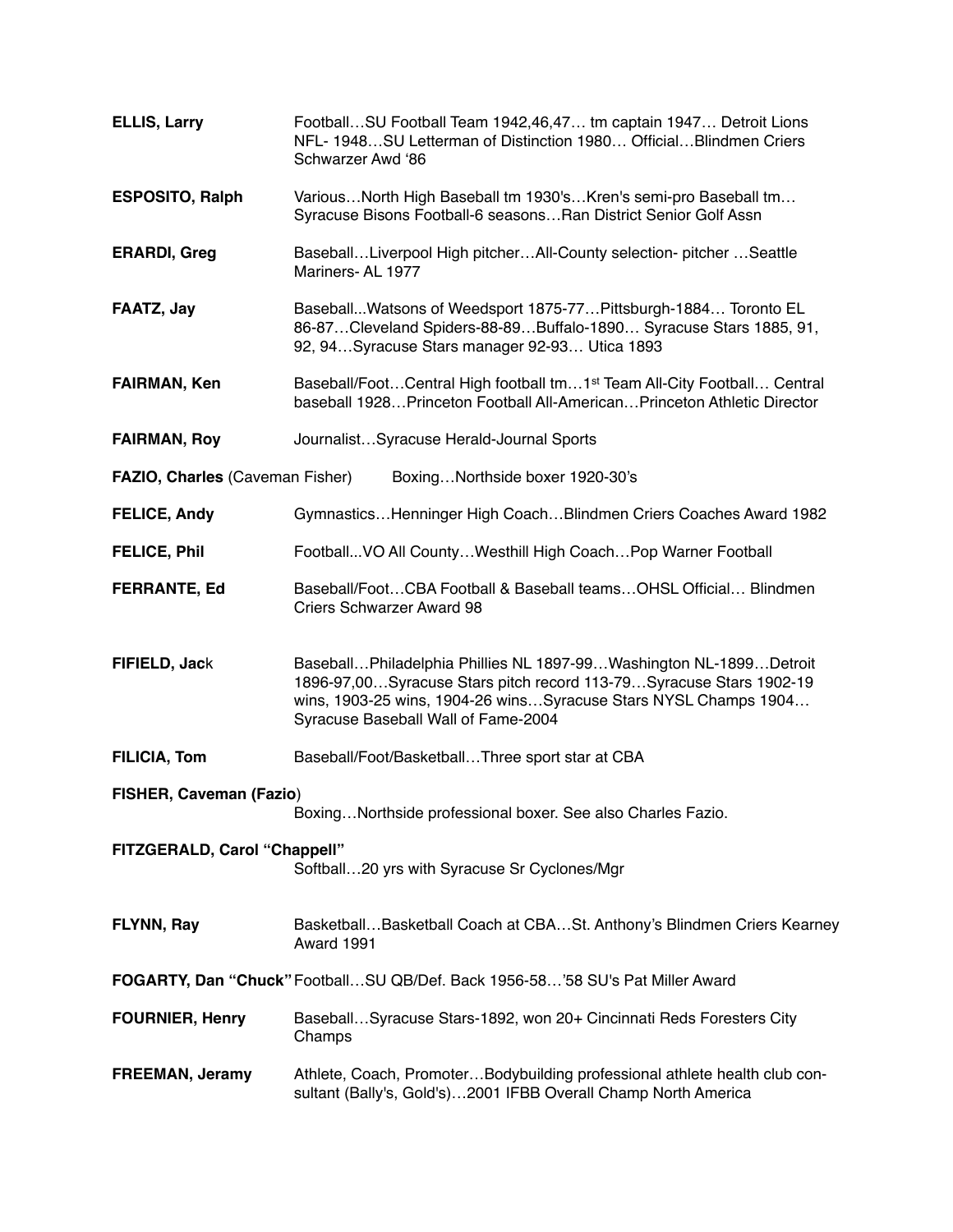**ELLIS, Larry** Football…SU Football Team 1942,46,47… tm captain 1947… Detroit Lions NFL- 1948…SU Letterman of Distinction 1980… Official…Blindmen Criers Schwarzer Awd '86

**ESPOSITO, Ralph** Various…North High Baseball tm 1930's…Kren's semi-pro Baseball tm… Syracuse Bisons Football-6 seasons…Ran District Senior Golf Assn

**ERARDI, Greg** Baseball…Liverpool High pitcher…All-County selection- pitcher …Seattle Mariners- AL 1977

**FAATZ, Jay** Baseball...Watsons of Weedsport 1875-77…Pittsburgh-1884… Toronto EL 86-87…Cleveland Spiders-88-89…Buffalo-1890… Syracuse Stars 1885, 91, 92, 94…Syracuse Stars manager 92-93… Utica 1893

**FAIRMAN, Ken** Baseball/Foot…Central High football tm…1st Team All-City Football… Central baseball 1928…Princeton Football All-American…Princeton Athletic Director

**FAIRMAN, Roy** Journalist…Syracuse Herald-Journal Sports

**FAZIO, Charles** (Caveman Fisher) Boxing…Northside boxer 1920-30's

**FELICE, Andy** Gymnastics…Henninger High Coach…Blindmen Criers Coaches Award 1982

**FELICE, Phil** Football...VO All County…Westhill High Coach…Pop Warner Football

**FERRANTE, Ed** Baseball/Foot…CBA Football & Baseball teams…OHSL Official… Blindmen Criers Schwarzer Award 98

**FIFIELD, Jac**k Baseball…Philadelphia Phillies NL 1897-99…Washington NL-1899…Detroit 1896-97,00…Syracuse Stars pitch record 113-79…Syracuse Stars 1902-19 wins, 1903-25 wins, 1904-26 wins…Syracuse Stars NYSL Champs 1904… Syracuse Baseball Wall of Fame-2004

**FILICIA, Tom** Baseball/Foot/Basketball…Three sport star at CBA

**FISHER, Caveman (Fazio**)

Boxing…Northside professional boxer. See also Charles Fazio.

**FITZGERALD, Carol "Chappell"**

Softball…20 yrs with Syracuse Sr Cyclones/Mgr

**FLYNN, Ray** Basketball…Basketball Coach at CBA…St. Anthony's Blindmen Criers Kearney Award 1991

**FOGARTY, Dan "Chuck"** Football…SU QB/Def. Back 1956-58…'58 SU's Pat Miller Award

**FOURNIER, Henry** Baseball…Syracuse Stars-1892, won 20+ Cincinnati Reds Foresters City Champs

**FREEMAN, Jeramy** Athlete, Coach, Promoter…Bodybuilding professional athlete health club consultant (Bally's, Gold's)…2001 IFBB Overall Champ North America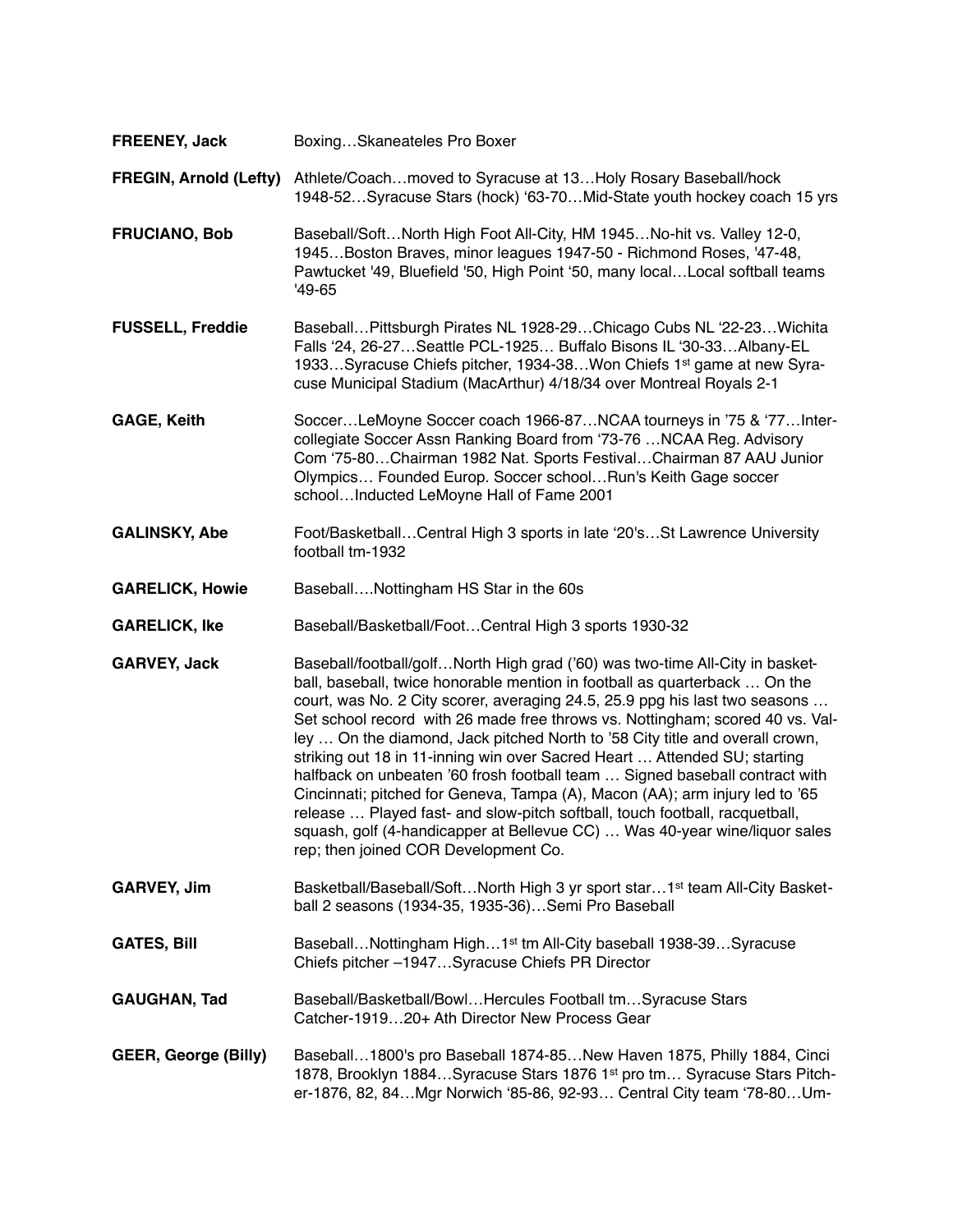**FREENEY, Jack** Boxing…Skaneateles Pro Boxer

**FREGIN, Arnold (Lefty)** Athlete/Coach…moved to Syracuse at 13…Holy Rosary Baseball/hock 1948-52…Syracuse Stars (hock) '63-70…Mid-State youth hockey coach 15 yrs

**FRUCIANO, Bob** Baseball/Soft…North High Foot All-City, HM 1945…No-hit vs. Valley 12-0, 1945…Boston Braves, minor leagues 1947-50 - Richmond Roses, '47-48, Pawtucket '49, Bluefield '50, High Point '50, many local…Local softball teams '49-65

**FUSSELL, Freddie** Baseball…Pittsburgh Pirates NL 1928-29…Chicago Cubs NL '22-23…Wichita Falls '24, 26-27…Seattle PCL-1925… Buffalo Bisons IL '30-33…Albany-EL 1933…Syracuse Chiefs pitcher, 1934-38…Won Chiefs 1st game at new Syracuse Municipal Stadium (MacArthur) 4/18/34 over Montreal Royals 2-1

**GAGE, Keith** Soccer…LeMoyne Soccer coach 1966-87…NCAA tourneys in '75 & '77…Intercollegiate Soccer Assn Ranking Board from '73-76 …NCAA Reg. Advisory Com '75-80…Chairman 1982 Nat. Sports Festival…Chairman 87 AAU Junior Olympics… Founded Europ. Soccer school…Run's Keith Gage soccer school…Inducted LeMoyne Hall of Fame 2001

**GALINSKY, Abe** Foot/Basketball…Central High 3 sports in late '20's…St Lawrence University football tm-1932

**GARELICK, Howie** Baseball….Nottingham HS Star in the 60s

**GARELICK, Ike** Baseball/Basketball/Foot…Central High 3 sports 1930-32

**GARVEY, Jack** Baseball/football/golf…North High grad ('60) was two-time All-City in basketball, baseball, twice honorable mention in football as quarterback … On the court, was No. 2 City scorer, averaging 24.5, 25.9 ppg his last two seasons … Set school record with 26 made free throws vs. Nottingham; scored 40 vs. Valley … On the diamond, Jack pitched North to '58 City title and overall crown, striking out 18 in 11-inning win over Sacred Heart … Attended SU; starting halfback on unbeaten '60 frosh football team … Signed baseball contract with Cincinnati; pitched for Geneva, Tampa (A), Macon (AA); arm injury led to '65 release … Played fast- and slow-pitch softball, touch football, racquetball, squash, golf (4-handicapper at Bellevue CC) … Was 40-year wine/liquor sales rep; then joined COR Development Co.

**GARVEY, Jim** Basketball/Baseball/Soft…North High 3 yr sport star…1st team All-City Basketball 2 seasons (1934-35, 1935-36)…Semi Pro Baseball

**GATES, Bill** Baseball…Nottingham High…1st tm All-City baseball 1938-39…Syracuse Chiefs pitcher –1947…Syracuse Chiefs PR Director

**GAUGHAN, Tad** Baseball/Basketball/Bowl…Hercules Football tm…Syracuse Stars Catcher-1919…20+ Ath Director New Process Gear

**GEER, George (Billy)** Baseball…1800's pro Baseball 1874-85…New Haven 1875, Philly 1884, Cinci 1878, Brooklyn 1884…Syracuse Stars 1876 1st pro tm… Syracuse Stars Pitcher-1876, 82, 84…Mgr Norwich '85-86, 92-93… Central City team '78-80…Um-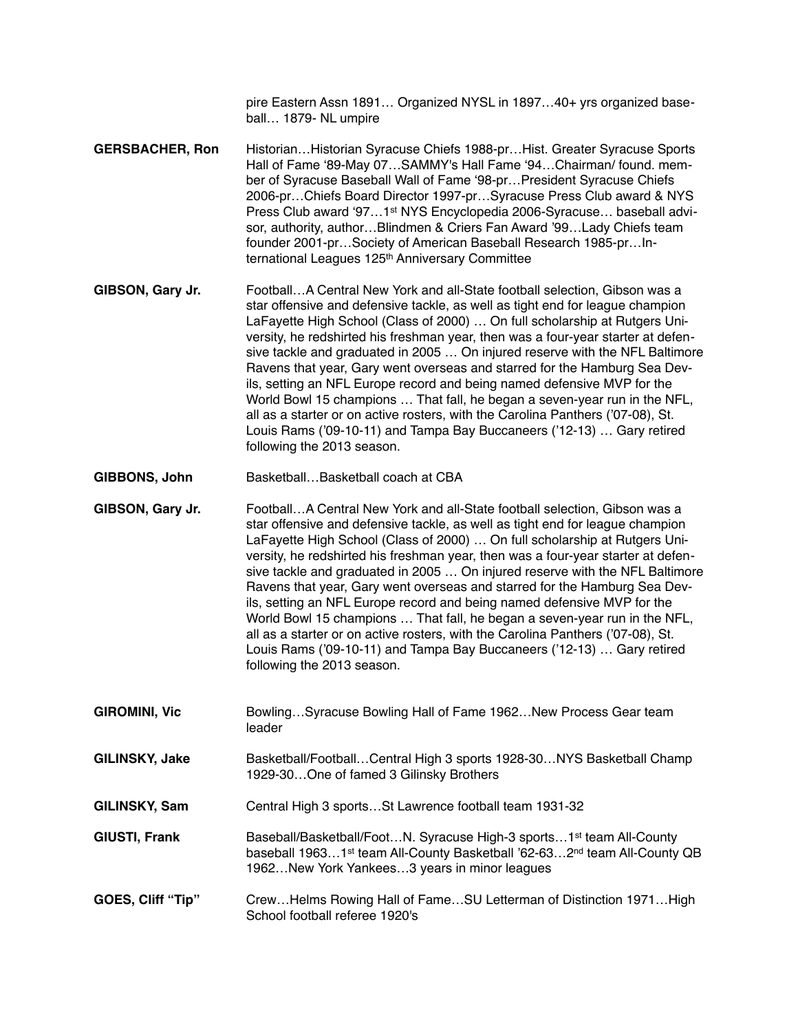pire Eastern Assn 1891… Organized NYSL in 1897…40+ yrs organized baseball… 1879- NL umpire

**GERSBACHER, Ron** Historian…Historian Syracuse Chiefs 1988-pr…Hist. Greater Syracuse Sports Hall of Fame '89-May 07…SAMMY's Hall Fame '94…Chairman/ found. member of Syracuse Baseball Wall of Fame '98-pr…President Syracuse Chiefs 2006-pr…Chiefs Board Director 1997-pr…Syracuse Press Club award & NYS Press Club award '97…1st NYS Encyclopedia 2006-Syracuse… baseball advisor, authority, author…Blindmen & Criers Fan Award '99…Lady Chiefs team founder 2001-pr…Society of American Baseball Research 1985-pr…International Leagues 125th Anniversary Committee

**GIBSON, Gary Jr.** Football…A Central New York and all-State football selection, Gibson was a star offensive and defensive tackle, as well as tight end for league champion LaFayette High School (Class of 2000) … On full scholarship at Rutgers University, he redshirted his freshman year, then was a four-year starter at defensive tackle and graduated in 2005 … On injured reserve with the NFL Baltimore Ravens that year, Gary went overseas and starred for the Hamburg Sea Devils, setting an NFL Europe record and being named defensive MVP for the World Bowl 15 champions … That fall, he began a seven-year run in the NFL, all as a starter or on active rosters, with the Carolina Panthers ('07-08), St. Louis Rams ('09-10-11) and Tampa Bay Buccaneers ('12-13) … Gary retired following the 2013 season.

**GIBBONS, John** Basketball…Basketball coach at CBA

**GIBSON, Gary Jr.** Football…A Central New York and all-State football selection, Gibson was a star offensive and defensive tackle, as well as tight end for league champion LaFayette High School (Class of 2000) … On full scholarship at Rutgers University, he redshirted his freshman year, then was a four-year starter at defensive tackle and graduated in 2005 … On injured reserve with the NFL Baltimore Ravens that year, Gary went overseas and starred for the Hamburg Sea Devils, setting an NFL Europe record and being named defensive MVP for the World Bowl 15 champions … That fall, he began a seven-year run in the NFL, all as a starter or on active rosters, with the Carolina Panthers ('07-08), St. Louis Rams ('09-10-11) and Tampa Bay Buccaneers ('12-13) … Gary retired following the 2013 season.

**GIROMINI, Vic** Bowling…Syracuse Bowling Hall of Fame 1962…New Process Gear team leader

**GILINSKY, Jake** Basketball/Football…Central High 3 sports 1928-30…NYS Basketball Champ 1929-30…One of famed 3 Gilinsky Brothers

**GILINSKY, Sam** Central High 3 sports…St Lawrence football team 1931-32

**GIUSTI, Frank** Baseball/Basketball/Foot…N. Syracuse High-3 sports…1st team All-County baseball 1963…1st team All-County Basketball '62-63…2nd team All-County QB 1962…New York Yankees…3 years in minor leagues

**GOES, Cliff "Tip"** Crew…Helms Rowing Hall of Fame…SU Letterman of Distinction 1971…High School football referee 1920's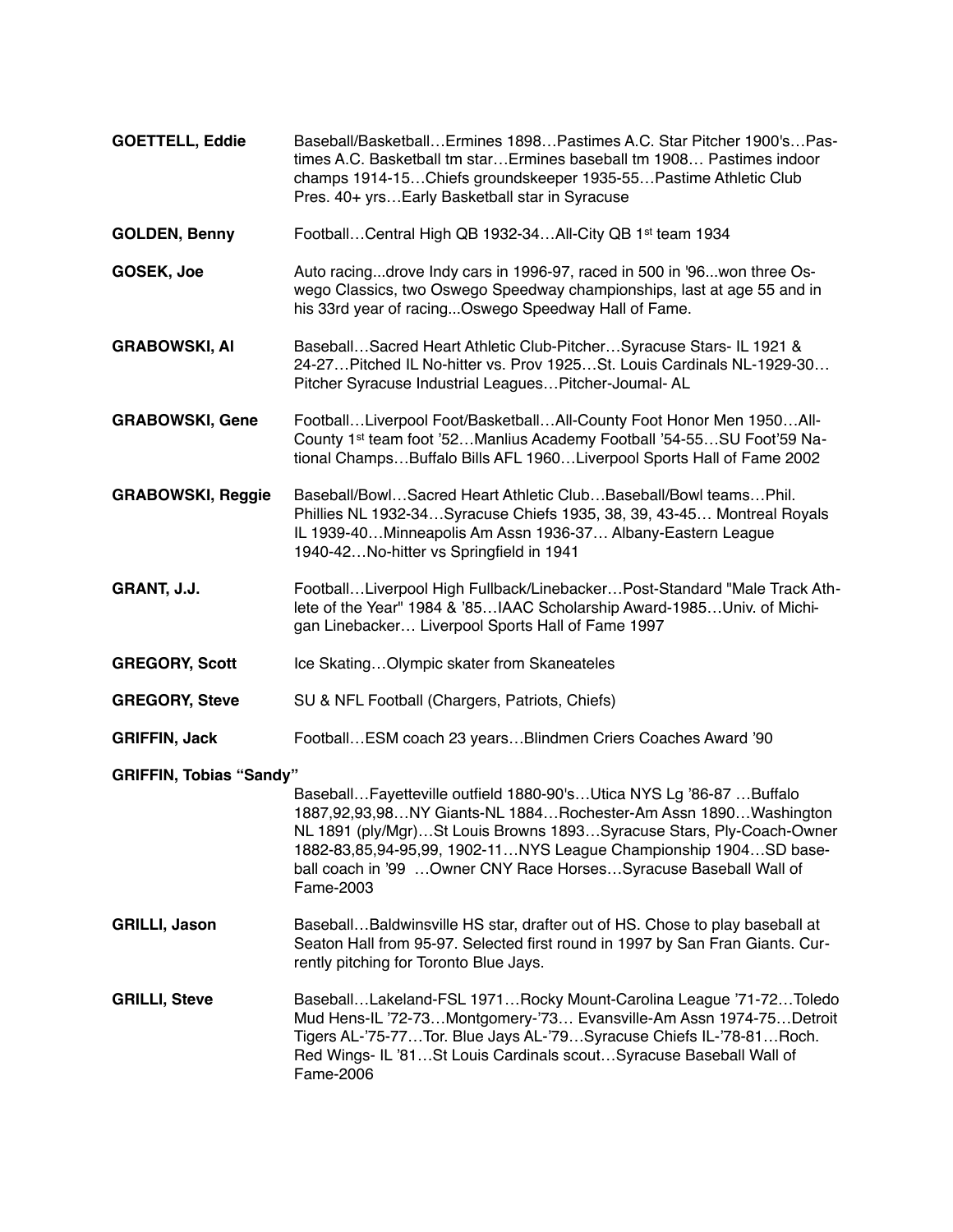**GOETTELL, Eddie** Baseball/Basketball…Ermines 1898…Pastimes A.C. Star Pitcher 1900's…Pastimes A.C. Basketball tm star…Ermines baseball tm 1908… Pastimes indoor champs 1914-15…Chiefs groundskeeper 1935-55…Pastime Athletic Club Pres. 40+ yrs…Early Basketball star in Syracuse

**GOLDEN, Benny** Football…Central High QB 1932-34…All-City QB 1st team 1934

**GOSEK, Joe** Auto racing...drove Indy cars in 1996-97, raced in 500 in '96...won three Oswego Classics, two Oswego Speedway championships, last at age 55 and in his 33rd year of racing...Oswego Speedway Hall of Fame.

**GRABOWSKI, Al** Baseball…Sacred Heart Athletic Club-Pitcher…Syracuse Stars- IL 1921 & 24-27…Pitched IL No-hitter vs. Prov 1925…St. Louis Cardinals NL-1929-30… Pitcher Syracuse Industrial Leagues…Pitcher-Joumal- AL

**GRABOWSKI, Gene** Football…Liverpool Foot/Basketball…All-County Foot Honor Men 1950…All-County 1st team foot '52…Manlius Academy Football '54-55…SU Foot'59 National Champs…Buffalo Bills AFL 1960…Liverpool Sports Hall of Fame 2002

**GRABOWSKI, Reggie** Baseball/Bowl…Sacred Heart Athletic Club…Baseball/Bowl teams…Phil. Phillies NL 1932-34…Syracuse Chiefs 1935, 38, 39, 43-45… Montreal Royals IL 1939-40…Minneapolis Am Assn 1936-37… Albany-Eastern League 1940-42…No-hitter vs Springfield in 1941

**GRANT, J.J.** Football…Liverpool High Fullback/Linebacker…Post-Standard "Male Track Athlete of the Year" 1984 & '85…IAAC Scholarship Award-1985…Univ. of Michigan Linebacker… Liverpool Sports Hall of Fame 1997

**GREGORY, Scott** Ice Skating…Olympic skater from Skaneateles

**GREGORY, Steve** SU & NFL Football (Chargers, Patriots, Chiefs)

**GRIFFIN, Jack** Football…ESM coach 23 years…Blindmen Criers Coaches Award '90

**GRIFFIN, Tobias "Sandy"** Baseball…Fayetteville outfield 1880-90's…Utica NYS Lg '86-87 …Buffalo 1887,92,93,98…NY Giants-NL 1884…Rochester-Am Assn 1890…Washington NL 1891 (ply/Mgr)…St Louis Browns 1893…Syracuse Stars, Ply-Coach-Owner 1882-83,85,94-95,99, 1902-11…NYS League Championship 1904…SD baseball coach in '99 …Owner CNY Race Horses…Syracuse Baseball Wall of Fame-2003

**GRILLI, Jason** Baseball…Baldwinsville HS star, drafter out of HS. Chose to play baseball at Seaton Hall from 95-97. Selected first round in 1997 by San Fran Giants. Currently pitching for Toronto Blue Jays.

**GRILLI, Steve** Baseball…Lakeland-FSL 1971…Rocky Mount-Carolina League '71-72…Toledo Mud Hens-IL '72-73…Montgomery-'73… Evansville-Am Assn 1974-75…Detroit Tigers AL-'75-77…Tor. Blue Jays AL-'79…Syracuse Chiefs IL-'78-81…Roch. Red Wings- IL '81…St Louis Cardinals scout…Syracuse Baseball Wall of Fame-2006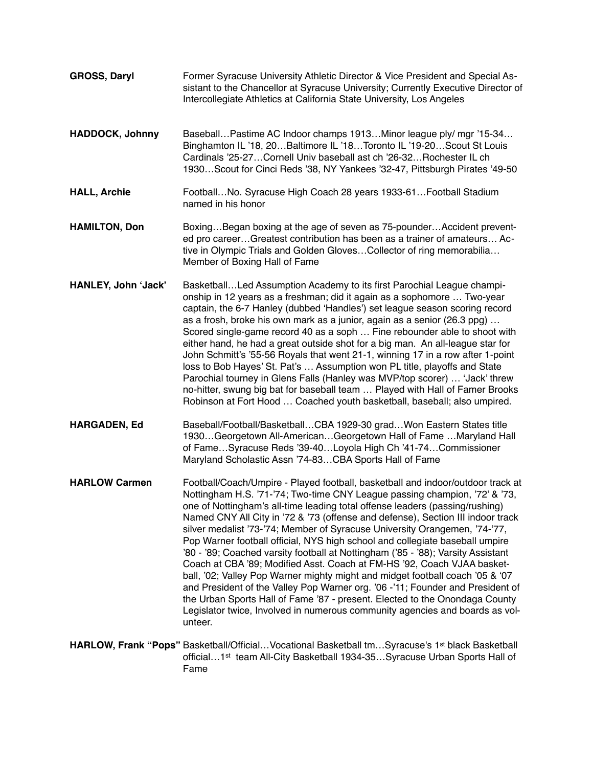**GROSS, Daryl** Former Syracuse University Athletic Director & Vice President and Special Assistant to the Chancellor at Syracuse University; Currently Executive Director of Intercollegiate Athletics at California State University, Los Angeles

**HADDOCK, Johnny** Baseball…Pastime AC Indoor champs 1913…Minor league ply/ mgr '15-34…Binghamton IL '18, 20…Baltimore IL '18…Toronto IL '19-20…Scout St Louis Cardinals '25-27…Cornell Univ baseball ast ch '26-32…Rochester IL ch 1930…Scout for Cinci Reds '38, NY Yankees '32-47, Pittsburgh Pirates '49-50

**HALL, Archie** Football…No. Syracuse High Coach 28 years 1933-61…Football Stadium named in his honor

**HAMILTON, Don** Boxing…Began boxing at the age of seven as 75-pounder…Accident prevented pro career…Greatest contribution has been as a trainer of amateurs… Active in Olympic Trials and Golden Gloves…Collector of ring memorabilia…Member of Boxing Hall of Fame

**HANLEY, John 'Jack'** Basketball…Led Assumption Academy to its first Parochial League championship in 12 years as a freshman; did it again as a sophomore … Two-year captain, the 6-7 Hanley (dubbed 'Handles') set league season scoring record as a frosh, broke his own mark as a junior, again as a senior (26.3 ppg) … Scored single-game record 40 as a soph … Fine rebounder able to shoot with either hand, he had a great outside shot for a big man. An all-league star for John Schmitt's '55-56 Royals that went 21-1, winning 17 in a row after 1-point loss to Bob Hayes' St. Pat's … Assumption won PL title, playoffs and State Parochial tourney in Glens Falls (Hanley was MVP/top scorer) … 'Jack' threw no-hitter, swung big bat for baseball team … Played with Hall of Famer Brooks Robinson at Fort Hood … Coached youth basketball, baseball; also umpired.

**HARGADEN, Ed** Baseball/Football/Basketball…CBA 1929-30 grad…Won Eastern States title 1930…Georgetown All-American…Georgetown Hall of Fame …Maryland Hall of Fame…Syracuse Reds '39-40…Loyola High Ch '41-74…Commissioner Maryland Scholastic Assn '74-83…CBA Sports Hall of Fame

**HARLOW Carmen** Football/Coach/Umpire - Played football, basketball and indoor/outdoor track at Nottingham H.S. '71-'74; Two-time CNY League passing champion, '72' & '73, one of Nottingham's all-time leading total offense leaders (passing/rushing) Named CNY All City in '72 & '73 (offense and defense), Section III indoor track silver medalist '73-'74; Member of Syracuse University Orangemen, '74-'77, Pop Warner football official, NYS high school and collegiate baseball umpire '80 - '89; Coached varsity football at Nottingham ('85 - '88); Varsity Assistant Coach at CBA '89; Modified Asst. Coach at FM-HS '92, Coach VJAA basketball, '02; Valley Pop Warner mighty might and midget football coach '05 & '07 and President of the Valley Pop Warner org. '06 -'11; Founder and President of the Urban Sports Hall of Fame '87 - present. Elected to the Onondaga County Legislator twice, Involved in numerous community agencies and boards as volunteer.

**HARLOW, Frank "Pops"** Basketball/Official…Vocational Basketball tm…Syracuse's 1st black Basketball official…1st team All-City Basketball 1934-35…Syracuse Urban Sports Hall of Fame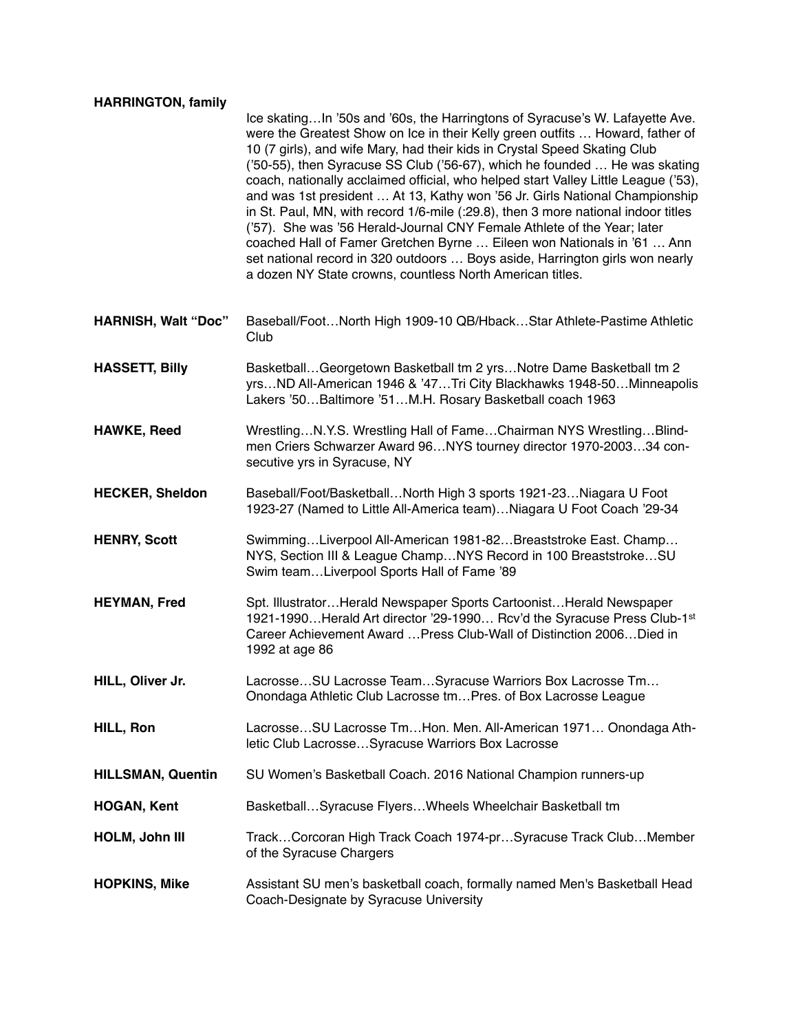**HARRINGTON, family**

Ice skating…In '50s and '60s, the Harringtons of Syracuse's W. Lafayette Ave. were the Greatest Show on Ice in their Kelly green outfits … Howard, father of 10 (7 girls), and wife Mary, had their kids in Crystal Speed Skating Club ('50-55), then Syracuse SS Club ('56-67), which he founded … He was skating coach, nationally acclaimed official, who helped start Valley Little League ('53), and was 1st president … At 13, Kathy won '56 Jr. Girls National Championship in St. Paul, MN, with record 1/6-mile (:29.8), then 3 more national indoor titles ('57). She was '56 Herald-Journal CNY Female Athlete of the Year; later coached Hall of Famer Gretchen Byrne … Eileen won Nationals in '61 … Ann set national record in 320 outdoors … Boys aside, Harrington girls won nearly a dozen NY State crowns, countless North American titles.

**HARNISH, Walt "Doc"**
Baseball/Foot…North High 1909-10 QB/Hback…Star Athlete-Pastime Athletic Club

**HASSETT, Billy**
Basketball…Georgetown Basketball tm 2 yrs…Notre Dame Basketball tm 2 yrs…ND All-American 1946 & '47…Tri City Blackhawks 1948-50…Minneapolis Lakers '50…Baltimore '51…M.H. Rosary Basketball coach 1963

**HAWKE, Reed**
Wrestling…N.Y.S. Wrestling Hall of Fame…Chairman NYS Wrestling…Blind-men Criers Schwarzer Award 96…NYS tourney director 1970-2003…34 consecutive yrs in Syracuse, NY

**HECKER, Sheldon**
Baseball/Foot/Basketball…North High 3 sports 1921-23…Niagara U Foot 1923-27 (Named to Little All-America team)…Niagara U Foot Coach '29-34

**HENRY, Scott**
Swimming…Liverpool All-American 1981-82…Breaststroke East. Champ… NYS, Section III & League Champ…NYS Record in 100 Breaststroke…SU Swim team…Liverpool Sports Hall of Fame '89

**HEYMAN, Fred**
Spt. Illustrator…Herald Newspaper Sports Cartoonist…Herald Newspaper 1921-1990…Herald Art director '29-1990… Rcv'd the Syracuse Press Club-1st Career Achievement Award …Press Club-Wall of Distinction 2006…Died in 1992 at age 86

**HILL, Oliver Jr.**
Lacrosse…SU Lacrosse Team…Syracuse Warriors Box Lacrosse Tm… Onondaga Athletic Club Lacrosse tm…Pres. of Box Lacrosse League

**HILL, Ron**
Lacrosse…SU Lacrosse Tm…Hon. Men. All-American 1971… Onondaga Athletic Club Lacrosse…Syracuse Warriors Box Lacrosse

**HILLSMAN, Quentin**
SU Women's Basketball Coach. 2016 National Champion runners-up

**HOGAN, Kent**
Basketball…Syracuse Flyers…Wheels Wheelchair Basketball tm

**HOLM, John III**
Track…Corcoran High Track Coach 1974-pr…Syracuse Track Club…Member of the Syracuse Chargers

**HOPKINS, Mike**
Assistant SU men's basketball coach, formally named Men's Basketball Head Coach-Designate by Syracuse University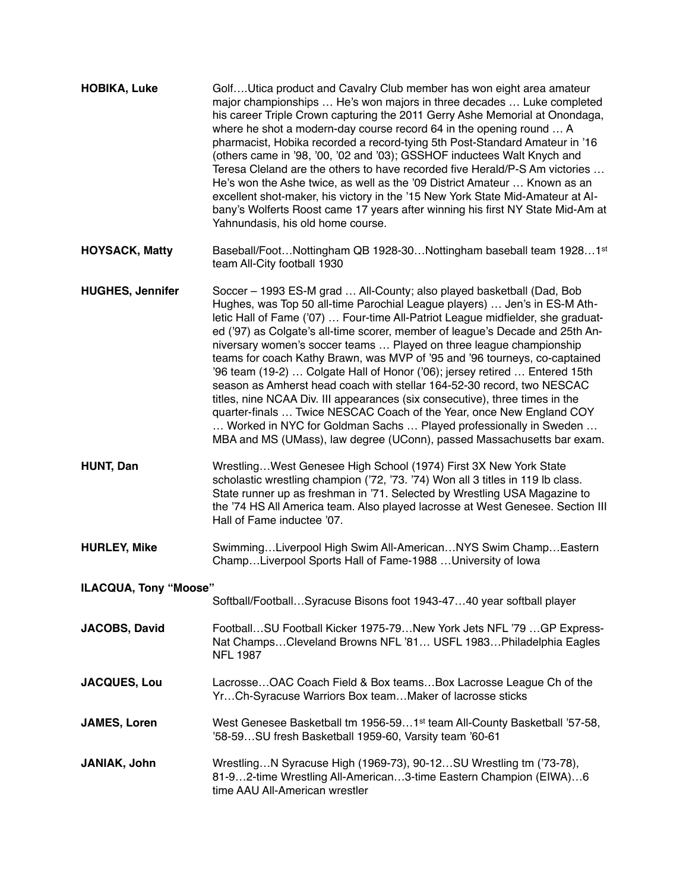**HOBIKA, Luke**

Golf….Utica product and Cavalry Club member has won eight area amateur major championships … He's won majors in three decades … Luke completed his career Triple Crown capturing the 2011 Gerry Ashe Memorial at Onondaga, where he shot a modern-day course record 64 in the opening round … A pharmacist, Hobika recorded a record-tying 5th Post-Standard Amateur in '16 (others came in '98, '00, '02 and '03); GSSHOF inductees Walt Knych and Teresa Cleland are the others to have recorded five Herald/P-S Am victories … He's won the Ashe twice, as well as the '09 District Amateur … Known as an excellent shot-maker, his victory in the '15 New York State Mid-Amateur at Albany's Wolferts Roost came 17 years after winning his first NY State Mid-Am at Yahnundasis, his old home course.

**HOYSACK, Matty**

Baseball/Foot…Nottingham QB 1928-30…Nottingham baseball team 1928…1st team All-City football 1930

**HUGHES, Jennifer**

Soccer – 1993 ES-M grad … All-County; also played basketball (Dad, Bob Hughes, was Top 50 all-time Parochial League players) … Jen's in ES-M Athletic Hall of Fame ('07) … Four-time All-Patriot League midfielder, she graduated ('97) as Colgate's all-time scorer, member of league's Decade and 25th Anniversary women's soccer teams … Played on three league championship teams for coach Kathy Brawn, was MVP of '95 and '96 tourneys, co-captained '96 team (19-2) … Colgate Hall of Honor ('06); jersey retired … Entered 15th season as Amherst head coach with stellar 164-52-30 record, two NESCAC titles, nine NCAA Div. III appearances (six consecutive), three times in the quarter-finals … Twice NESCAC Coach of the Year, once New England COY … Worked in NYC for Goldman Sachs … Played professionally in Sweden … MBA and MS (UMass), law degree (UConn), passed Massachusetts bar exam.

**HUNT, Dan**

Wrestling…West Genesee High School (1974) First 3X New York State scholastic wrestling champion ('72, '73. '74) Won all 3 titles in 119 lb class. State runner up as freshman in '71. Selected by Wrestling USA Magazine to the '74 HS All America team. Also played lacrosse at West Genesee. Section III Hall of Fame inductee '07.

**HURLEY, Mike**

Swimming…Liverpool High Swim All-American…NYS Swim Champ…Eastern Champ…Liverpool Sports Hall of Fame-1988 …University of Iowa

**ILACQUA, Tony "Moose"**

Softball/Football…Syracuse Bisons foot 1943-47…40 year softball player

**JACOBS, David**

Football…SU Football Kicker 1975-79…New York Jets NFL '79 …GP Express-Nat Champs…Cleveland Browns NFL '81… USFL 1983…Philadelphia Eagles NFL 1987

**JACQUES, Lou**

Lacrosse…OAC Coach Field & Box teams…Box Lacrosse League Ch of the Yr…Ch-Syracuse Warriors Box team…Maker of lacrosse sticks

**JAMES, Loren**

West Genesee Basketball tm 1956-59…1st team All-County Basketball '57-58, '58-59…SU fresh Basketball 1959-60, Varsity team '60-61

**JANIAK, John**

Wrestling…N Syracuse High (1969-73), 90-12…SU Wrestling tm ('73-78), 81-9…2-time Wrestling All-American…3-time Eastern Champion (EIWA)…6 time AAU All-American wrestler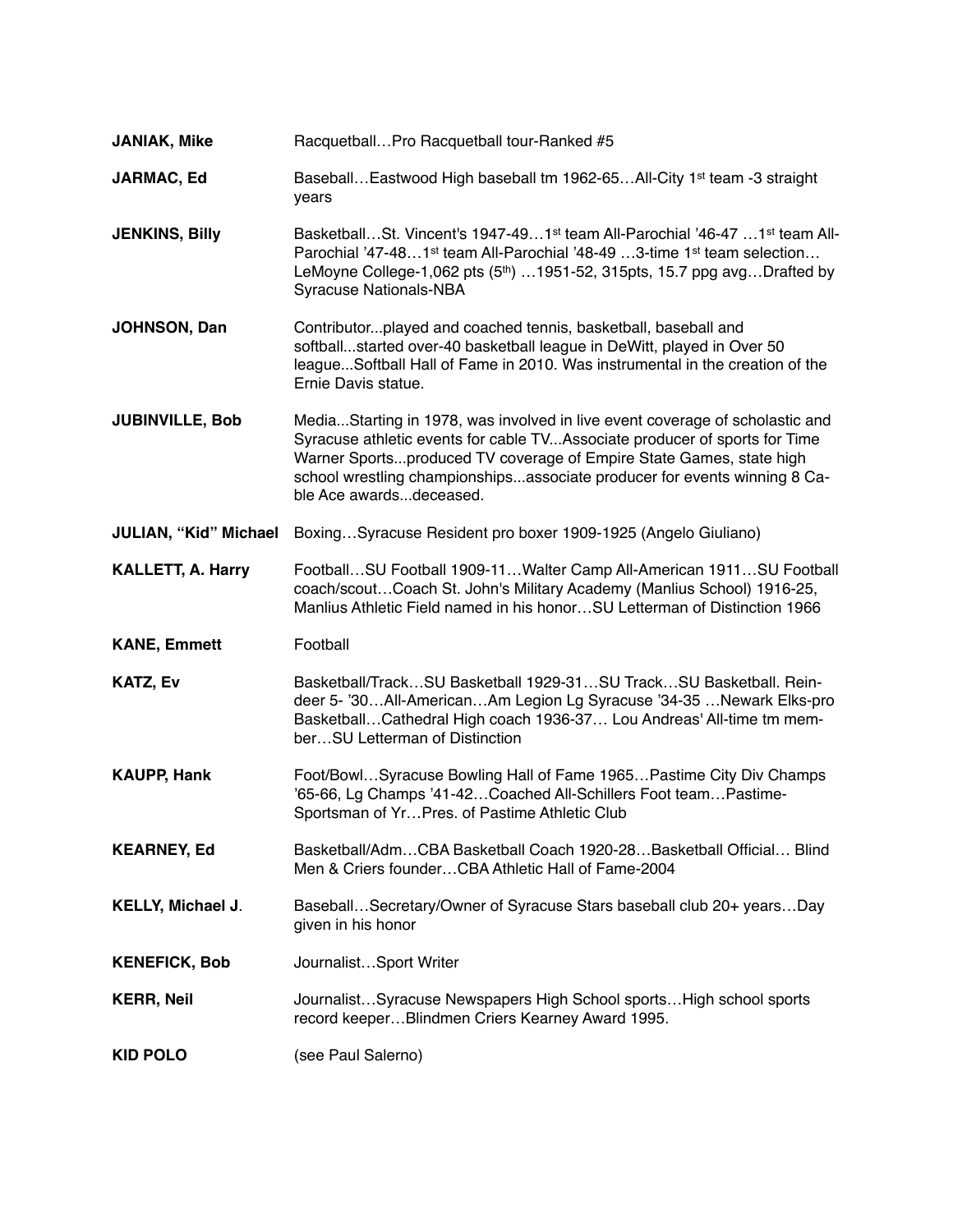**JANIAK, Mike** Racquetball…Pro Racquetball tour-Ranked #5

**JARMAC, Ed** Baseball…Eastwood High baseball tm 1962-65…All-City 1st team -3 straight years

**JENKINS, Billy** Basketball…St. Vincent's 1947-49…1st team All-Parochial '46-47 …1st team All-Parochial '47-48…1st team All-Parochial '48-49 …3-time 1st team selection… LeMoyne College-1,062 pts (5th) …1951-52, 315pts, 15.7 ppg avg…Drafted by Syracuse Nationals-NBA

**JOHNSON, Dan** Contributor...played and coached tennis, basketball, baseball and softball...started over-40 basketball league in DeWitt, played in Over 50 league...Softball Hall of Fame in 2010. Was instrumental in the creation of the Ernie Davis statue.

**JUBINVILLE, Bob** Media...Starting in 1978, was involved in live event coverage of scholastic and Syracuse athletic events for cable TV...Associate producer of sports for Time Warner Sports...produced TV coverage of Empire State Games, state high school wrestling championships...associate producer for events winning 8 Cable Ace awards...deceased.

**JULIAN, "Kid" Michael** Boxing…Syracuse Resident pro boxer 1909-1925 (Angelo Giuliano)

**KALLETT, A. Harry** Football…SU Football 1909-11…Walter Camp All-American 1911…SU Football coach/scout…Coach St. John's Military Academy (Manlius School) 1916-25, Manlius Athletic Field named in his honor…SU Letterman of Distinction 1966

**KANE, Emmett** Football

**KATZ, Ev** Basketball/Track…SU Basketball 1929-31…SU Track…SU Basketball. Reindeer 5- '30…All-American…Am Legion Lg Syracuse '34-35 …Newark Elks-pro Basketball…Cathedral High coach 1936-37… Lou Andreas' All-time tm member…SU Letterman of Distinction

**KAUPP, Hank** Foot/Bowl…Syracuse Bowling Hall of Fame 1965…Pastime City Div Champs '65-66, Lg Champs '41-42…Coached All-Schillers Foot team…Pastime-Sportsman of Yr…Pres. of Pastime Athletic Club

**KEARNEY, Ed** Basketball/Adm…CBA Basketball Coach 1920-28…Basketball Official… Blind Men & Criers founder…CBA Athletic Hall of Fame-2004

**KELLY, Michael J**. Baseball…Secretary/Owner of Syracuse Stars baseball club 20+ years…Day given in his honor

**KENEFICK, Bob** Journalist…Sport Writer

**KERR, Neil** Journalist…Syracuse Newspapers High School sports…High school sports record keeper…Blindmen Criers Kearney Award 1995.

**KID POLO** (see Paul Salerno)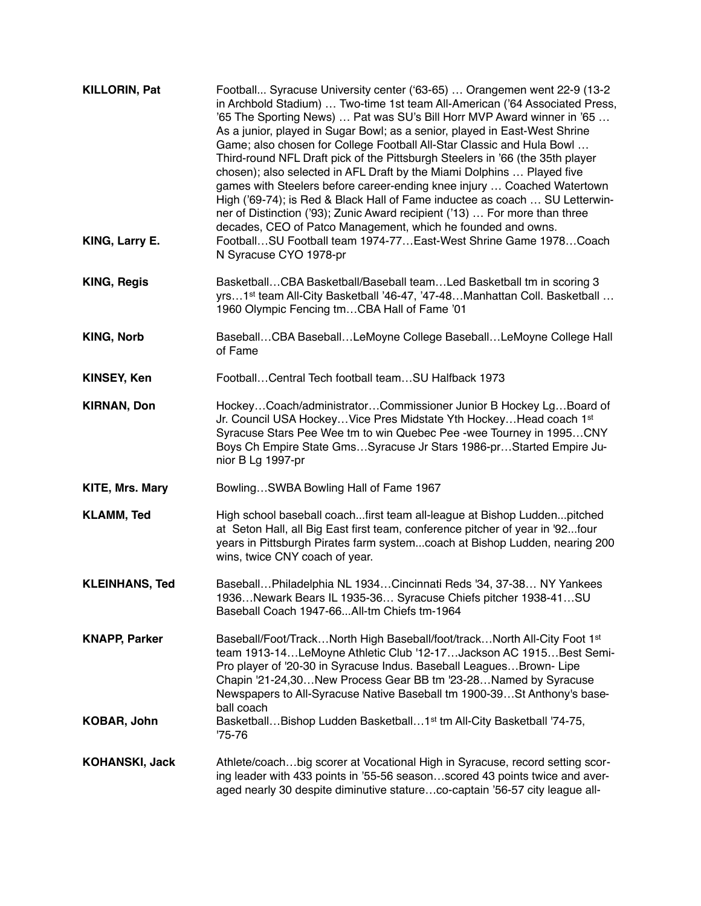**KILLORIN, Pat** Football... Syracuse University center ('63-65) … Orangemen went 22-9 (13-2 in Archbold Stadium) … Two-time 1st team All-American ('64 Associated Press, '65 The Sporting News) … Pat was SU's Bill Horr MVP Award winner in '65 … As a junior, played in Sugar Bowl; as a senior, played in East-West Shrine Game; also chosen for College Football All-Star Classic and Hula Bowl … Third-round NFL Draft pick of the Pittsburgh Steelers in '66 (the 35th player chosen); also selected in AFL Draft by the Miami Dolphins … Played five games with Steelers before career-ending knee injury … Coached Watertown High ('69-74); is Red & Black Hall of Fame inductee as coach … SU Letterwinner of Distinction ('93); Zunic Award recipient ('13) … For more than three decades, CEO of Patco Management, which he founded and owns.

**KING, Larry E.** Football…SU Football team 1974-77…East-West Shrine Game 1978…Coach N Syracuse CYO 1978-pr

**KING, Regis** Basketball…CBA Basketball/Baseball team…Led Basketball tm in scoring 3 yrs…1st team All-City Basketball '46-47, '47-48…Manhattan Coll. Basketball … 1960 Olympic Fencing tm…CBA Hall of Fame '01

**KING, Norb** Baseball…CBA Baseball…LeMoyne College Baseball…LeMoyne College Hall of Fame

**KINSEY, Ken** Football…Central Tech football team…SU Halfback 1973

**KIRNAN, Don** Hockey…Coach/administrator…Commissioner Junior B Hockey Lg…Board of Jr. Council USA Hockey…Vice Pres Midstate Yth Hockey…Head coach 1st Syracuse Stars Pee Wee tm to win Quebec Pee -wee Tourney in 1995…CNY Boys Ch Empire State Gms…Syracuse Jr Stars 1986-pr…Started Empire Junior B Lg 1997-pr

**KITE, Mrs. Mary** Bowling…SWBA Bowling Hall of Fame 1967

**KLAMM, Ted** High school baseball coach...first team all-league at Bishop Ludden...pitched at Seton Hall, all Big East first team, conference pitcher of year in '92...four years in Pittsburgh Pirates farm system...coach at Bishop Ludden, nearing 200 wins, twice CNY coach of year.

**KLEINHANS, Ted** Baseball…Philadelphia NL 1934…Cincinnati Reds '34, 37-38… NY Yankees 1936…Newark Bears IL 1935-36… Syracuse Chiefs pitcher 1938-41…SU Baseball Coach 1947-66...All-tm Chiefs tm-1964

**KNAPP, Parker** Baseball/Foot/Track…North High Baseball/foot/track…North All-City Foot 1st team 1913-14…LeMoyne Athletic Club '12-17…Jackson AC 1915…Best Semi-Pro player of '20-30 in Syracuse Indus. Baseball Leagues…Brown- Lipe Chapin '21-24,30…New Process Gear BB tm '23-28…Named by Syracuse Newspapers to All-Syracuse Native Baseball tm 1900-39…St Anthony's baseball coach

**KOBAR, John** Basketball…Bishop Ludden Basketball…1st tm All-City Basketball '74-75, '75-76

**KOHANSKI, Jack** Athlete/coach…big scorer at Vocational High in Syracuse, record setting scoring leader with 433 points in '55-56 season…scored 43 points twice and averaged nearly 30 despite diminutive stature…co-captain '56-57 city league all-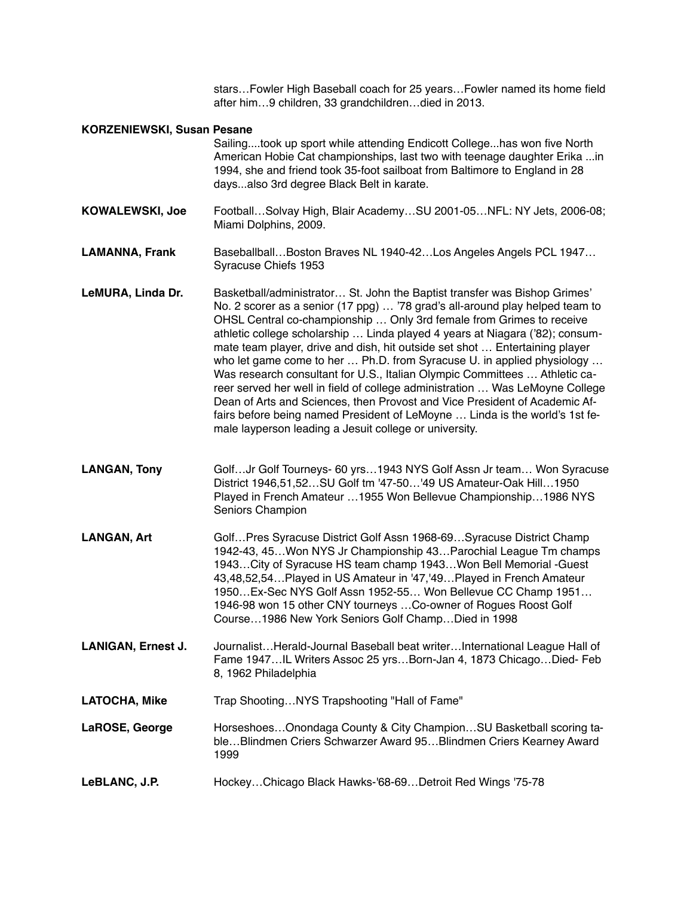stars…Fowler High Baseball coach for 25 years…Fowler named its home field after him…9 children, 33 grandchildren…died in 2013.

**KORZENIEWSKI, Susan Pesane**

Sailing....took up sport while attending Endicott College...has won five North American Hobie Cat championships, last two with teenage daughter Erika ...in 1994, she and friend took 35-foot sailboat from Baltimore to England in 28 days...also 3rd degree Black Belt in karate.

**KOWALEWSKI, Joe** Football…Solvay High, Blair Academy…SU 2001-05…NFL: NY Jets, 2006-08; Miami Dolphins, 2009.

**LAMANNA, Frank** Baseballball…Boston Braves NL 1940-42…Los Angeles Angels PCL 1947…Syracuse Chiefs 1953

**LeMURA, Linda Dr.** Basketball/administrator… St. John the Baptist transfer was Bishop Grimes' No. 2 scorer as a senior (17 ppg) … '78 grad's all-around play helped team to OHSL Central co-championship … Only 3rd female from Grimes to receive athletic college scholarship … Linda played 4 years at Niagara ('82); consummate team player, drive and dish, hit outside set shot … Entertaining player who let game come to her … Ph.D. from Syracuse U. in applied physiology … Was research consultant for U.S., Italian Olympic Committees … Athletic career served her well in field of college administration … Was LeMoyne College Dean of Arts and Sciences, then Provost and Vice President of Academic Affairs before being named President of LeMoyne … Linda is the world's 1st female layperson leading a Jesuit college or university.

**LANGAN, Tony** Golf…Jr Golf Tourneys- 60 yrs…1943 NYS Golf Assn Jr team… Won Syracuse District 1946,51,52…SU Golf tm '47-50…'49 US Amateur-Oak Hill…1950 Played in French Amateur …1955 Won Bellevue Championship…1986 NYS Seniors Champion

**LANGAN, Art** Golf…Pres Syracuse District Golf Assn 1968-69…Syracuse District Champ 1942-43, 45…Won NYS Jr Championship 43…Parochial League Tm champs 1943…City of Syracuse HS team champ 1943…Won Bell Memorial -Guest 43,48,52,54…Played in US Amateur in '47,'49…Played in French Amateur 1950…Ex-Sec NYS Golf Assn 1952-55… Won Bellevue CC Champ 1951… 1946-98 won 15 other CNY tourneys …Co-owner of Rogues Roost Golf Course…1986 New York Seniors Golf Champ…Died in 1998

**LANIGAN, Ernest J.** Journalist…Herald-Journal Baseball beat writer…International League Hall of Fame 1947…IL Writers Assoc 25 yrs…Born-Jan 4, 1873 Chicago…Died- Feb 8, 1962 Philadelphia

**LATOCHA, Mike** Trap Shooting…NYS Trapshooting "Hall of Fame"

**LaROSE, George** Horseshoes…Onondaga County & City Champion…SU Basketball scoring table…Blindmen Criers Schwarzer Award 95…Blindmen Criers Kearney Award 1999

**LeBLANC, J.P.** Hockey…Chicago Black Hawks-'68-69…Detroit Red Wings '75-78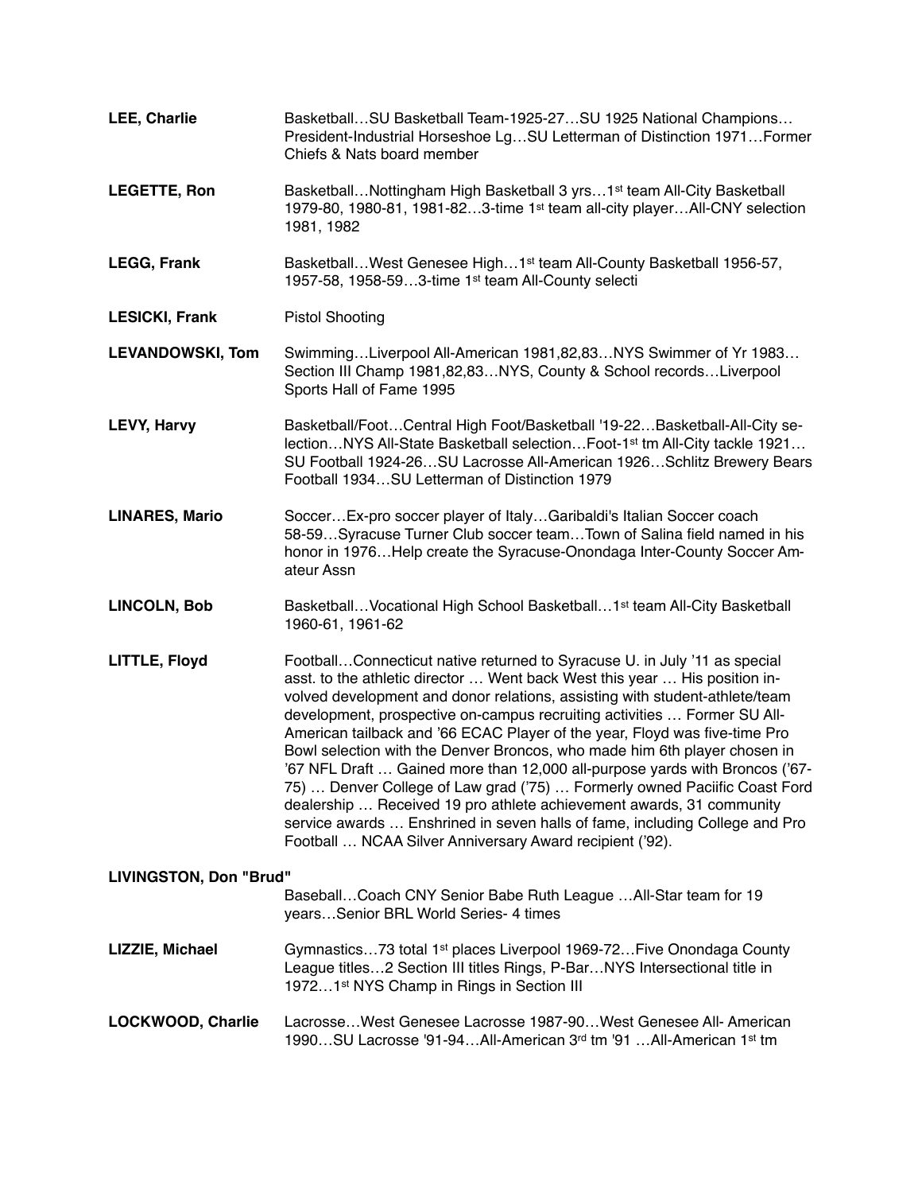**LEE, Charlie** — Basketball…SU Basketball Team-1925-27…SU 1925 National Champions…President-Industrial Horseshoe Lg…SU Letterman of Distinction 1971…Former Chiefs & Nats board member

**LEGETTE, Ron** — Basketball…Nottingham High Basketball 3 yrs…1st team All-City Basketball 1979-80, 1980-81, 1981-82…3-time 1st team all-city player…All-CNY selection 1981, 1982

**LEGG, Frank** — Basketball…West Genesee High…1st team All-County Basketball 1956-57, 1957-58, 1958-59…3-time 1st team All-County selecti

**LESICKI, Frank** — Pistol Shooting

**LEVANDOWSKI, Tom** — Swimming…Liverpool All-American 1981,82,83…NYS Swimmer of Yr 1983…Section III Champ 1981,82,83…NYS, County & School records…Liverpool Sports Hall of Fame 1995

**LEVY, Harvy** — Basketball/Foot…Central High Foot/Basketball '19-22…Basketball-All-City selection…NYS All-State Basketball selection…Foot-1st tm All-City tackle 1921…SU Football 1924-26…SU Lacrosse All-American 1926…Schlitz Brewery Bears Football 1934…SU Letterman of Distinction 1979

**LINARES, Mario** — Soccer…Ex-pro soccer player of Italy…Garibaldi's Italian Soccer coach 58-59…Syracuse Turner Club soccer team…Town of Salina field named in his honor in 1976…Help create the Syracuse-Onondaga Inter-County Soccer Amateur Assn

**LINCOLN, Bob** — Basketball…Vocational High School Basketball…1st team All-City Basketball 1960-61, 1961-62

**LITTLE, Floyd** — Football…Connecticut native returned to Syracuse U. in July '11 as special asst. to the athletic director … Went back West this year … His position involved development and donor relations, assisting with student-athlete/team development, prospective on-campus recruiting activities … Former SU All-American tailback and '66 ECAC Player of the year, Floyd was five-time Pro Bowl selection with the Denver Broncos, who made him 6th player chosen in '67 NFL Draft … Gained more than 12,000 all-purpose yards with Broncos ('67-75) … Denver College of Law grad ('75) … Formerly owned Paciific Coast Ford dealership … Received 19 pro athlete achievement awards, 31 community service awards … Enshrined in seven halls of fame, including College and Pro Football … NCAA Silver Anniversary Award recipient ('92).

**LIVINGSTON, Don "Brud"** — Baseball…Coach CNY Senior Babe Ruth League …All-Star team for 19 years…Senior BRL World Series- 4 times

**LIZZIE, Michael** — Gymnastics…73 total 1st places Liverpool 1969-72…Five Onondaga County League titles…2 Section III titles Rings, P-Bar…NYS Intersectional title in 1972…1st NYS Champ in Rings in Section III

**LOCKWOOD, Charlie** — Lacrosse…West Genesee Lacrosse 1987-90…West Genesee All- American 1990…SU Lacrosse '91-94…All-American 3rd tm '91 …All-American 1st tm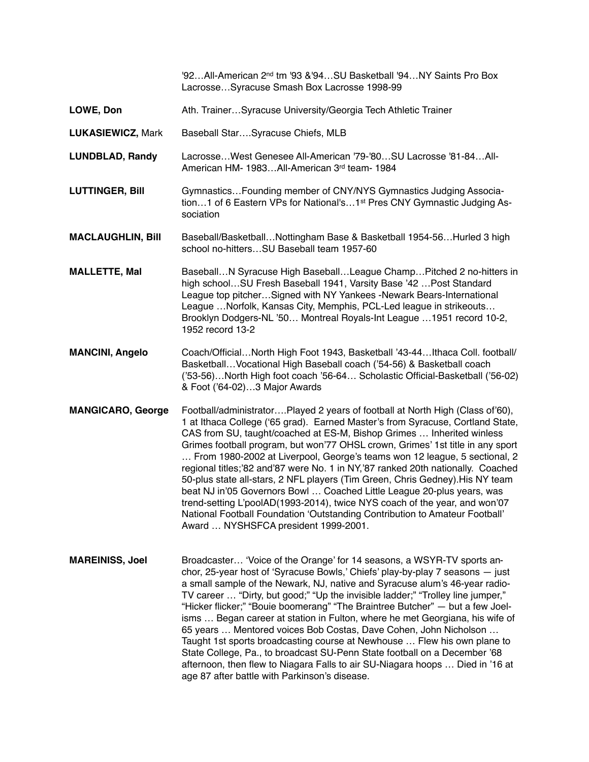'92…All-American 2nd tm '93 &'94…SU Basketball '94…NY Saints Pro Box Lacrosse…Syracuse Smash Box Lacrosse 1998-99

**LOWE, Don** Ath. Trainer…Syracuse University/Georgia Tech Athletic Trainer

**LUKASIEWICZ, Mark** Baseball Star….Syracuse Chiefs, MLB

**LUNDBLAD, Randy** Lacrosse…West Genesee All-American '79-'80…SU Lacrosse '81-84…All-American HM- 1983…All-American 3rd team- 1984

**LUTTINGER, Bill** Gymnastics…Founding member of CNY/NYS Gymnastics Judging Association…1 of 6 Eastern VPs for National's…1st Pres CNY Gymnastic Judging Association

**MACLAUGHLIN, Bill** Baseball/Basketball…Nottingham Base & Basketball 1954-56…Hurled 3 high school no-hitters…SU Baseball team 1957-60

**MALLETTE, Mal** Baseball…N Syracuse High Baseball…League Champ…Pitched 2 no-hitters in high school…SU Fresh Baseball 1941, Varsity Base '42 …Post Standard League top pitcher…Signed with NY Yankees -Newark Bears-International League …Norfolk, Kansas City, Memphis, PCL-Led league in strikeouts… Brooklyn Dodgers-NL '50… Montreal Royals-Int League …1951 record 10-2, 1952 record 13-2

**MANCINI, Angelo** Coach/Official…North High Foot 1943, Basketball '43-44…Ithaca Coll. football/ Basketball…Vocational High Baseball coach ('54-56) & Basketball coach ('53-56)…North High foot coach '56-64… Scholastic Official-Basketball ('56-02) & Foot ('64-02)…3 Major Awards

**MANGICARO, George** Football/administrator….Played 2 years of football at North High (Class of'60), 1 at Ithaca College ('65 grad). Earned Master's from Syracuse, Cortland State, CAS from SU, taught/coached at ES-M, Bishop Grimes … Inherited winless Grimes football program, but won'77 OHSL crown, Grimes' 1st title in any sport … From 1980-2002 at Liverpool, George's teams won 12 league, 5 sectional, 2 regional titles;'82 and'87 were No. 1 in NY,'87 ranked 20th nationally. Coached 50-plus state all-stars, 2 NFL players (Tim Green, Chris Gedney).His NY team beat NJ in'05 Governors Bowl … Coached Little League 20-plus years, was trend-setting L'poolAD(1993-2014), twice NYS coach of the year, and won'07 National Football Foundation 'Outstanding Contribution to Amateur Football' Award … NYSHSFCA president 1999-2001.

**MAREINISS, Joel** Broadcaster… 'Voice of the Orange' for 14 seasons, a WSYR-TV sports anchor, 25-year host of 'Syracuse Bowls,' Chiefs' play-by-play 7 seasons — just a small sample of the Newark, NJ, native and Syracuse alum's 46-year radio-TV career … "Dirty, but good;" "Up the invisible ladder;" "Trolley line jumper," "Hicker flicker;" "Bouie boomerang" "The Braintree Butcher" — but a few Joel-isms … Began career at station in Fulton, where he met Georgiana, his wife of 65 years … Mentored voices Bob Costas, Dave Cohen, John Nicholson … Taught 1st sports broadcasting course at Newhouse … Flew his own plane to State College, Pa., to broadcast SU-Penn State football on a December '68 afternoon, then flew to Niagara Falls to air SU-Niagara hoops … Died in '16 at age 87 after battle with Parkinson's disease.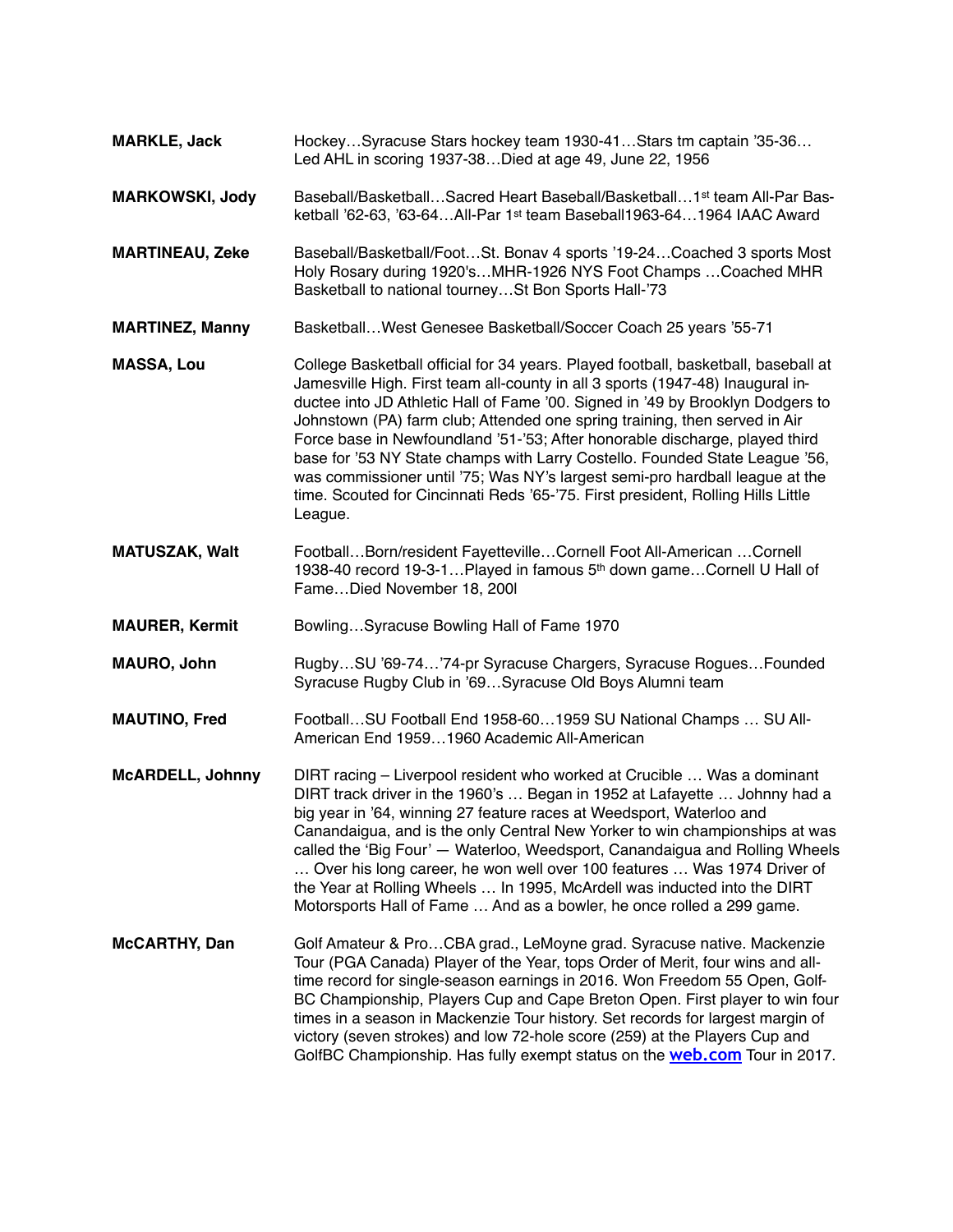**MARKLE, Jack** Hockey…Syracuse Stars hockey team 1930-41…Stars tm captain '35-36…Led AHL in scoring 1937-38…Died at age 49, June 22, 1956

**MARKOWSKI, Jody** Baseball/Basketball…Sacred Heart Baseball/Basketball…1st team All-Par Basketball '62-63, '63-64…All-Par 1st team Baseball1963-64…1964 IAAC Award

**MARTINEAU, Zeke** Baseball/Basketball/Foot…St. Bonav 4 sports '19-24…Coached 3 sports Most Holy Rosary during 1920's…MHR-1926 NYS Foot Champs …Coached MHR Basketball to national tourney…St Bon Sports Hall-'73

**MARTINEZ, Manny** Basketball…West Genesee Basketball/Soccer Coach 25 years '55-71

**MASSA, Lou** College Basketball official for 34 years. Played football, basketball, baseball at Jamesville High. First team all-county in all 3 sports (1947-48) Inaugural inductee into JD Athletic Hall of Fame '00. Signed in '49 by Brooklyn Dodgers to Johnstown (PA) farm club; Attended one spring training, then served in Air Force base in Newfoundland '51-'53; After honorable discharge, played third base for '53 NY State champs with Larry Costello. Founded State League '56, was commissioner until '75; Was NY's largest semi-pro hardball league at the time. Scouted for Cincinnati Reds '65-'75. First president, Rolling Hills Little League.

**MATUSZAK, Walt** Football…Born/resident Fayetteville…Cornell Foot All-American …Cornell 1938-40 record 19-3-1…Played in famous 5th down game…Cornell U Hall of Fame…Died November 18, 200l

**MAURER, Kermit** Bowling…Syracuse Bowling Hall of Fame 1970

**MAURO, John** Rugby…SU '69-74…'74-pr Syracuse Chargers, Syracuse Rogues…Founded Syracuse Rugby Club in '69…Syracuse Old Boys Alumni team

**MAUTINO, Fred** Football…SU Football End 1958-60…1959 SU National Champs … SU All-American End 1959…1960 Academic All-American

**McARDELL, Johnny** DIRT racing – Liverpool resident who worked at Crucible … Was a dominant DIRT track driver in the 1960's … Began in 1952 at Lafayette … Johnny had a big year in '64, winning 27 feature races at Weedsport, Waterloo and Canandaigua, and is the only Central New Yorker to win championships at was called the 'Big Four' — Waterloo, Weedsport, Canandaigua and Rolling Wheels … Over his long career, he won well over 100 features … Was 1974 Driver of the Year at Rolling Wheels … In 1995, McArdell was inducted into the DIRT Motorsports Hall of Fame … And as a bowler, he once rolled a 299 game.

**McCARTHY, Dan** Golf Amateur & Pro…CBA grad., LeMoyne grad. Syracuse native. Mackenzie Tour (PGA Canada) Player of the Year, tops Order of Merit, four wins and all-time record for single-season earnings in 2016. Won Freedom 55 Open, Golf-BC Championship, Players Cup and Cape Breton Open. First player to win four times in a season in Mackenzie Tour history. Set records for largest margin of victory (seven strokes) and low 72-hole score (259) at the Players Cup and GolfBC Championship. Has fully exempt status on the **web.com** Tour in 2017.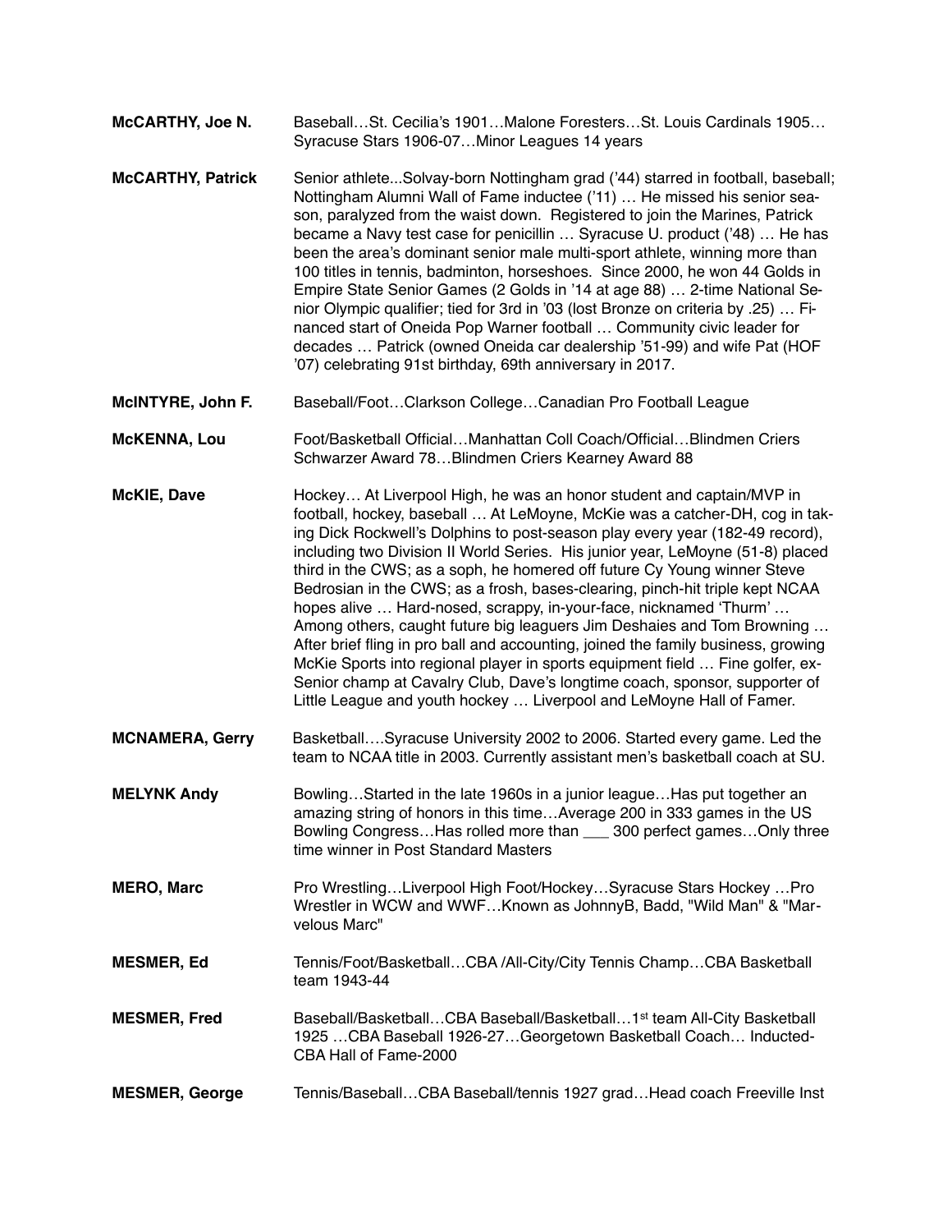**McCARTHY, Joe N.** Baseball…St. Cecilia's 1901…Malone Foresters…St. Louis Cardinals 1905…Syracuse Stars 1906-07…Minor Leagues 14 years

**McCARTHY, Patrick** Senior athlete...Solvay-born Nottingham grad ('44) starred in football, baseball; Nottingham Alumni Wall of Fame inductee ('11) … He missed his senior season, paralyzed from the waist down. Registered to join the Marines, Patrick became a Navy test case for penicillin … Syracuse U. product ('48) … He has been the area's dominant senior male multi-sport athlete, winning more than 100 titles in tennis, badminton, horseshoes. Since 2000, he won 44 Golds in Empire State Senior Games (2 Golds in '14 at age 88) … 2-time National Senior Olympic qualifier; tied for 3rd in '03 (lost Bronze on criteria by .25) … Financed start of Oneida Pop Warner football … Community civic leader for decades … Patrick (owned Oneida car dealership '51-99) and wife Pat (HOF '07) celebrating 91st birthday, 69th anniversary in 2017.

**McINTYRE, John F.** Baseball/Foot…Clarkson College…Canadian Pro Football League

**McKENNA, Lou** Foot/Basketball Official…Manhattan Coll Coach/Official…Blindmen Criers Schwarzer Award 78…Blindmen Criers Kearney Award 88

**McKIE, Dave** Hockey… At Liverpool High, he was an honor student and captain/MVP in football, hockey, baseball … At LeMoyne, McKie was a catcher-DH, cog in taking Dick Rockwell's Dolphins to post-season play every year (182-49 record), including two Division II World Series. His junior year, LeMoyne (51-8) placed third in the CWS; as a soph, he homered off future Cy Young winner Steve Bedrosian in the CWS; as a frosh, bases-clearing, pinch-hit triple kept NCAA hopes alive … Hard-nosed, scrappy, in-your-face, nicknamed 'Thurm' … Among others, caught future big leaguers Jim Deshaies and Tom Browning … After brief fling in pro ball and accounting, joined the family business, growing McKie Sports into regional player in sports equipment field … Fine golfer, ex-Senior champ at Cavalry Club, Dave's longtime coach, sponsor, supporter of Little League and youth hockey … Liverpool and LeMoyne Hall of Famer.

**MCNAMERA, Gerry** Basketball….Syracuse University 2002 to 2006. Started every game. Led the team to NCAA title in 2003. Currently assistant men's basketball coach at SU.

**MELYNK Andy** Bowling…Started in the late 1960s in a junior league…Has put together an amazing string of honors in this time…Average 200 in 333 games in the US Bowling Congress…Has rolled more than ___ 300 perfect games…Only three time winner in Post Standard Masters

**MERO, Marc** Pro Wrestling…Liverpool High Foot/Hockey…Syracuse Stars Hockey …Pro Wrestler in WCW and WWF…Known as JohnnyB, Badd, "Wild Man" & "Marvelous Marc"

**MESMER, Ed** Tennis/Foot/Basketball…CBA /All-City/City Tennis Champ…CBA Basketball team 1943-44

**MESMER, Fred** Baseball/Basketball…CBA Baseball/Basketball…1st team All-City Basketball 1925 …CBA Baseball 1926-27…Georgetown Basketball Coach… Inducted-CBA Hall of Fame-2000

**MESMER, George** Tennis/Baseball…CBA Baseball/tennis 1927 grad…Head coach Freeville Inst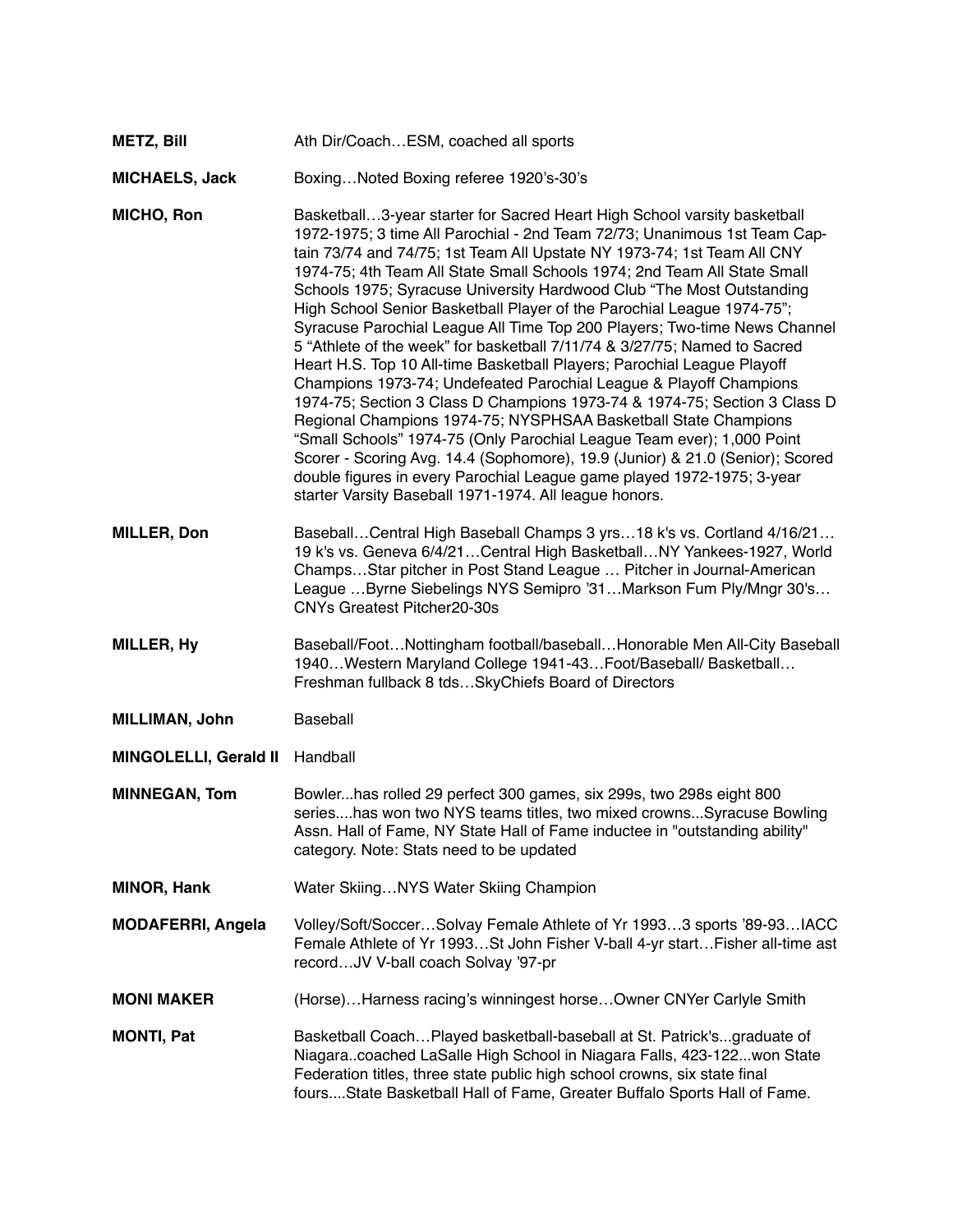**METZ, Bill** Ath Dir/Coach…ESM, coached all sports

**MICHAELS, Jack** Boxing…Noted Boxing referee 1920's-30's

**MICHO, Ron** Basketball…3-year starter for Sacred Heart High School varsity basketball 1972-1975; 3 time All Parochial - 2nd Team 72/73; Unanimous 1st Team Captain 73/74 and 74/75; 1st Team All Upstate NY 1973-74; 1st Team All CNY 1974-75; 4th Team All State Small Schools 1974; 2nd Team All State Small Schools 1975; Syracuse University Hardwood Club "The Most Outstanding High School Senior Basketball Player of the Parochial League 1974-75"; Syracuse Parochial League All Time Top 200 Players; Two-time News Channel 5 "Athlete of the week" for basketball 7/11/74 & 3/27/75; Named to Sacred Heart H.S. Top 10 All-time Basketball Players; Parochial League Playoff Champions 1973-74; Undefeated Parochial League & Playoff Champions 1974-75; Section 3 Class D Champions 1973-74 & 1974-75; Section 3 Class D Regional Champions 1974-75; NYSPHSAA Basketball State Champions "Small Schools" 1974-75 (Only Parochial League Team ever); 1,000 Point Scorer - Scoring Avg. 14.4 (Sophomore), 19.9 (Junior) & 21.0 (Senior); Scored double figures in every Parochial League game played 1972-1975; 3-year starter Varsity Baseball 1971-1974. All league honors.

**MILLER, Don** Baseball…Central High Baseball Champs 3 yrs…18 k's vs. Cortland 4/16/21… 19 k's vs. Geneva 6/4/21…Central High Basketball…NY Yankees-1927, World Champs…Star pitcher in Post Stand League … Pitcher in Journal-American League …Byrne Siebelings NYS Semipro '31…Markson Fum Ply/Mngr 30's… CNYs Greatest Pitcher20-30s

**MILLER, Hy** Baseball/Foot…Nottingham football/baseball…Honorable Men All-City Baseball 1940…Western Maryland College 1941-43…Foot/Baseball/ Basketball… Freshman fullback 8 tds…SkyChiefs Board of Directors

**MILLIMAN, John** Baseball

**MINGOLELLI, Gerald II** Handball

**MINNEGAN, Tom** Bowler...has rolled 29 perfect 300 games, six 299s, two 298s eight 800 series....has won two NYS teams titles, two mixed crowns...Syracuse Bowling Assn. Hall of Fame, NY State Hall of Fame inductee in "outstanding ability" category. Note: Stats need to be updated

**MINOR, Hank** Water Skiing…NYS Water Skiing Champion

**MODAFERRI, Angela** Volley/Soft/Soccer…Solvay Female Athlete of Yr 1993…3 sports '89-93…IACC Female Athlete of Yr 1993…St John Fisher V-ball 4-yr start…Fisher all-time ast record…JV V-ball coach Solvay '97-pr

**MONI MAKER** (Horse)…Harness racing's winningest horse…Owner CNYer Carlyle Smith

**MONTI, Pat** Basketball Coach…Played basketball-baseball at St. Patrick's...graduate of Niagara..coached LaSalle High School in Niagara Falls, 423-122...won State Federation titles, three state public high school crowns, six state final fours....State Basketball Hall of Fame, Greater Buffalo Sports Hall of Fame.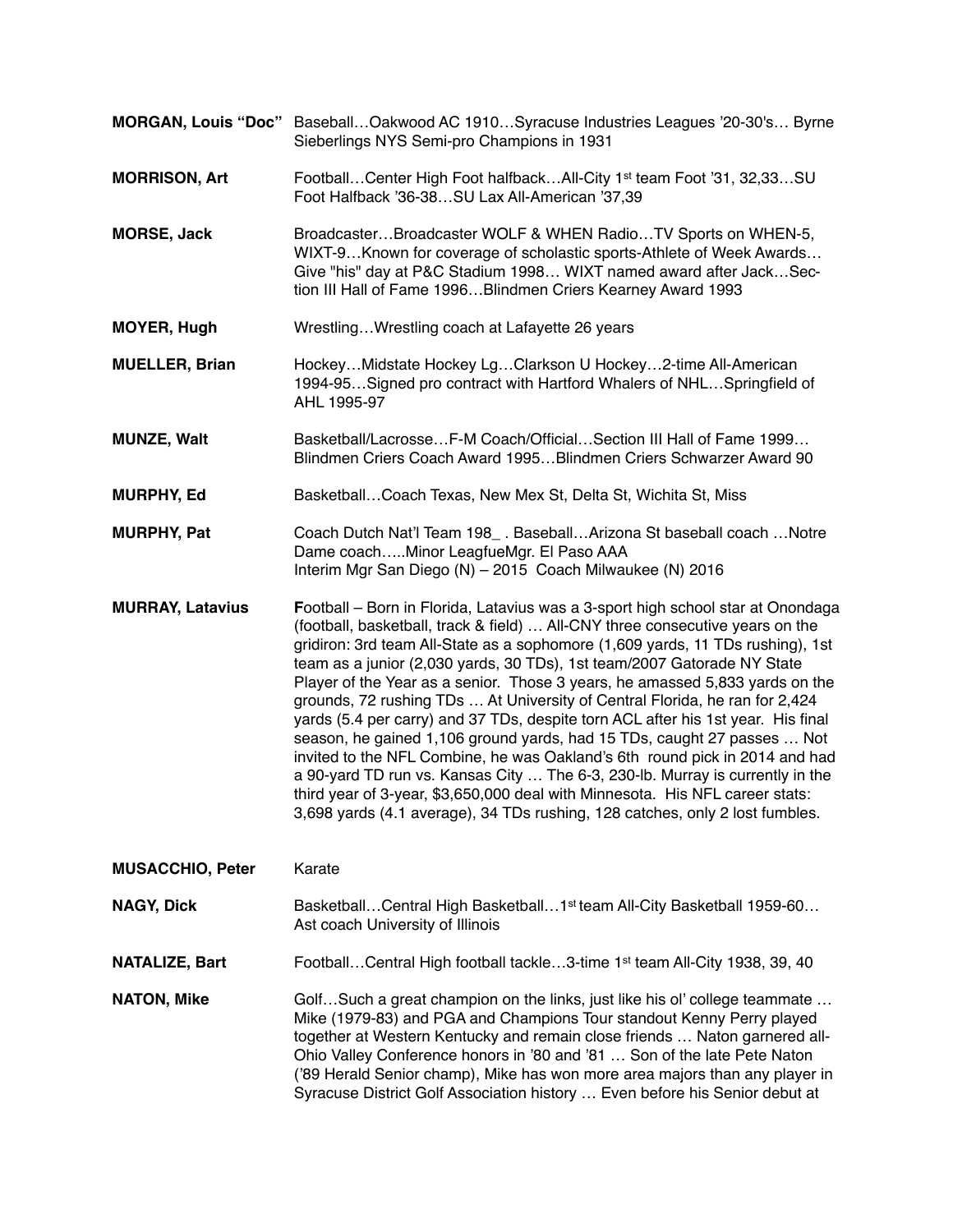**MORGAN, Louis "Doc"** Baseball…Oakwood AC 1910…Syracuse Industries Leagues '20-30's… Byrne Sieberlings NYS Semi-pro Champions in 1931

**MORRISON, Art** Football…Center High Foot halfback…All-City 1st team Foot '31, 32,33…SU Foot Halfback '36-38…SU Lax All-American '37,39

**MORSE, Jack** Broadcaster…Broadcaster WOLF & WHEN Radio…TV Sports on WHEN-5, WIXT-9…Known for coverage of scholastic sports-Athlete of Week Awards… Give "his" day at P&C Stadium 1998… WIXT named award after Jack…Section III Hall of Fame 1996…Blindmen Criers Kearney Award 1993

**MOYER, Hugh** Wrestling…Wrestling coach at Lafayette 26 years

**MUELLER, Brian** Hockey…Midstate Hockey Lg…Clarkson U Hockey…2-time All-American 1994-95…Signed pro contract with Hartford Whalers of NHL…Springfield of AHL 1995-97

**MUNZE, Walt** Basketball/Lacrosse…F-M Coach/Official…Section III Hall of Fame 1999… Blindmen Criers Coach Award 1995…Blindmen Criers Schwarzer Award 90

**MURPHY, Ed** Basketball…Coach Texas, New Mex St, Delta St, Wichita St, Miss

**MURPHY, Pat** Coach Dutch Nat'l Team 198_ . Baseball…Arizona St baseball coach …Notre Dame coach…..Minor LeagfueMgr. El Paso AAA
Interim Mgr San Diego (N) – 2015 Coach Milwaukee (N) 2016

**MURRAY, Latavius** **F**ootball – Born in Florida, Latavius was a 3-sport high school star at Onondaga (football, basketball, track & field) … All-CNY three consecutive years on the gridiron: 3rd team All-State as a sophomore (1,609 yards, 11 TDs rushing), 1st team as a junior (2,030 yards, 30 TDs), 1st team/2007 Gatorade NY State Player of the Year as a senior. Those 3 years, he amassed 5,833 yards on the grounds, 72 rushing TDs … At University of Central Florida, he ran for 2,424 yards (5.4 per carry) and 37 TDs, despite torn ACL after his 1st year. His final season, he gained 1,106 ground yards, had 15 TDs, caught 27 passes … Not invited to the NFL Combine, he was Oakland's 6th round pick in 2014 and had a 90-yard TD run vs. Kansas City … The 6-3, 230-lb. Murray is currently in the third year of 3-year, $3,650,000 deal with Minnesota. His NFL career stats: 3,698 yards (4.1 average), 34 TDs rushing, 128 catches, only 2 lost fumbles.

**MUSACCHIO, Peter** Karate

**NAGY, Dick** Basketball…Central High Basketball…1st team All-City Basketball 1959-60… Ast coach University of Illinois

**NATALIZE, Bart** Football…Central High football tackle…3-time 1st team All-City 1938, 39, 40

**NATON, Mike** Golf…Such a great champion on the links, just like his ol' college teammate … Mike (1979-83) and PGA and Champions Tour standout Kenny Perry played together at Western Kentucky and remain close friends … Naton garnered all-Ohio Valley Conference honors in '80 and '81 … Son of the late Pete Naton ('89 Herald Senior champ), Mike has won more area majors than any player in Syracuse District Golf Association history … Even before his Senior debut at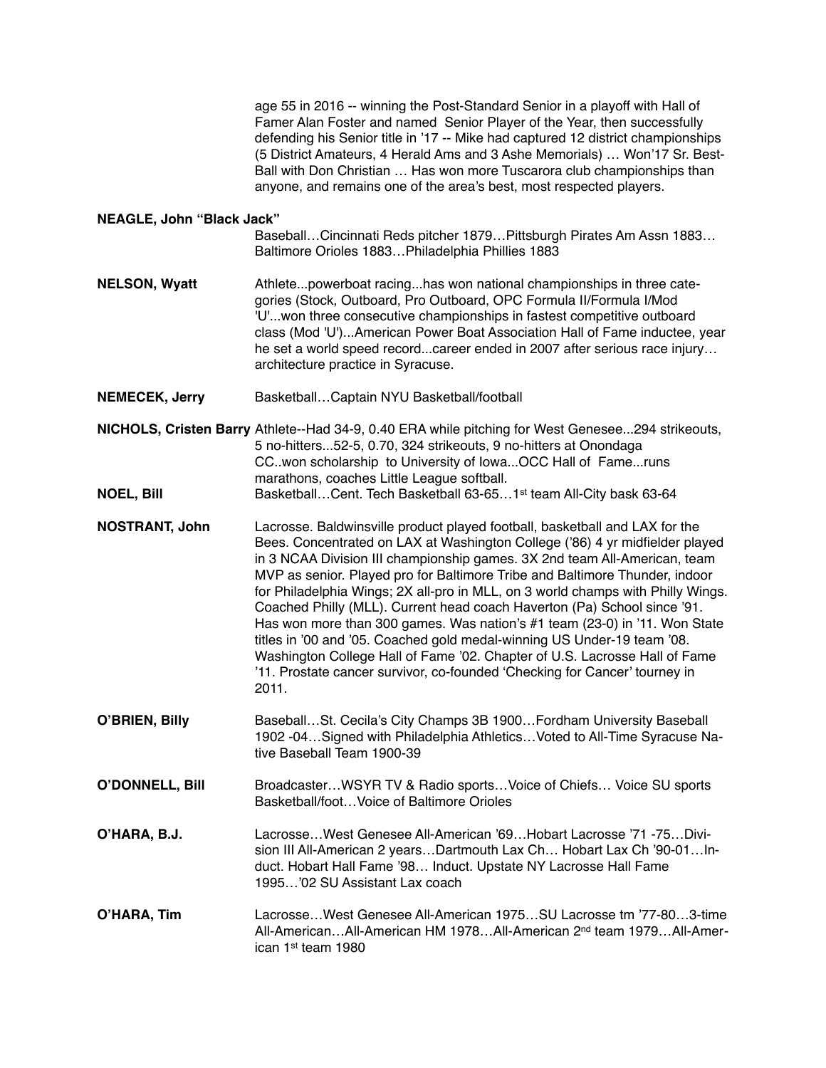age 55 in 2016 -- winning the Post-Standard Senior in a playoff with Hall of Famer Alan Foster and named Senior Player of the Year, then successfully defending his Senior title in '17 -- Mike had captured 12 district championships (5 District Amateurs, 4 Herald Ams and 3 Ashe Memorials) … Won'17 Sr. Best-Ball with Don Christian … Has won more Tuscarora club championships than anyone, and remains one of the area's best, most respected players.

**NEAGLE, John "Black Jack"**
Baseball…Cincinnati Reds pitcher 1879…Pittsburgh Pirates Am Assn 1883…Baltimore Orioles 1883…Philadelphia Phillies 1883

**NELSON, Wyatt**
Athlete...powerboat racing...has won national championships in three categories (Stock, Outboard, Pro Outboard, OPC Formula II/Formula I/Mod 'U'...won three consecutive championships in fastest competitive outboard class (Mod 'U')...American Power Boat Association Hall of Fame inductee, year he set a world speed record...career ended in 2007 after serious race injury…architecture practice in Syracuse.

**NEMECEK, Jerry**
Basketball…Captain NYU Basketball/football

**NICHOLS, Cristen Barry**
Athlete--Had 34-9, 0.40 ERA while pitching for West Genesee...294 strikeouts, 5 no-hitters...52-5, 0.70, 324 strikeouts, 9 no-hitters at Onondaga CC..won scholarship to University of Iowa...OCC Hall of Fame...runs marathons, coaches Little League softball.

**NOEL, Bill**
Basketball…Cent. Tech Basketball 63-65…1st team All-City bask 63-64

**NOSTRANT, John**
Lacrosse. Baldwinsville product played football, basketball and LAX for the Bees. Concentrated on LAX at Washington College ('86) 4 yr midfielder played in 3 NCAA Division III championship games. 3X 2nd team All-American, team MVP as senior. Played pro for Baltimore Tribe and Baltimore Thunder, indoor for Philadelphia Wings; 2X all-pro in MLL, on 3 world champs with Philly Wings. Coached Philly (MLL). Current head coach Haverton (Pa) School since '91. Has won more than 300 games. Was nation's #1 team (23-0) in '11. Won State titles in '00 and '05. Coached gold medal-winning US Under-19 team '08. Washington College Hall of Fame '02. Chapter of U.S. Lacrosse Hall of Fame '11. Prostate cancer survivor, co-founded 'Checking for Cancer' tourney in 2011.

**O'BRIEN, Billy**
Baseball…St. Cecila's City Champs 3B 1900…Fordham University Baseball 1902 -04…Signed with Philadelphia Athletics…Voted to All-Time Syracuse Native Baseball Team 1900-39

**O'DONNELL, Bill**
Broadcaster…WSYR TV & Radio sports…Voice of Chiefs… Voice SU sports Basketball/foot…Voice of Baltimore Orioles

**O'HARA, B.J.**
Lacrosse…West Genesee All-American '69…Hobart Lacrosse '71 -75…Division III All-American 2 years…Dartmouth Lax Ch… Hobart Lax Ch '90-01…Induct. Hobart Hall Fame '98… Induct. Upstate NY Lacrosse Hall Fame 1995…'02 SU Assistant Lax coach

**O'HARA, Tim**
Lacrosse…West Genesee All-American 1975…SU Lacrosse tm '77-80…3-time All-American…All-American HM 1978…All-American 2nd team 1979…All-American 1st team 1980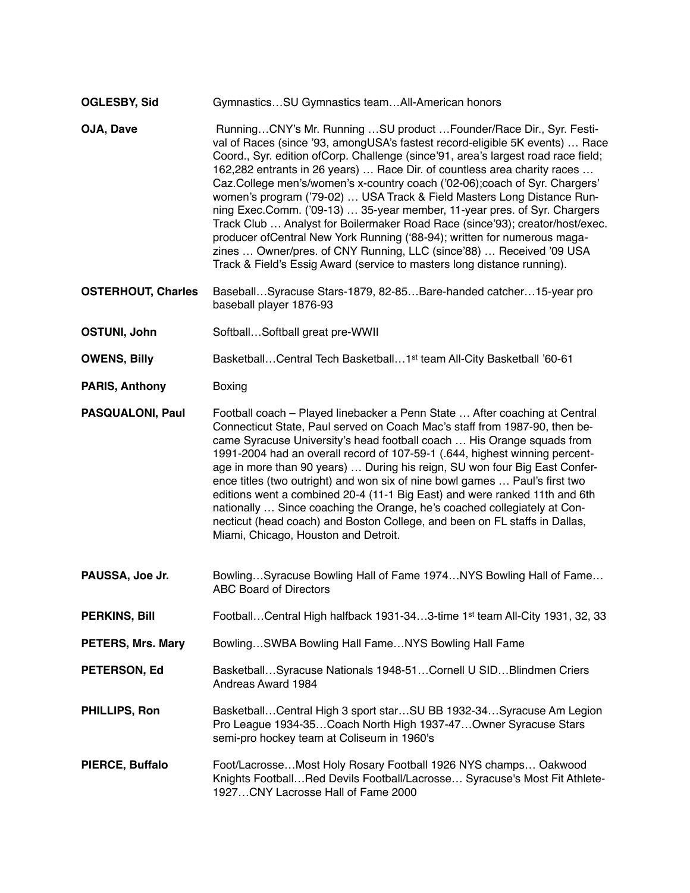**OGLESBY, Sid** Gymnastics…SU Gymnastics team…All-American honors

**OJA, Dave** Running…CNY's Mr. Running …SU product …Founder/Race Dir., Syr. Festival of Races (since '93, amongUSA's fastest record-eligible 5K events) … Race Coord., Syr. edition ofCorp. Challenge (since'91, area's largest road race field; 162,282 entrants in 26 years) … Race Dir. of countless area charity races … Caz.College men's/women's x-country coach ('02-06);coach of Syr. Chargers' women's program ('79-02) … USA Track & Field Masters Long Distance Running Exec.Comm. ('09-13) … 35-year member, 11-year pres. of Syr. Chargers Track Club … Analyst for Boilermaker Road Race (since'93); creator/host/exec. producer ofCentral New York Running ('88-94); written for numerous magazines … Owner/pres. of CNY Running, LLC (since'88) … Received '09 USA Track & Field's Essig Award (service to masters long distance running).

**OSTERHOUT, Charles** Baseball…Syracuse Stars-1879, 82-85…Bare-handed catcher…15-year pro baseball player 1876-93

**OSTUNI, John** Softball…Softball great pre-WWII

**OWENS, Billy** Basketball…Central Tech Basketball…1st team All-City Basketball '60-61

**PARIS, Anthony** Boxing

**PASQUALONI, Paul** Football coach – Played linebacker a Penn State … After coaching at Central Connecticut State, Paul served on Coach Mac's staff from 1987-90, then became Syracuse University's head football coach … His Orange squads from 1991-2004 had an overall record of 107-59-1 (.644, highest winning percentage in more than 90 years) … During his reign, SU won four Big East Conference titles (two outright) and won six of nine bowl games … Paul's first two editions went a combined 20-4 (11-1 Big East) and were ranked 11th and 6th nationally … Since coaching the Orange, he's coached collegiately at Connecticut (head coach) and Boston College, and been on FL staffs in Dallas, Miami, Chicago, Houston and Detroit.

**PAUSSA, Joe Jr.** Bowling…Syracuse Bowling Hall of Fame 1974…NYS Bowling Hall of Fame…ABC Board of Directors

**PERKINS, Bill** Football…Central High halfback 1931-34…3-time 1st team All-City 1931, 32, 33

**PETERS, Mrs. Mary** Bowling…SWBA Bowling Hall Fame…NYS Bowling Hall Fame

**PETERSON, Ed** Basketball…Syracuse Nationals 1948-51…Cornell U SID…Blindmen Criers Andreas Award 1984

**PHILLIPS, Ron** Basketball…Central High 3 sport star…SU BB 1932-34…Syracuse Am Legion Pro League 1934-35…Coach North High 1937-47…Owner Syracuse Stars semi-pro hockey team at Coliseum in 1960's

**PIERCE, Buffalo** Foot/Lacrosse…Most Holy Rosary Football 1926 NYS champs… Oakwood Knights Football…Red Devils Football/Lacrosse… Syracuse's Most Fit Athlete-1927…CNY Lacrosse Hall of Fame 2000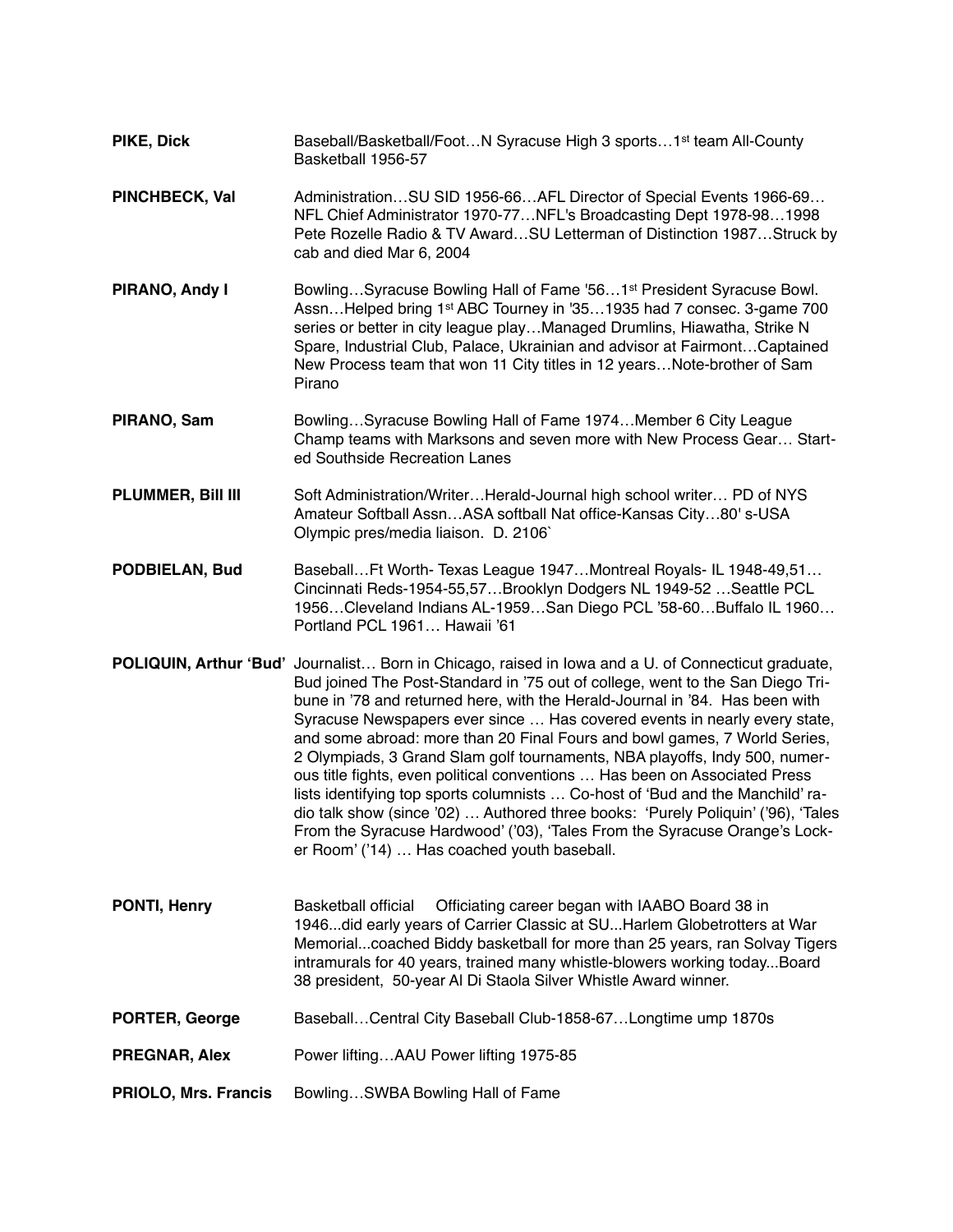**PIKE, Dick** Baseball/Basketball/Foot…N Syracuse High 3 sports…1st team All-County Basketball 1956-57

**PINCHBECK, Val** Administration…SU SID 1956-66…AFL Director of Special Events 1966-69…NFL Chief Administrator 1970-77…NFL's Broadcasting Dept 1978-98…1998 Pete Rozelle Radio & TV Award…SU Letterman of Distinction 1987…Struck by cab and died Mar 6, 2004

**PIRANO, Andy I** Bowling…Syracuse Bowling Hall of Fame '56…1st President Syracuse Bowl. Assn…Helped bring 1st ABC Tourney in '35…1935 had 7 consec. 3-game 700 series or better in city league play…Managed Drumlins, Hiawatha, Strike N Spare, Industrial Club, Palace, Ukrainian and advisor at Fairmont…Captained New Process team that won 11 City titles in 12 years…Note-brother of Sam Pirano

**PIRANO, Sam** Bowling…Syracuse Bowling Hall of Fame 1974…Member 6 City League Champ teams with Marksons and seven more with New Process Gear… Started Southside Recreation Lanes

**PLUMMER, Bill III** Soft Administration/Writer…Herald-Journal high school writer… PD of NYS Amateur Softball Assn…ASA softball Nat office-Kansas City…80' s-USA Olympic pres/media liaison. D. 2106`

**PODBIELAN, Bud** Baseball…Ft Worth- Texas League 1947…Montreal Royals- IL 1948-49,51…Cincinnati Reds-1954-55,57…Brooklyn Dodgers NL 1949-52 …Seattle PCL 1956…Cleveland Indians AL-1959…San Diego PCL '58-60…Buffalo IL 1960…Portland PCL 1961… Hawaii '61

**POLIQUIN, Arthur 'Bud'** Journalist… Born in Chicago, raised in Iowa and a U. of Connecticut graduate, Bud joined The Post-Standard in '75 out of college, went to the San Diego Tribune in '78 and returned here, with the Herald-Journal in '84. Has been with Syracuse Newspapers ever since … Has covered events in nearly every state, and some abroad: more than 20 Final Fours and bowl games, 7 World Series, 2 Olympiads, 3 Grand Slam golf tournaments, NBA playoffs, Indy 500, numerous title fights, even political conventions … Has been on Associated Press lists identifying top sports columnists … Co-host of 'Bud and the Manchild' radio talk show (since '02) … Authored three books: 'Purely Poliquin' ('96), 'Tales From the Syracuse Hardwood' ('03), 'Tales From the Syracuse Orange's Locker Room' ('14) … Has coached youth baseball.

**PONTI, Henry** Basketball official Officiating career began with IAABO Board 38 in 1946...did early years of Carrier Classic at SU...Harlem Globetrotters at War Memorial...coached Biddy basketball for more than 25 years, ran Solvay Tigers intramurals for 40 years, trained many whistle-blowers working today...Board 38 president, 50-year Al Di Staola Silver Whistle Award winner.

**PORTER, George** Baseball…Central City Baseball Club-1858-67…Longtime ump 1870s

**PREGNAR, Alex** Power lifting…AAU Power lifting 1975-85

**PRIOLO, Mrs. Francis** Bowling…SWBA Bowling Hall of Fame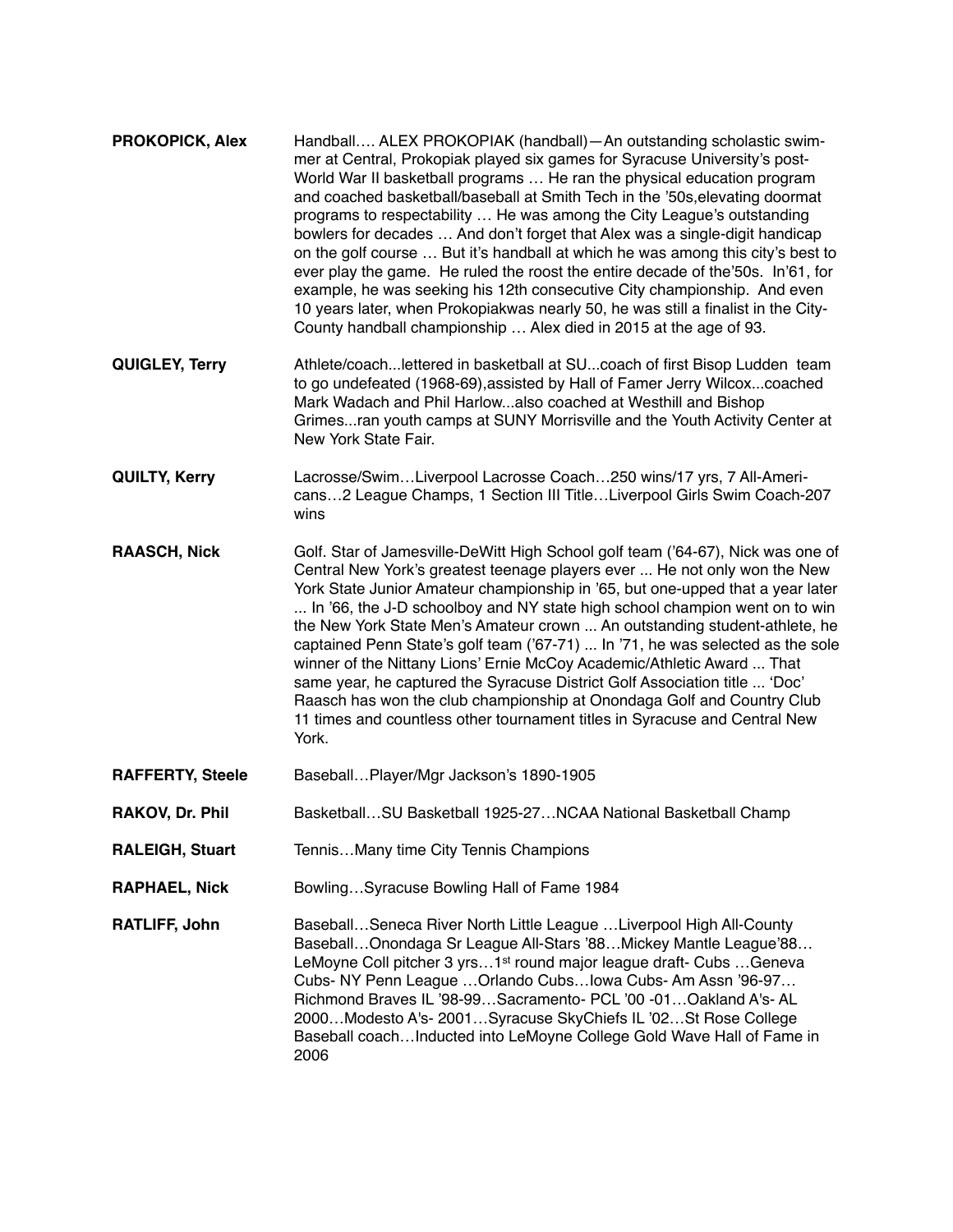**PROKOPICK, Alex** Handball…. ALEX PROKOPIAK (handball)—An outstanding scholastic swimmer at Central, Prokopiak played six games for Syracuse University's post-World War II basketball programs … He ran the physical education program and coached basketball/baseball at Smith Tech in the '50s,elevating doormat programs to respectability … He was among the City League's outstanding bowlers for decades … And don't forget that Alex was a single-digit handicap on the golf course … But it's handball at which he was among this city's best to ever play the game. He ruled the roost the entire decade of the'50s. In'61, for example, he was seeking his 12th consecutive City championship. And even 10 years later, when Prokopiakwas nearly 50, he was still a finalist in the City-County handball championship … Alex died in 2015 at the age of 93.

**QUIGLEY, Terry** Athlete/coach...lettered in basketball at SU...coach of first Bisop Ludden team to go undefeated (1968-69),assisted by Hall of Famer Jerry Wilcox...coached Mark Wadach and Phil Harlow...also coached at Westhill and Bishop Grimes...ran youth camps at SUNY Morrisville and the Youth Activity Center at New York State Fair.

**QUILTY, Kerry** Lacrosse/Swim…Liverpool Lacrosse Coach…250 wins/17 yrs, 7 All-Americans…2 League Champs, 1 Section III Title…Liverpool Girls Swim Coach-207 wins

**RAASCH, Nick** Golf. Star of Jamesville-DeWitt High School golf team ('64-67), Nick was one of Central New York's greatest teenage players ever ... He not only won the New York State Junior Amateur championship in '65, but one-upped that a year later ... In '66, the J-D schoolboy and NY state high school champion went on to win the New York State Men's Amateur crown ... An outstanding student-athlete, he captained Penn State's golf team ('67-71) ... In '71, he was selected as the sole winner of the Nittany Lions' Ernie McCoy Academic/Athletic Award ... That same year, he captured the Syracuse District Golf Association title ... 'Doc' Raasch has won the club championship at Onondaga Golf and Country Club 11 times and countless other tournament titles in Syracuse and Central New York.

**RAFFERTY, Steele** Baseball…Player/Mgr Jackson's 1890-1905

**RAKOV, Dr. Phil** Basketball…SU Basketball 1925-27…NCAA National Basketball Champ

**RALEIGH, Stuart** Tennis…Many time City Tennis Champions

**RAPHAEL, Nick** Bowling…Syracuse Bowling Hall of Fame 1984

**RATLIFF, John** Baseball…Seneca River North Little League …Liverpool High All-County Baseball…Onondaga Sr League All-Stars '88…Mickey Mantle League'88… LeMoyne Coll pitcher 3 yrs…1st round major league draft- Cubs …Geneva Cubs- NY Penn League …Orlando Cubs…Iowa Cubs- Am Assn '96-97… Richmond Braves IL '98-99…Sacramento- PCL '00 -01…Oakland A's- AL 2000…Modesto A's- 2001…Syracuse SkyChiefs IL '02…St Rose College Baseball coach…Inducted into LeMoyne College Gold Wave Hall of Fame in 2006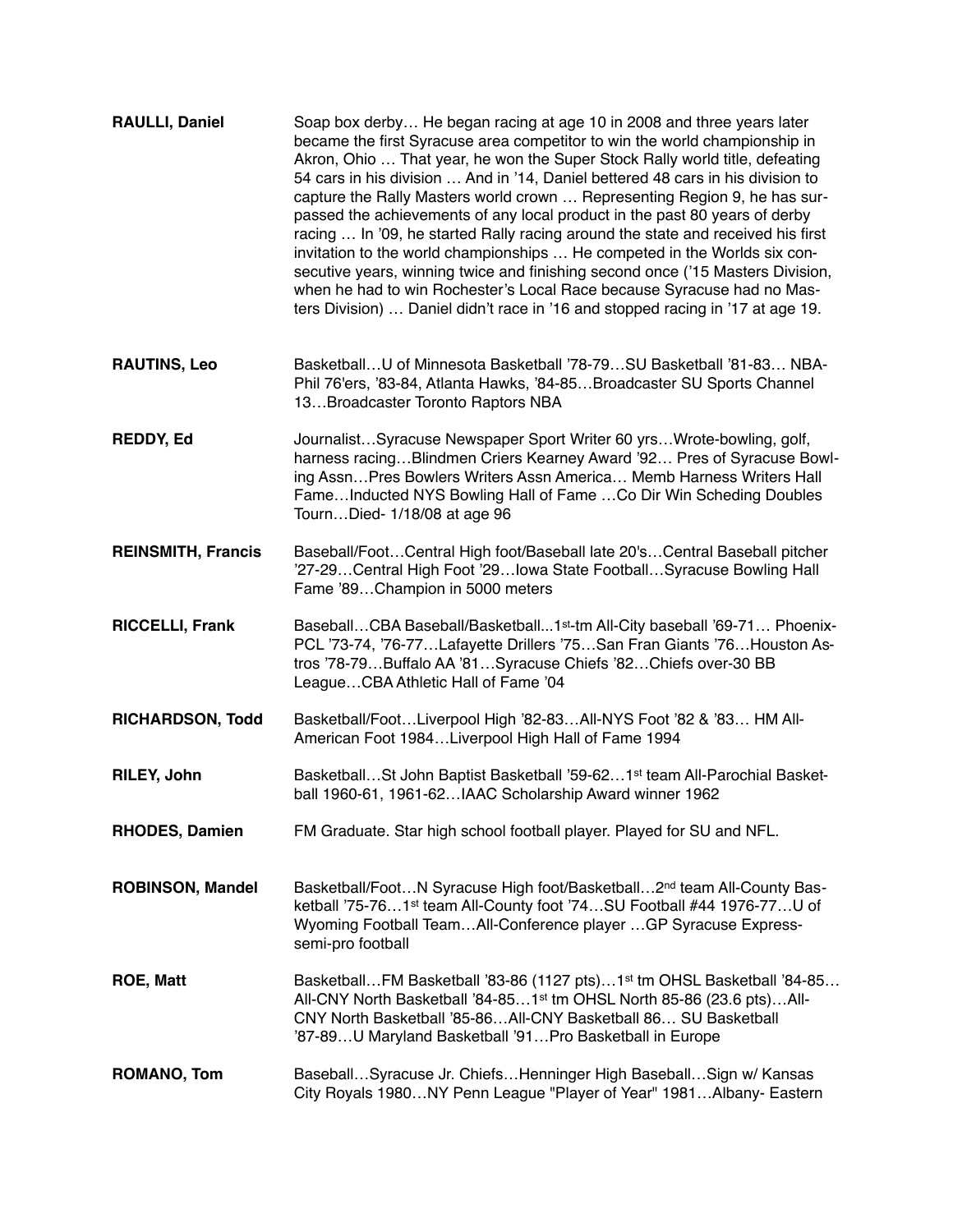**RAULLI, Daniel** Soap box derby… He began racing at age 10 in 2008 and three years later became the first Syracuse area competitor to win the world championship in Akron, Ohio … That year, he won the Super Stock Rally world title, defeating 54 cars in his division … And in '14, Daniel bettered 48 cars in his division to capture the Rally Masters world crown … Representing Region 9, he has surpassed the achievements of any local product in the past 80 years of derby racing … In '09, he started Rally racing around the state and received his first invitation to the world championships … He competed in the Worlds six consecutive years, winning twice and finishing second once ('15 Masters Division, when he had to win Rochester's Local Race because Syracuse had no Masters Division) … Daniel didn't race in '16 and stopped racing in '17 at age 19.

**RAUTINS, Leo** Basketball…U of Minnesota Basketball '78-79…SU Basketball '81-83… NBA-Phil 76'ers, '83-84, Atlanta Hawks, '84-85…Broadcaster SU Sports Channel 13…Broadcaster Toronto Raptors NBA

**REDDY, Ed** Journalist…Syracuse Newspaper Sport Writer 60 yrs…Wrote-bowling, golf, harness racing…Blindmen Criers Kearney Award '92… Pres of Syracuse Bowling Assn…Pres Bowlers Writers Assn America… Memb Harness Writers Hall Fame…Inducted NYS Bowling Hall of Fame …Co Dir Win Scheding Doubles Tourn…Died- 1/18/08 at age 96

**REINSMITH, Francis** Baseball/Foot…Central High foot/Baseball late 20's…Central Baseball pitcher '27-29…Central High Foot '29…Iowa State Football…Syracuse Bowling Hall Fame '89…Champion in 5000 meters

**RICCELLI, Frank** Baseball…CBA Baseball/Basketball...1st-tm All-City baseball '69-71… Phoenix-PCL '73-74, '76-77…Lafayette Drillers '75…San Fran Giants '76…Houston Astros '78-79…Buffalo AA '81…Syracuse Chiefs '82…Chiefs over-30 BB League…CBA Athletic Hall of Fame '04

**RICHARDSON, Todd** Basketball/Foot…Liverpool High '82-83…All-NYS Foot '82 & '83… HM All-American Foot 1984…Liverpool High Hall of Fame 1994

**RILEY, John** Basketball…St John Baptist Basketball '59-62…1st team All-Parochial Basketball 1960-61, 1961-62…IAAC Scholarship Award winner 1962

**RHODES, Damien** FM Graduate. Star high school football player. Played for SU and NFL.

**ROBINSON, Mandel** Basketball/Foot…N Syracuse High foot/Basketball…2nd team All-County Basketball '75-76…1st team All-County foot '74…SU Football #44 1976-77…U of Wyoming Football Team…All-Conference player …GP Syracuse Express-semi-pro football

**ROE, Matt** Basketball…FM Basketball '83-86 (1127 pts)…1st tm OHSL Basketball '84-85… All-CNY North Basketball '84-85…1st tm OHSL North 85-86 (23.6 pts)…All-CNY North Basketball '85-86…All-CNY Basketball 86… SU Basketball '87-89…U Maryland Basketball '91…Pro Basketball in Europe

**ROMANO, Tom** Baseball…Syracuse Jr. Chiefs…Henninger High Baseball…Sign w/ Kansas City Royals 1980…NY Penn League "Player of Year" 1981…Albany- Eastern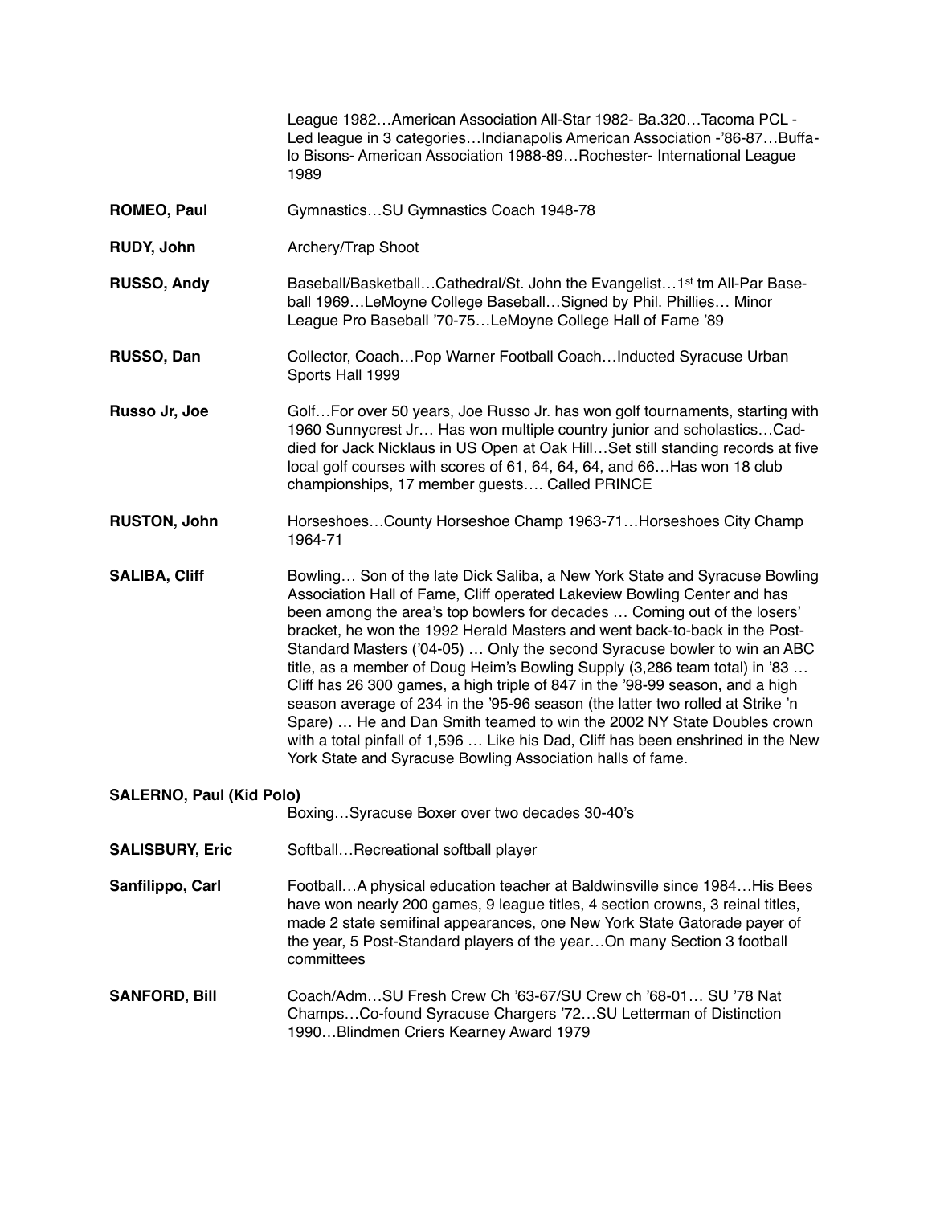League 1982…American Association All-Star 1982- Ba.320…Tacoma PCL - Led league in 3 categories…Indianapolis American Association -'86-87…Buffalo Bisons- American Association 1988-89…Rochester- International League 1989

**ROMEO, Paul** — Gymnastics…SU Gymnastics Coach 1948-78

**RUDY, John** — Archery/Trap Shoot

**RUSSO, Andy** — Baseball/Basketball…Cathedral/St. John the Evangelist…1st tm All-Par Baseball 1969…LeMoyne College Baseball…Signed by Phil. Phillies… Minor League Pro Baseball '70-75…LeMoyne College Hall of Fame '89

**RUSSO, Dan** — Collector, Coach…Pop Warner Football Coach…Inducted Syracuse Urban Sports Hall 1999

**Russo Jr, Joe** — Golf…For over 50 years, Joe Russo Jr. has won golf tournaments, starting with 1960 Sunnycrest Jr… Has won multiple country junior and scholastics…Caddied for Jack Nicklaus in US Open at Oak Hill…Set still standing records at five local golf courses with scores of 61, 64, 64, 64, and 66…Has won 18 club championships, 17 member guests…. Called PRINCE

**RUSTON, John** — Horseshoes…County Horseshoe Champ 1963-71…Horseshoes City Champ 1964-71

**SALIBA, Cliff** — Bowling… Son of the late Dick Saliba, a New York State and Syracuse Bowling Association Hall of Fame, Cliff operated Lakeview Bowling Center and has been among the area's top bowlers for decades … Coming out of the losers' bracket, he won the 1992 Herald Masters and went back-to-back in the Post-Standard Masters ('04-05) … Only the second Syracuse bowler to win an ABC title, as a member of Doug Heim's Bowling Supply (3,286 team total) in '83 … Cliff has 26 300 games, a high triple of 847 in the '98-99 season, and a high season average of 234 in the '95-96 season (the latter two rolled at Strike 'n Spare) … He and Dan Smith teamed to win the 2002 NY State Doubles crown with a total pinfall of 1,596 … Like his Dad, Cliff has been enshrined in the New York State and Syracuse Bowling Association halls of fame.

**SALERNO, Paul (Kid Polo)** — Boxing…Syracuse Boxer over two decades 30-40's

**SALISBURY, Eric** — Softball…Recreational softball player

**Sanfilippo, Carl** — Football…A physical education teacher at Baldwinsville since 1984…His Bees have won nearly 200 games, 9 league titles, 4 section crowns, 3 reinal titles, made 2 state semifinal appearances, one New York State Gatorade payer of the year, 5 Post-Standard players of the year…On many Section 3 football committees

**SANFORD, Bill** — Coach/Adm…SU Fresh Crew Ch '63-67/SU Crew ch '68-01… SU '78 Nat Champs…Co-found Syracuse Chargers '72…SU Letterman of Distinction 1990…Blindmen Criers Kearney Award 1979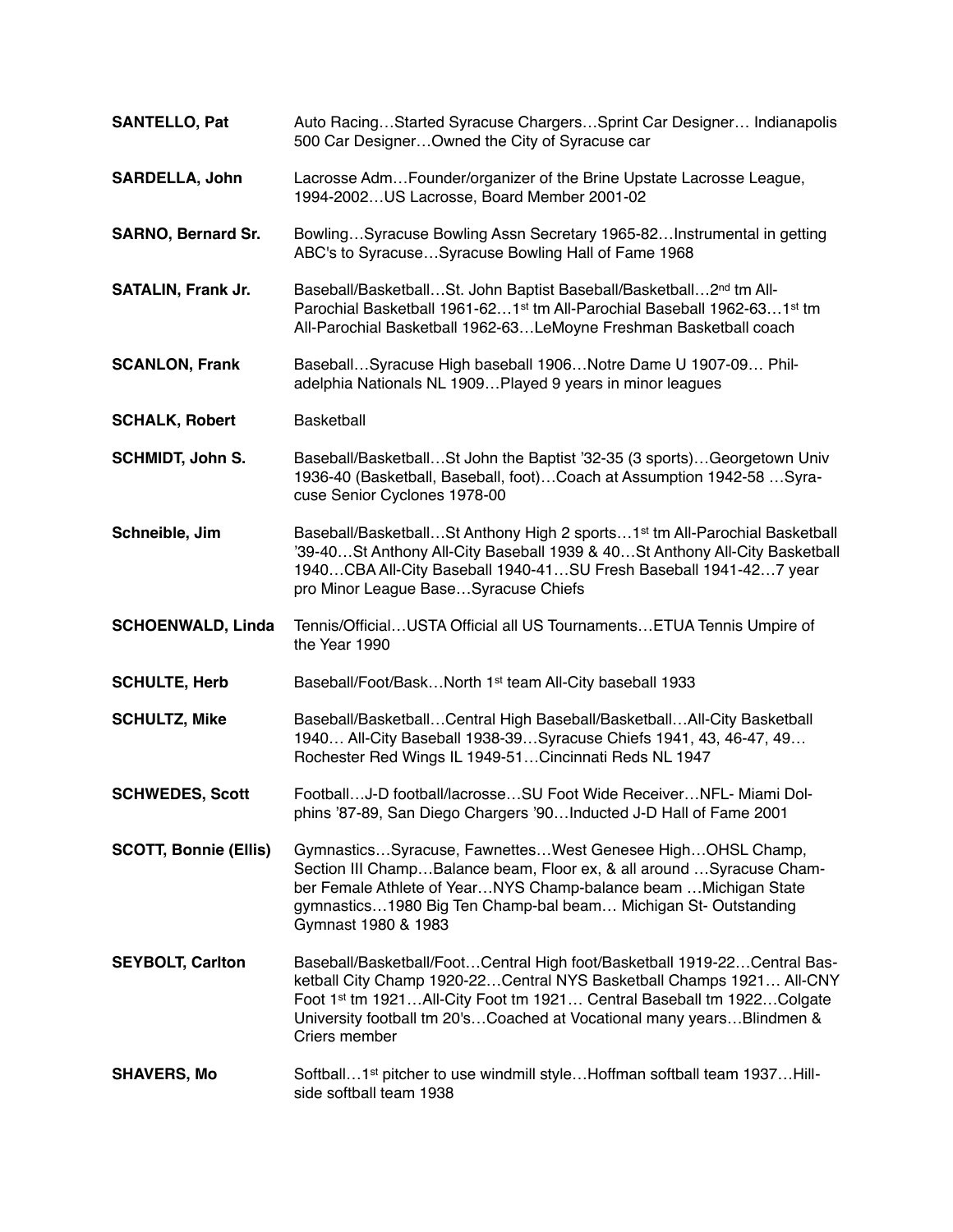**SANTELLO, Pat** Auto Racing…Started Syracuse Chargers…Sprint Car Designer… Indianapolis 500 Car Designer…Owned the City of Syracuse car

**SARDELLA, John** Lacrosse Adm…Founder/organizer of the Brine Upstate Lacrosse League, 1994-2002…US Lacrosse, Board Member 2001-02

**SARNO, Bernard Sr.** Bowling…Syracuse Bowling Assn Secretary 1965-82…Instrumental in getting ABC's to Syracuse…Syracuse Bowling Hall of Fame 1968

**SATALIN, Frank Jr.** Baseball/Basketball…St. John Baptist Baseball/Basketball…2nd tm All-Parochial Basketball 1961-62…1st tm All-Parochial Baseball 1962-63…1st tm All-Parochial Basketball 1962-63…LeMoyne Freshman Basketball coach

**SCANLON, Frank** Baseball…Syracuse High baseball 1906…Notre Dame U 1907-09… Philadelphia Nationals NL 1909…Played 9 years in minor leagues

**SCHALK, Robert** Basketball

**SCHMIDT, John S.** Baseball/Basketball…St John the Baptist '32-35 (3 sports)…Georgetown Univ 1936-40 (Basketball, Baseball, foot)…Coach at Assumption 1942-58 …Syracuse Senior Cyclones 1978-00

**Schneible, Jim** Baseball/Basketball…St Anthony High 2 sports…1st tm All-Parochial Basketball '39-40…St Anthony All-City Baseball 1939 & 40…St Anthony All-City Basketball 1940…CBA All-City Baseball 1940-41…SU Fresh Baseball 1941-42…7 year pro Minor League Base…Syracuse Chiefs

**SCHOENWALD, Linda** Tennis/Official…USTA Official all US Tournaments…ETUA Tennis Umpire of the Year 1990

**SCHULTE, Herb** Baseball/Foot/Bask…North 1st team All-City baseball 1933

**SCHULTZ, Mike** Baseball/Basketball…Central High Baseball/Basketball…All-City Basketball 1940… All-City Baseball 1938-39…Syracuse Chiefs 1941, 43, 46-47, 49… Rochester Red Wings IL 1949-51…Cincinnati Reds NL 1947

**SCHWEDES, Scott** Football…J-D football/lacrosse…SU Foot Wide Receiver…NFL- Miami Dolphins '87-89, San Diego Chargers '90…Inducted J-D Hall of Fame 2001

**SCOTT, Bonnie (Ellis)** Gymnastics…Syracuse, Fawnettes…West Genesee High…OHSL Champ, Section III Champ…Balance beam, Floor ex, & all around …Syracuse Chamber Female Athlete of Year…NYS Champ-balance beam …Michigan State gymnastics…1980 Big Ten Champ-bal beam… Michigan St- Outstanding Gymnast 1980 & 1983

**SEYBOLT, Carlton** Baseball/Basketball/Foot…Central High foot/Basketball 1919-22…Central Basketball City Champ 1920-22…Central NYS Basketball Champs 1921… All-CNY Foot 1st tm 1921…All-City Foot tm 1921… Central Baseball tm 1922…Colgate University football tm 20's…Coached at Vocational many years…Blindmen & Criers member

**SHAVERS, Mo** Softball…1st pitcher to use windmill style…Hoffman softball team 1937…Hillside softball team 1938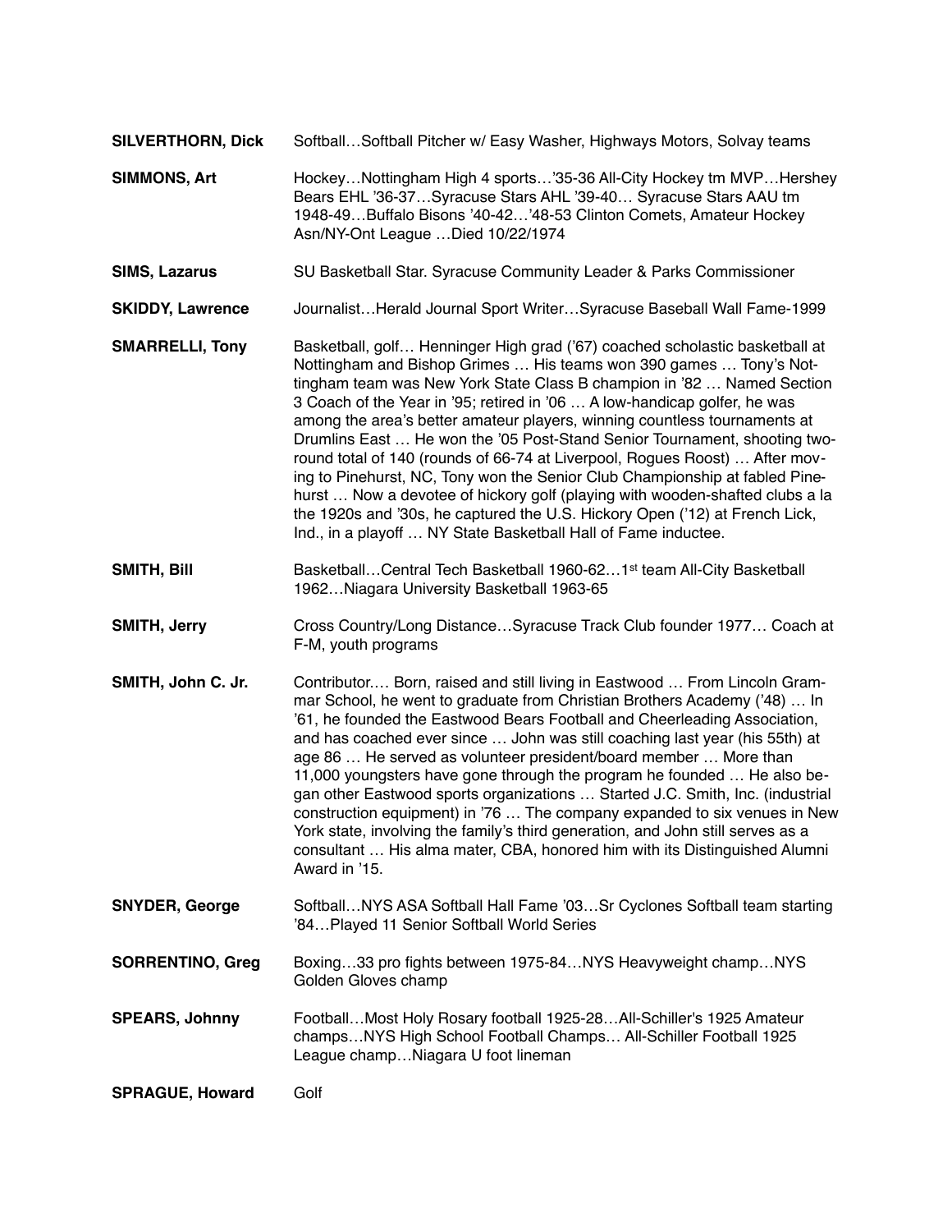**SILVERTHORN, Dick** Softball…Softball Pitcher w/ Easy Washer, Highways Motors, Solvay teams

**SIMMONS, Art** Hockey…Nottingham High 4 sports…'35-36 All-City Hockey tm MVP…Hershey Bears EHL '36-37…Syracuse Stars AHL '39-40… Syracuse Stars AAU tm 1948-49…Buffalo Bisons '40-42…'48-53 Clinton Comets, Amateur Hockey Asn/NY-Ont League …Died 10/22/1974

**SIMS, Lazarus** SU Basketball Star. Syracuse Community Leader & Parks Commissioner

**SKIDDY, Lawrence** Journalist…Herald Journal Sport Writer…Syracuse Baseball Wall Fame-1999

**SMARRELLI, Tony** Basketball, golf… Henninger High grad ('67) coached scholastic basketball at Nottingham and Bishop Grimes … His teams won 390 games … Tony's Nottingham team was New York State Class B champion in '82 … Named Section 3 Coach of the Year in '95; retired in '06 … A low-handicap golfer, he was among the area's better amateur players, winning countless tournaments at Drumlins East … He won the '05 Post-Stand Senior Tournament, shooting two-round total of 140 (rounds of 66-74 at Liverpool, Rogues Roost) … After moving to Pinehurst, NC, Tony won the Senior Club Championship at fabled Pinehurst … Now a devotee of hickory golf (playing with wooden-shafted clubs a la the 1920s and '30s, he captured the U.S. Hickory Open ('12) at French Lick, Ind., in a playoff … NY State Basketball Hall of Fame inductee.

**SMITH, Bill** Basketball…Central Tech Basketball 1960-62…1st team All-City Basketball 1962…Niagara University Basketball 1963-65

**SMITH, Jerry** Cross Country/Long Distance…Syracuse Track Club founder 1977… Coach at F-M, youth programs

**SMITH, John C. Jr.** Contributor.… Born, raised and still living in Eastwood … From Lincoln Grammar School, he went to graduate from Christian Brothers Academy ('48) … In '61, he founded the Eastwood Bears Football and Cheerleading Association, and has coached ever since … John was still coaching last year (his 55th) at age 86 … He served as volunteer president/board member … More than 11,000 youngsters have gone through the program he founded … He also began other Eastwood sports organizations … Started J.C. Smith, Inc. (industrial construction equipment) in '76 … The company expanded to six venues in New York state, involving the family's third generation, and John still serves as a consultant … His alma mater, CBA, honored him with its Distinguished Alumni Award in '15.

**SNYDER, George** Softball…NYS ASA Softball Hall Fame '03…Sr Cyclones Softball team starting '84…Played 11 Senior Softball World Series

**SORRENTINO, Greg** Boxing…33 pro fights between 1975-84…NYS Heavyweight champ…NYS Golden Gloves champ

**SPEARS, Johnny** Football…Most Holy Rosary football 1925-28…All-Schiller's 1925 Amateur champs…NYS High School Football Champs… All-Schiller Football 1925 League champ…Niagara U foot lineman

**SPRAGUE, Howard** Golf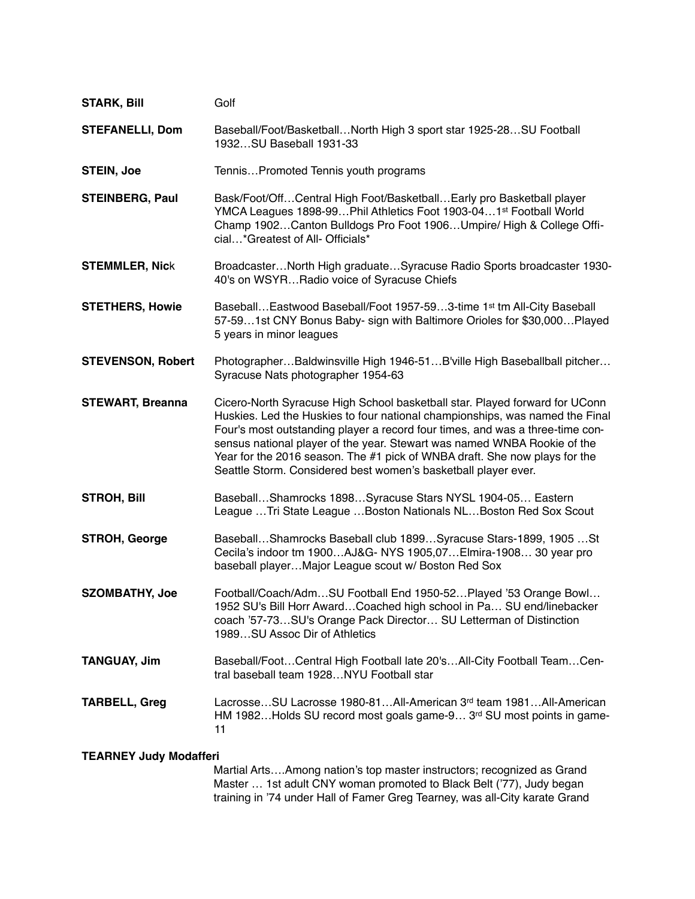**STARK, Bill** Golf

**STEFANELLI, Dom** Baseball/Foot/Basketball…North High 3 sport star 1925-28…SU Football 1932…SU Baseball 1931-33

**STEIN, Joe** Tennis…Promoted Tennis youth programs

**STEINBERG, Paul** Bask/Foot/Off…Central High Foot/Basketball…Early pro Basketball player YMCA Leagues 1898-99…Phil Athletics Foot 1903-04…1st Football World Champ 1902…Canton Bulldogs Pro Foot 1906…Umpire/ High & College Official…*Greatest of All- Officials*

**STEMMLER, Nick** Broadcaster…North High graduate…Syracuse Radio Sports broadcaster 1930-40's on WSYR…Radio voice of Syracuse Chiefs

**STETHERS, Howie** Baseball…Eastwood Baseball/Foot 1957-59…3-time 1st tm All-City Baseball 57-59…1st CNY Bonus Baby- sign with Baltimore Orioles for $30,000…Played 5 years in minor leagues

**STEVENSON, Robert** Photographer…Baldwinsville High 1946-51…B'ville High Baseballball pitcher… Syracuse Nats photographer 1954-63

**STEWART, Breanna** Cicero-North Syracuse High School basketball star. Played forward for UConn Huskies. Led the Huskies to four national championships, was named the Final Four's most outstanding player a record four times, and was a three-time consensus national player of the year. Stewart was named WNBA Rookie of the Year for the 2016 season. The #1 pick of WNBA draft. She now plays for the Seattle Storm. Considered best women's basketball player ever.

**STROH, Bill** Baseball…Shamrocks 1898…Syracuse Stars NYSL 1904-05… Eastern League …Tri State League …Boston Nationals NL…Boston Red Sox Scout

**STROH, George** Baseball…Shamrocks Baseball club 1899…Syracuse Stars-1899, 1905 …St Cecila's indoor tm 1900…AJ&G- NYS 1905,07…Elmira-1908… 30 year pro baseball player…Major League scout w/ Boston Red Sox

**SZOMBATHY, Joe** Football/Coach/Adm…SU Football End 1950-52…Played '53 Orange Bowl… 1952 SU's Bill Horr Award…Coached high school in Pa… SU end/linebacker coach '57-73…SU's Orange Pack Director… SU Letterman of Distinction 1989…SU Assoc Dir of Athletics

**TANGUAY, Jim** Baseball/Foot…Central High Football late 20's…All-City Football Team…Central baseball team 1928…NYU Football star

**TARBELL, Greg** Lacrosse…SU Lacrosse 1980-81…All-American 3rd team 1981…All-American HM 1982…Holds SU record most goals game-9… 3rd SU most points in game-11

**TEARNEY Judy Modafferi**

Martial Arts….Among nation's top master instructors; recognized as Grand Master … 1st adult CNY woman promoted to Black Belt ('77), Judy began training in '74 under Hall of Famer Greg Tearney, was all-City karate Grand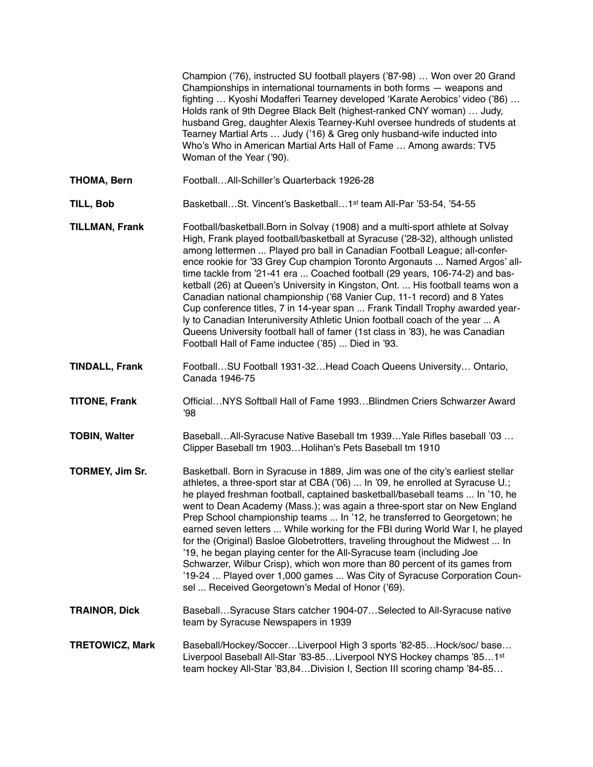Champion ('76), instructed SU football players ('87-98) … Won over 20 Grand Championships in international tournaments in both forms — weapons and fighting … Kyoshi Modafferi Tearney developed 'Karate Aerobics' video ('86) … Holds rank of 9th Degree Black Belt (highest-ranked CNY woman) … Judy, husband Greg, daughter Alexis Tearney-Kuhl oversee hundreds of students at Tearney Martial Arts … Judy ('16) & Greg only husband-wife inducted into Who's Who in American Martial Arts Hall of Fame … Among awards: TV5 Woman of the Year ('90).

**THOMA, Bern** — Football…All-Schiller's Quarterback 1926-28

**TILL, Bob** — Basketball…St. Vincent's Basketball…1st team All-Par '53-54, '54-55

**TILLMAN, Frank** — Football/basketball.Born in Solvay (1908) and a multi-sport athlete at Solvay High, Frank played football/basketball at Syracuse ('28-32), although unlisted among lettermen ... Played pro ball in Canadian Football League; all-conference rookie for '33 Grey Cup champion Toronto Argonauts ... Named Argos' all-time tackle from '21-41 era ... Coached football (29 years, 106-74-2) and basketball (26) at Queen's University in Kingston, Ont. ... His football teams won a Canadian national championship ('68 Vanier Cup, 11-1 record) and 8 Yates Cup conference titles, 7 in 14-year span ... Frank Tindall Trophy awarded yearly to Canadian Interuniversity Athletic Union football coach of the year ... A Queens University football hall of famer (1st class in '83), he was Canadian Football Hall of Fame inductee ('85) ... Died in '93.

**TINDALL, Frank** — Football…SU Football 1931-32…Head Coach Queens University… Ontario, Canada 1946-75

**TITONE, Frank** — Official…NYS Softball Hall of Fame 1993…Blindmen Criers Schwarzer Award '98

**TOBIN, Walter** — Baseball…All-Syracuse Native Baseball tm 1939…Yale Rifles baseball '03 … Clipper Baseball tm 1903…Holihan's Pets Baseball tm 1910

**TORMEY, Jim Sr.** — Basketball. Born in Syracuse in 1889, Jim was one of the city's earliest stellar athletes, a three-sport star at CBA ('06) ... In '09, he enrolled at Syracuse U.; he played freshman football, captained basketball/baseball teams ... In '10, he went to Dean Academy (Mass.); was again a three-sport star on New England Prep School championship teams ... In '12, he transferred to Georgetown; he earned seven letters ... While working for the FBI during World War I, he played for the (Original) Basloe Globetrotters, traveling throughout the Midwest ... In '19, he began playing center for the All-Syracuse team (including Joe Schwarzer, Wilbur Crisp), which won more than 80 percent of its games from '19-24 ... Played over 1,000 games ... Was City of Syracuse Corporation Counsel ... Received Georgetown's Medal of Honor ('69).

**TRAINOR, Dick** — Baseball…Syracuse Stars catcher 1904-07…Selected to All-Syracuse native team by Syracuse Newspapers in 1939

**TRETOWICZ, Mark** — Baseball/Hockey/Soccer…Liverpool High 3 sports '82-85…Hock/soc/ base… Liverpool Baseball All-Star '83-85…Liverpool NYS Hockey champs '85…1st team hockey All-Star '83,84…Division I, Section III scoring champ '84-85…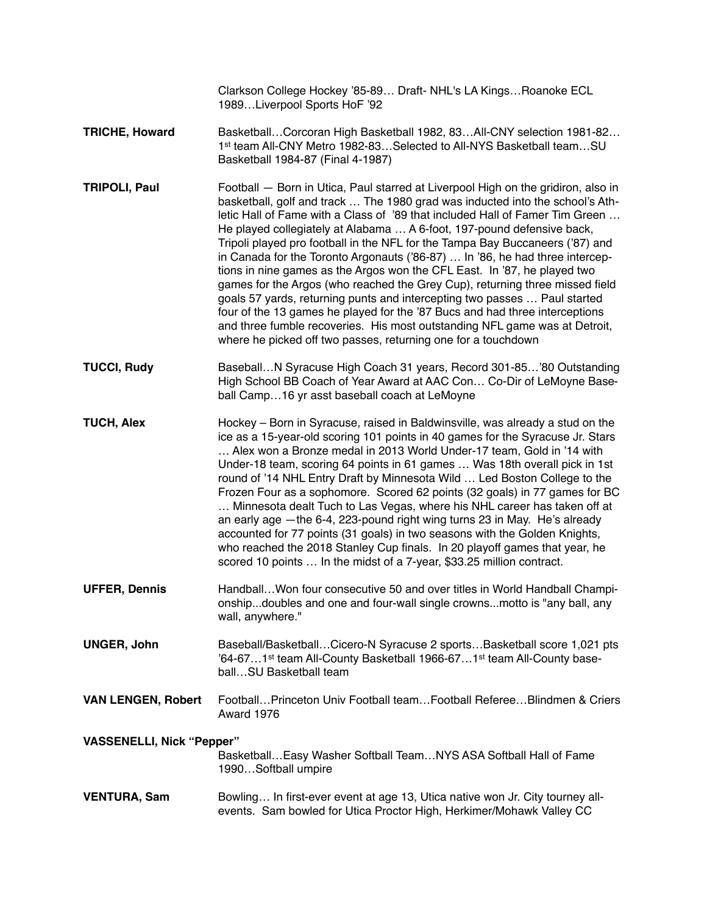Clarkson College Hockey ’85-89… Draft- NHL's LA Kings…Roanoke ECL 1989…Liverpool Sports HoF ’92

**TRICHE, Howard** Basketball…Corcoran High Basketball 1982, 83…All-CNY selection 1981-82… 1st team All-CNY Metro 1982-83…Selected to All-NYS Basketball team…SU Basketball 1984-87 (Final 4-1987)

**TRIPOLI, Paul** Football — Born in Utica, Paul starred at Liverpool High on the gridiron, also in basketball, golf and track … The 1980 grad was inducted into the school’s Athletic Hall of Fame with a Class of ’89 that included Hall of Famer Tim Green … He played collegiately at Alabama … A 6-foot, 197-pound defensive back, Tripoli played pro football in the NFL for the Tampa Bay Buccaneers (’87) and in Canada for the Toronto Argonauts (’86-87) … In ’86, he had three interceptions in nine games as the Argos won the CFL East. In ’87, he played two games for the Argos (who reached the Grey Cup), returning three missed field goals 57 yards, returning punts and intercepting two passes … Paul started four of the 13 games he played for the ’87 Bucs and had three interceptions and three fumble recoveries. His most outstanding NFL game was at Detroit, where he picked off two passes, returning one for a touchdown

**TUCCI, Rudy** Baseball…N Syracuse High Coach 31 years, Record 301-85…’80 Outstanding High School BB Coach of Year Award at AAC Con… Co-Dir of LeMoyne Baseball Camp…16 yr asst baseball coach at LeMoyne

**TUCH, Alex** Hockey – Born in Syracuse, raised in Baldwinsville, was already a stud on the ice as a 15-year-old scoring 101 points in 40 games for the Syracuse Jr. Stars … Alex won a Bronze medal in 2013 World Under-17 team, Gold in ’14 with Under-18 team, scoring 64 points in 61 games … Was 18th overall pick in 1st round of ’14 NHL Entry Draft by Minnesota Wild … Led Boston College to the Frozen Four as a sophomore. Scored 62 points (32 goals) in 77 games for BC … Minnesota dealt Tuch to Las Vegas, where his NHL career has taken off at an early age —the 6-4, 223-pound right wing turns 23 in May. He’s already accounted for 77 points (31 goals) in two seasons with the Golden Knights, who reached the 2018 Stanley Cup finals. In 20 playoff games that year, he scored 10 points … In the midst of a 7-year, $33.25 million contract.

**UFFER, Dennis** Handball…Won four consecutive 50 and over titles in World Handball Championship...doubles and one and four-wall single crowns...motto is "any ball, any wall, anywhere."

**UNGER, John** Baseball/Basketball…Cicero-N Syracuse 2 sports…Basketball score 1,021 pts ’64-67…1st team All-County Basketball 1966-67…1st team All-County baseball…SU Basketball team

**VAN LENGEN, Robert** Football…Princeton Univ Football team…Football Referee…Blindmen & Criers Award 1976

**VASSENELLI, Nick “Pepper”** Basketball…Easy Washer Softball Team…NYS ASA Softball Hall of Fame 1990…Softball umpire

**VENTURA, Sam** Bowling… In first-ever event at age 13, Utica native won Jr. City tourney all-events. Sam bowled for Utica Proctor High, Herkimer/Mohawk Valley CC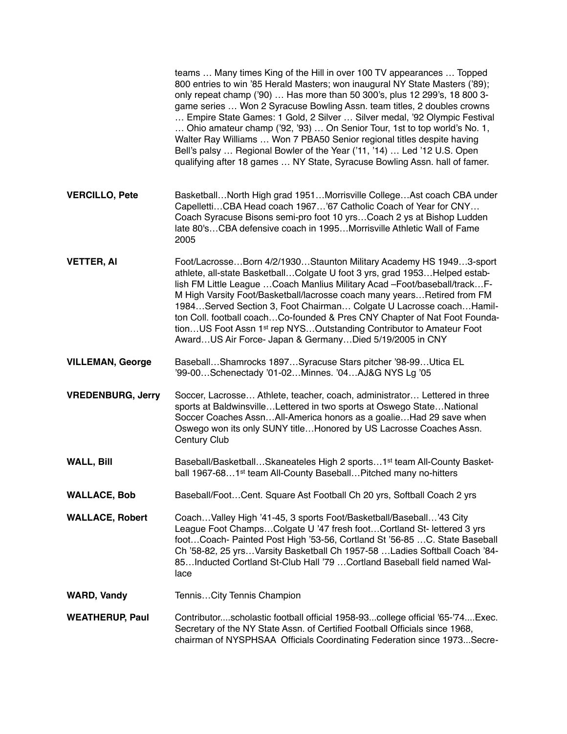teams … Many times King of the Hill in over 100 TV appearances … Topped 800 entries to win '85 Herald Masters; won inaugural NY State Masters ('89); only repeat champ ('90) … Has more than 50 300's, plus 12 299's, 18 800 3-game series … Won 2 Syracuse Bowling Assn. team titles, 2 doubles crowns … Empire State Games: 1 Gold, 2 Silver … Silver medal, '92 Olympic Festival … Ohio amateur champ ('92, '93) … On Senior Tour, 1st to top world's No. 1, Walter Ray Williams … Won 7 PBA50 Senior regional titles despite having Bell's palsy … Regional Bowler of the Year ('11, '14) … Led '12 U.S. Open qualifying after 18 games … NY State, Syracuse Bowling Assn. hall of famer.

**VERCILLO, Pete** — Basketball…North High grad 1951…Morrisville College…Ast coach CBA under Capelletti…CBA Head coach 1967…'67 Catholic Coach of Year for CNY…Coach Syracuse Bisons semi-pro foot 10 yrs…Coach 2 ys at Bishop Ludden late 80's…CBA defensive coach in 1995…Morrisville Athletic Wall of Fame 2005

**VETTER, Al** — Foot/Lacrosse…Born 4/2/1930…Staunton Military Academy HS 1949…3-sport athlete, all-state Basketball…Colgate U foot 3 yrs, grad 1953…Helped establish FM Little League …Coach Manlius Military Acad –Foot/baseball/track…F-M High Varsity Foot/Basketball/lacrosse coach many years…Retired from FM 1984…Served Section 3, Foot Chairman… Colgate U Lacrosse coach…Hamilton Coll. football coach…Co-founded & Pres CNY Chapter of Nat Foot Foundation…US Foot Assn 1st rep NYS…Outstanding Contributor to Amateur Foot Award…US Air Force- Japan & Germany…Died 5/19/2005 in CNY

**VILLEMAN, George** — Baseball…Shamrocks 1897…Syracuse Stars pitcher '98-99…Utica EL '99-00…Schenectady '01-02…Minnes. '04…AJ&G NYS Lg '05

**VREDENBURG, Jerry** — Soccer, Lacrosse… Athlete, teacher, coach, administrator… Lettered in three sports at Baldwinsville…Lettered in two sports at Oswego State…National Soccer Coaches Assn…All-America honors as a goalie…Had 29 save when Oswego won its only SUNY title…Honored by US Lacrosse Coaches Assn. Century Club

**WALL, Bill** — Baseball/Basketball…Skaneateles High 2 sports…1st team All-County Basketball 1967-68…1st team All-County Baseball…Pitched many no-hitters

**WALLACE, Bob** — Baseball/Foot…Cent. Square Ast Football Ch 20 yrs, Softball Coach 2 yrs

**WALLACE, Robert** — Coach…Valley High '41-45, 3 sports Foot/Basketball/Baseball…'43 City League Foot Champs…Colgate U '47 fresh foot…Cortland St- lettered 3 yrs foot…Coach- Painted Post High '53-56, Cortland St '56-85 …C. State Baseball Ch '58-82, 25 yrs…Varsity Basketball Ch 1957-58 …Ladies Softball Coach '84-85…Inducted Cortland St-Club Hall '79 …Cortland Baseball field named Wallace

**WARD, Vandy** — Tennis…City Tennis Champion

**WEATHERUP, Paul** — Contributor....scholastic football official 1958-93...college official '65-'74....Exec. Secretary of the NY State Assn. of Certified Football Officials since 1968, chairman of NYSPHSAA Officials Coordinating Federation since 1973...Secre-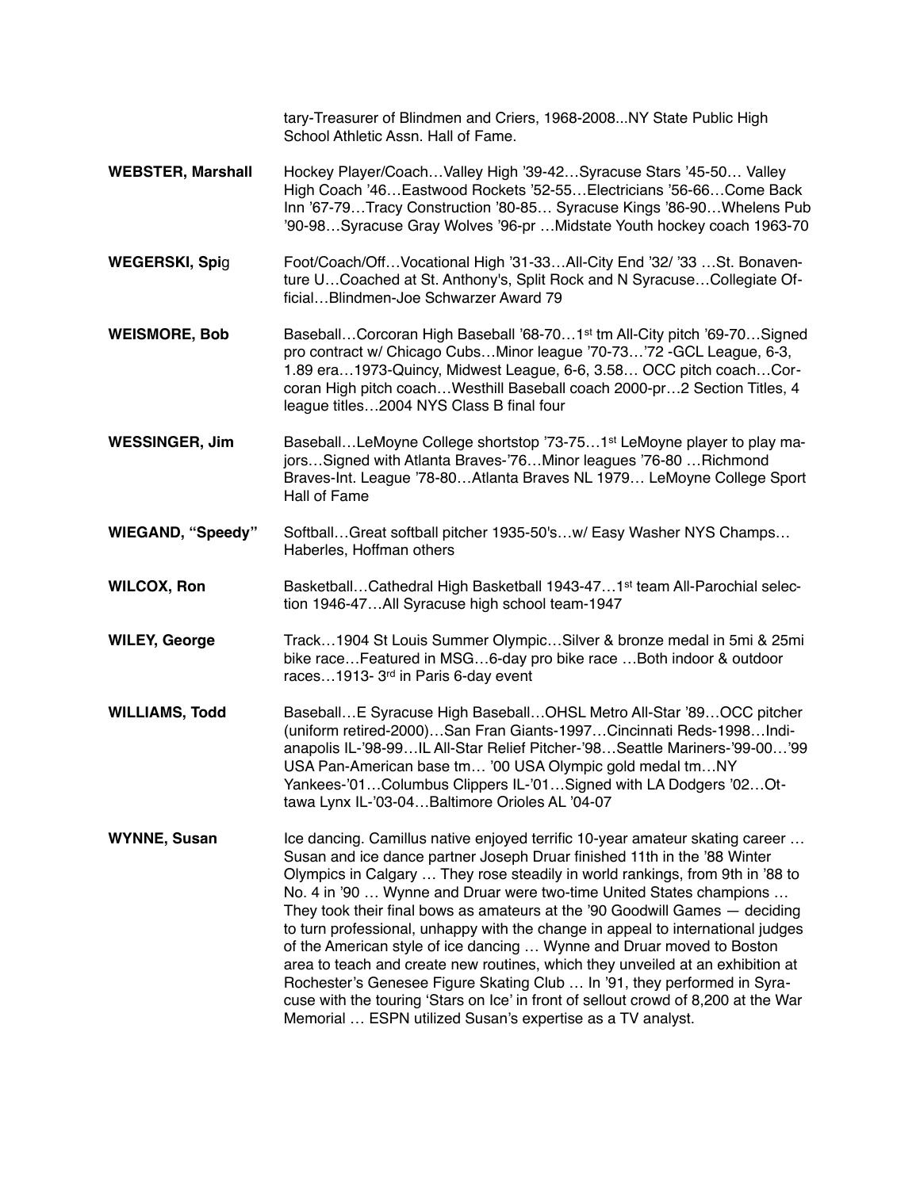tary-Treasurer of Blindmen and Criers, 1968-2008...NY State Public High School Athletic Assn. Hall of Fame.

**WEBSTER, Marshall** Hockey Player/Coach…Valley High '39-42…Syracuse Stars '45-50… Valley High Coach '46…Eastwood Rockets '52-55…Electricians '56-66…Come Back Inn '67-79…Tracy Construction '80-85… Syracuse Kings '86-90…Whelens Pub '90-98…Syracuse Gray Wolves '96-pr …Midstate Youth hockey coach 1963-70

**WEGERSKI, Spi**g Foot/Coach/Off…Vocational High '31-33…All-City End '32/ '33 …St. Bonaventure U…Coached at St. Anthony's, Split Rock and N Syracuse…Collegiate Official…Blindmen-Joe Schwarzer Award 79

**WEISMORE, Bob** Baseball…Corcoran High Baseball '68-70…1st tm All-City pitch '69-70…Signed pro contract w/ Chicago Cubs…Minor league '70-73…'72 -GCL League, 6-3, 1.89 era…1973-Quincy, Midwest League, 6-6, 3.58… OCC pitch coach…Corcoran High pitch coach…Westhill Baseball coach 2000-pr…2 Section Titles, 4 league titles…2004 NYS Class B final four

**WESSINGER, Jim** Baseball…LeMoyne College shortstop '73-75…1st LeMoyne player to play majors…Signed with Atlanta Braves-'76…Minor leagues '76-80 …Richmond Braves-Int. League '78-80…Atlanta Braves NL 1979… LeMoyne College Sport Hall of Fame

**WIEGAND, "Speedy"** Softball…Great softball pitcher 1935-50's…w/ Easy Washer NYS Champs… Haberles, Hoffman others

**WILCOX, Ron** Basketball…Cathedral High Basketball 1943-47…1st team All-Parochial selection 1946-47…All Syracuse high school team-1947

**WILEY, George** Track…1904 St Louis Summer Olympic…Silver & bronze medal in 5mi & 25mi bike race…Featured in MSG…6-day pro bike race …Both indoor & outdoor races…1913- 3rd in Paris 6-day event

**WILLIAMS, Todd** Baseball…E Syracuse High Baseball…OHSL Metro All-Star '89…OCC pitcher (uniform retired-2000)…San Fran Giants-1997…Cincinnati Reds-1998…Indianapolis IL-'98-99…IL All-Star Relief Pitcher-'98…Seattle Mariners-'99-00…'99 USA Pan-American base tm… '00 USA Olympic gold medal tm…NY Yankees-'01…Columbus Clippers IL-'01…Signed with LA Dodgers '02…Ottawa Lynx IL-'03-04…Baltimore Orioles AL '04-07

**WYNNE, Susan** Ice dancing. Camillus native enjoyed terrific 10-year amateur skating career … Susan and ice dance partner Joseph Druar finished 11th in the '88 Winter Olympics in Calgary … They rose steadily in world rankings, from 9th in '88 to No. 4 in '90 … Wynne and Druar were two-time United States champions … They took their final bows as amateurs at the '90 Goodwill Games — deciding to turn professional, unhappy with the change in appeal to international judges of the American style of ice dancing … Wynne and Druar moved to Boston area to teach and create new routines, which they unveiled at an exhibition at Rochester's Genesee Figure Skating Club … In '91, they performed in Syracuse with the touring 'Stars on Ice' in front of sellout crowd of 8,200 at the War Memorial … ESPN utilized Susan's expertise as a TV analyst.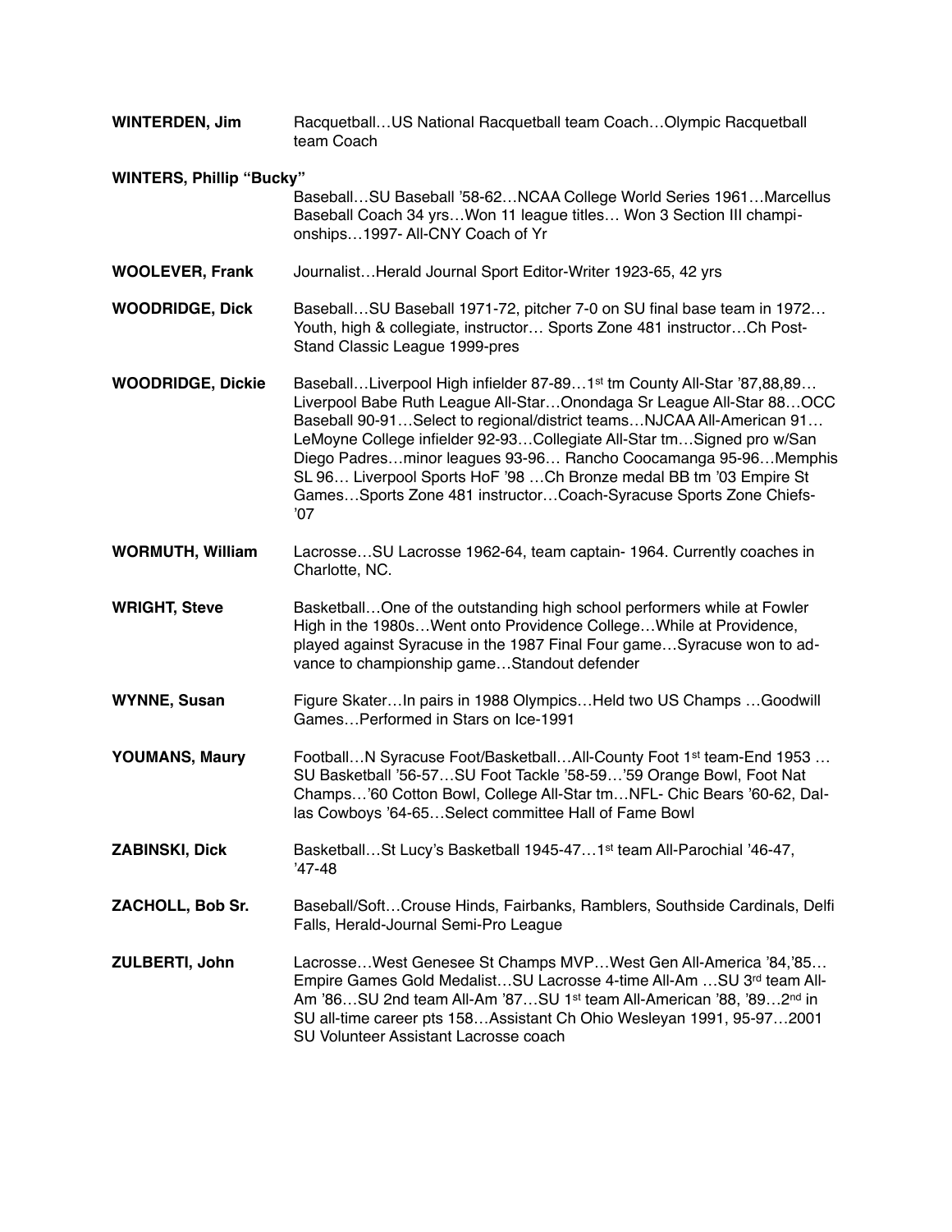**WINTERDEN, Jim** Racquetball…US National Racquetball team Coach…Olympic Racquetball team Coach

**WINTERS, Phillip "Bucky"**
Baseball…SU Baseball '58-62…NCAA College World Series 1961…Marcellus Baseball Coach 34 yrs…Won 11 league titles… Won 3 Section III championships…1997- All-CNY Coach of Yr

**WOOLEVER, Frank** Journalist…Herald Journal Sport Editor-Writer 1923-65, 42 yrs

**WOODRIDGE, Dick** Baseball…SU Baseball 1971-72, pitcher 7-0 on SU final base team in 1972… Youth, high & collegiate, instructor… Sports Zone 481 instructor…Ch Post-Stand Classic League 1999-pres

**WOODRIDGE, Dickie** Baseball…Liverpool High infielder 87-89…1st tm County All-Star '87,88,89… Liverpool Babe Ruth League All-Star…Onondaga Sr League All-Star 88…OCC Baseball 90-91…Select to regional/district teams…NJCAA All-American 91… LeMoyne College infielder 92-93…Collegiate All-Star tm…Signed pro w/San Diego Padres…minor leagues 93-96… Rancho Coocamanga 95-96…Memphis SL 96… Liverpool Sports HoF '98 …Ch Bronze medal BB tm '03 Empire St Games…Sports Zone 481 instructor…Coach-Syracuse Sports Zone Chiefs-'07

**WORMUTH, William** Lacrosse…SU Lacrosse 1962-64, team captain- 1964. Currently coaches in Charlotte, NC.

**WRIGHT, Steve** Basketball…One of the outstanding high school performers while at Fowler High in the 1980s…Went onto Providence College…While at Providence, played against Syracuse in the 1987 Final Four game…Syracuse won to advance to championship game…Standout defender

**WYNNE, Susan** Figure Skater…In pairs in 1988 Olympics…Held two US Champs …Goodwill Games…Performed in Stars on Ice-1991

**YOUMANS, Maury** Football…N Syracuse Foot/Basketball…All-County Foot 1st team-End 1953 … SU Basketball '56-57…SU Foot Tackle '58-59…'59 Orange Bowl, Foot Nat Champs…'60 Cotton Bowl, College All-Star tm…NFL- Chic Bears '60-62, Dallas Cowboys '64-65…Select committee Hall of Fame Bowl

**ZABINSKI, Dick** Basketball…St Lucy's Basketball 1945-47…1st team All-Parochial '46-47, '47-48

**ZACHOLL, Bob Sr.** Baseball/Soft…Crouse Hinds, Fairbanks, Ramblers, Southside Cardinals, Delfi Falls, Herald-Journal Semi-Pro League

**ZULBERTI, John** Lacrosse…West Genesee St Champs MVP…West Gen All-America '84,'85… Empire Games Gold Medalist…SU Lacrosse 4-time All-Am …SU 3rd team All-Am '86…SU 2nd team All-Am '87…SU 1st team All-American '88, '89…2nd in SU all-time career pts 158…Assistant Ch Ohio Wesleyan 1991, 95-97…2001 SU Volunteer Assistant Lacrosse coach